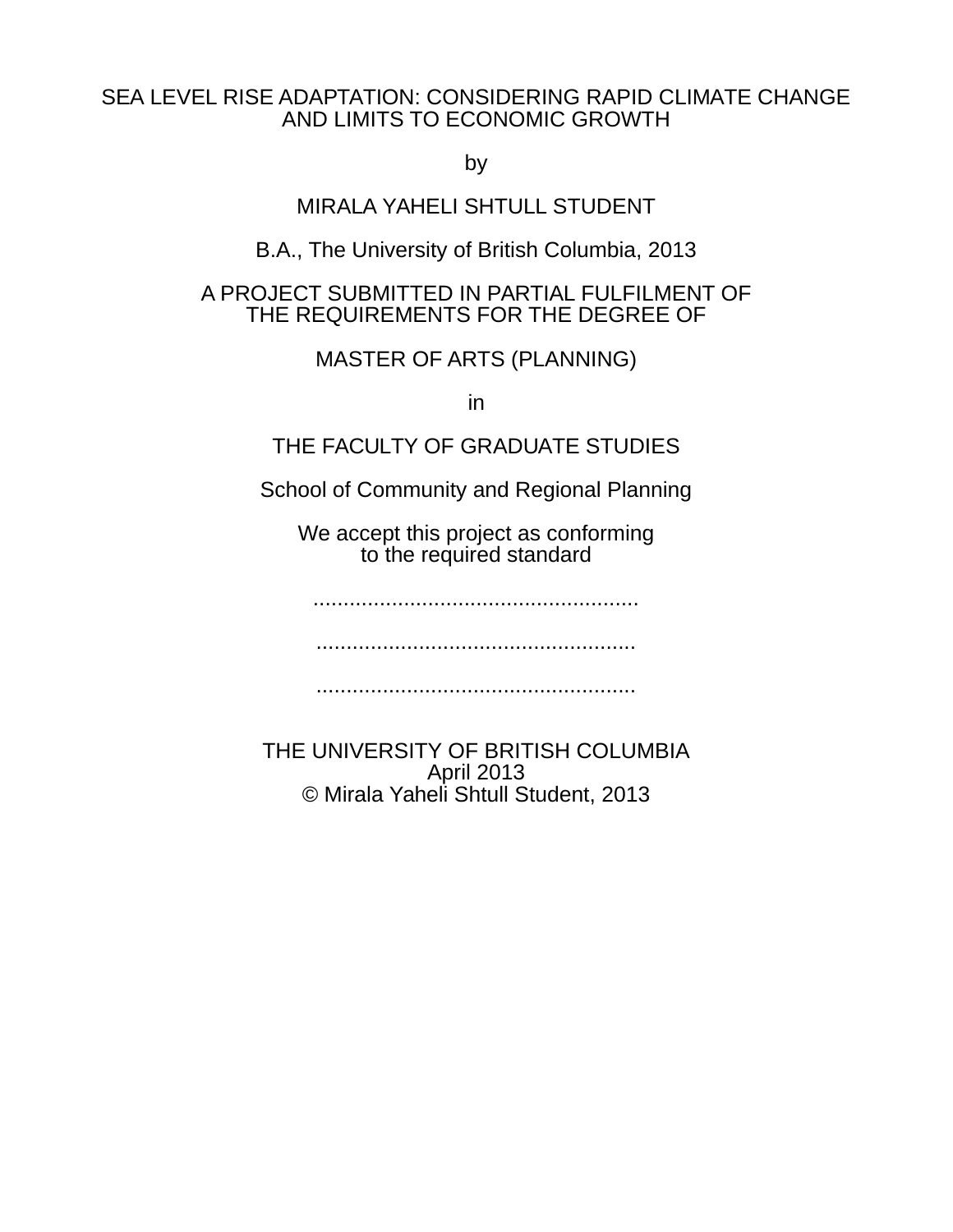# SEA LEVEL RISE ADAPTATION: CONSIDERING RAPID CLIMATE CHANGE AND LIMITS TO ECONOMIC GROWTH

by

MIRALA YAHELI SHTULL STUDENT

B.A., The University of British Columbia, 2013

A PROJECT SUBMITTED IN PARTIAL FULFILMENT OF THE REQUIREMENTS FOR THE DEGREE OF

MASTER OF ARTS (PLANNING)

in

THE FACULTY OF GRADUATE STUDIES

School of Community and Regional Planning

We accept this project as conforming to the required standard

......................................................

......................................................

......................................................

THE UNIVERSITY OF BRITISH COLUMBIA
April 2013
© Mirala Yaheli Shtull Student, 2013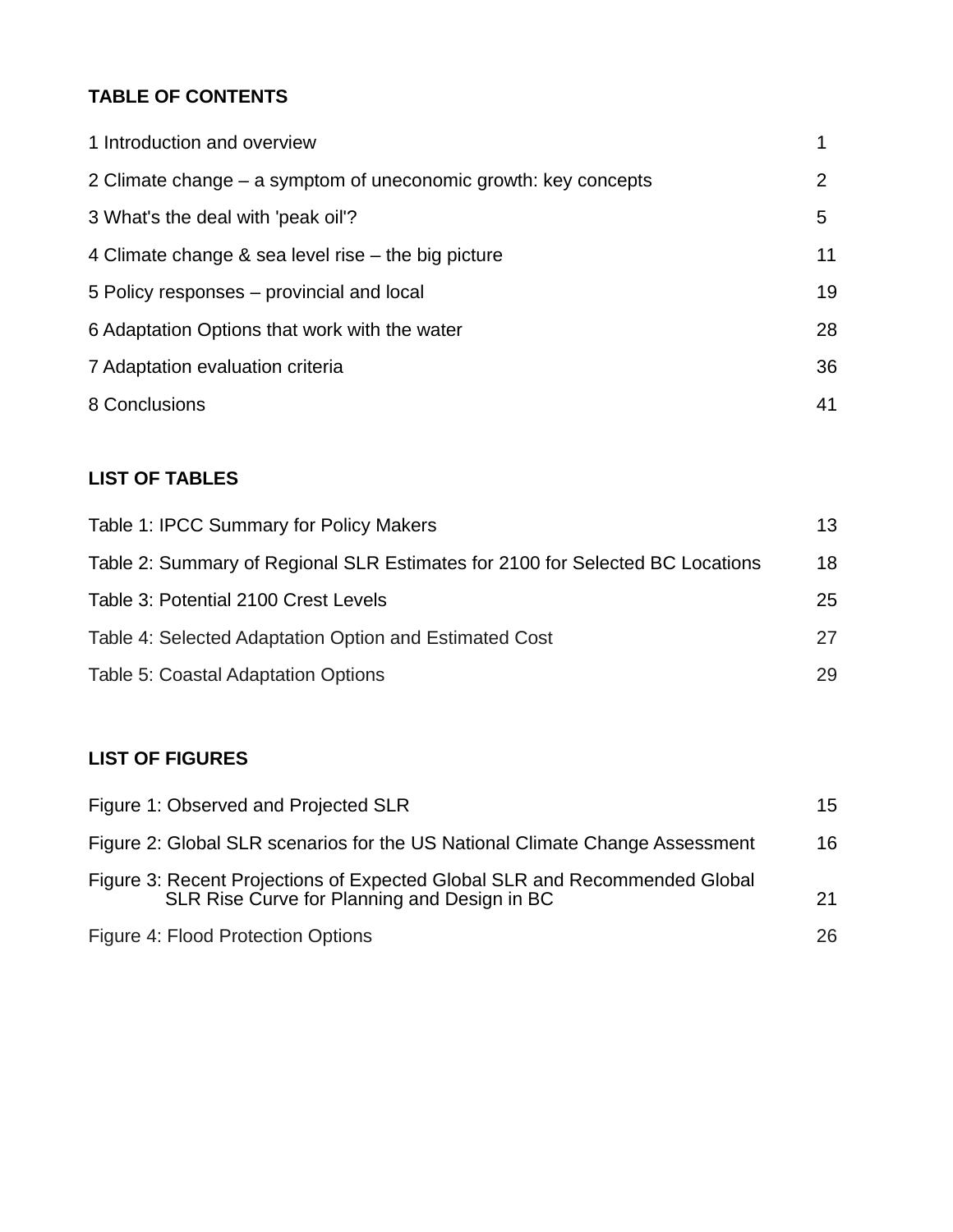## TABLE OF CONTENTS

| | |
|---|---|
| 1 Introduction and overview | 1 |
| 2 Climate change – a symptom of uneconomic growth: key concepts | 2 |
| 3 What's the deal with 'peak oil'? | 5 |
| 4 Climate change & sea level rise – the big picture | 11 |
| 5 Policy responses – provincial and local | 19 |
| 6 Adaptation Options that work with the water | 28 |
| 7 Adaptation evaluation criteria | 36 |
| 8 Conclusions | 41 |

## LIST OF TABLES

| | |
|---|---|
| Table 1: IPCC Summary for Policy Makers | 13 |
| Table 2: Summary of Regional SLR Estimates for 2100 for Selected BC Locations | 18 |
| Table 3: Potential 2100 Crest Levels | 25 |
| Table 4: Selected Adaptation Option and Estimated Cost | 27 |
| Table 5: Coastal Adaptation Options | 29 |

## LIST OF FIGURES

| | |
|---|---|
| Figure 1: Observed and Projected SLR | 15 |
| Figure 2: Global SLR scenarios for the US National Climate Change Assessment | 16 |
| Figure 3: Recent Projections of Expected Global SLR and Recommended Global SLR Rise Curve for Planning and Design in BC | 21 |
| Figure 4: Flood Protection Options | 26 |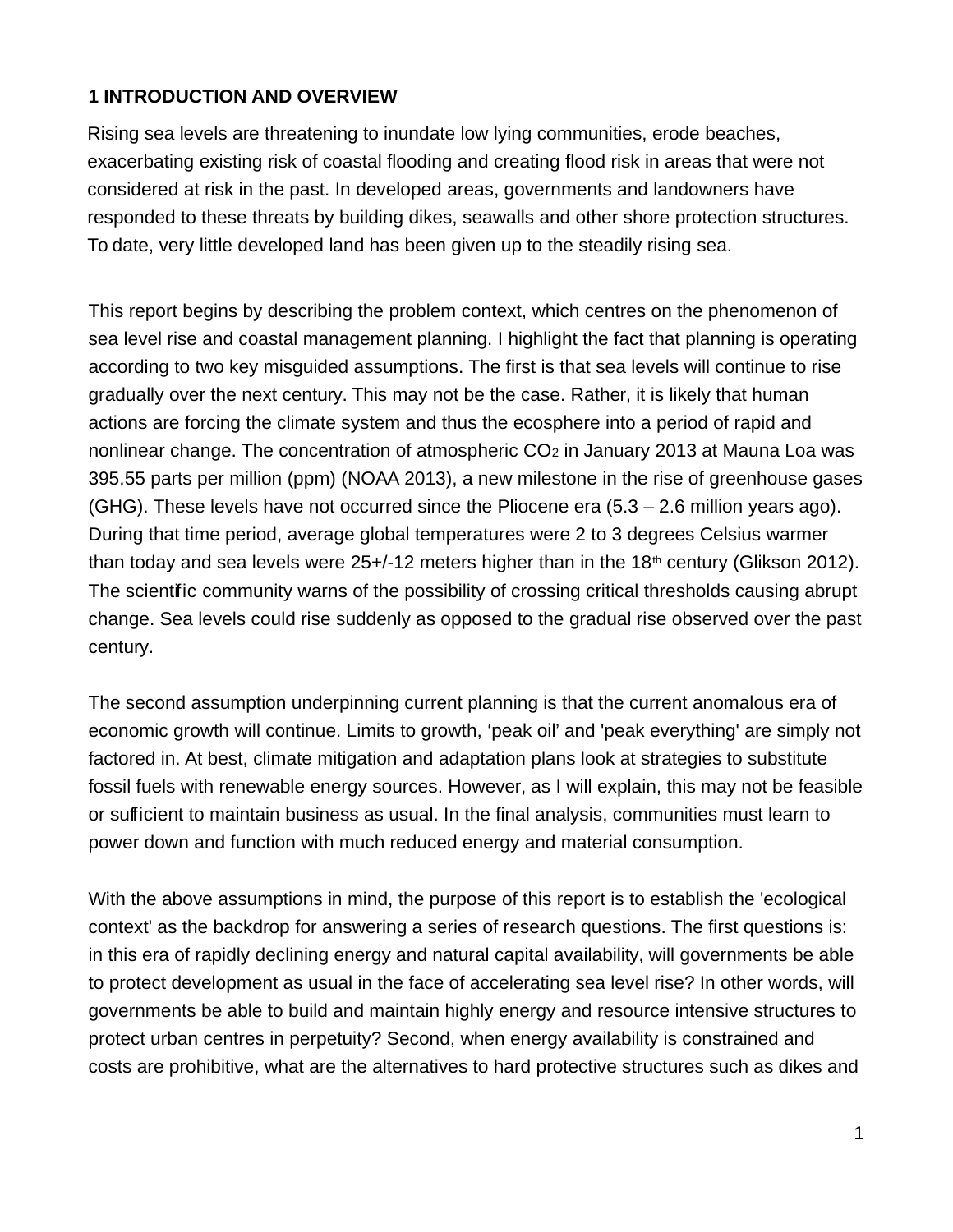## 1 INTRODUCTION AND OVERVIEW

Rising sea levels are threatening to inundate low lying communities, erode beaches, exacerbating existing risk of coastal flooding and creating flood risk in areas that were not considered at risk in the past. In developed areas, governments and landowners have responded to these threats by building dikes, seawalls and other shore protection structures. To date, very little developed land has been given up to the steadily rising sea.

This report begins by describing the problem context, which centres on the phenomenon of sea level rise and coastal management planning. I highlight the fact that planning is operating according to two key misguided assumptions. The first is that sea levels will continue to rise gradually over the next century. This may not be the case. Rather, it is likely that human actions are forcing the climate system and thus the ecosphere into a period of rapid and nonlinear change. The concentration of atmospheric $CO_2$ in January 2013 at Mauna Loa was 395.55 parts per million (ppm) (NOAA 2013), a new milestone in the rise of greenhouse gases (GHG). These levels have not occurred since the Pliocene era (5.3 – 2.6 million years ago). During that time period, average global temperatures were 2 to 3 degrees Celsius warmer than today and sea levels were 25+/-12 meters higher than in the 18th century (Glikson 2012). The scientific community warns of the possibility of crossing critical thresholds causing abrupt change. Sea levels could rise suddenly as opposed to the gradual rise observed over the past century.

The second assumption underpinning current planning is that the current anomalous era of economic growth will continue. Limits to growth, 'peak oil' and 'peak everything' are simply not factored in. At best, climate mitigation and adaptation plans look at strategies to substitute fossil fuels with renewable energy sources. However, as I will explain, this may not be feasible or sufficient to maintain business as usual. In the final analysis, communities must learn to power down and function with much reduced energy and material consumption.

With the above assumptions in mind, the purpose of this report is to establish the 'ecological context' as the backdrop for answering a series of research questions. The first questions is: in this era of rapidly declining energy and natural capital availability, will governments be able to protect development as usual in the face of accelerating sea level rise? In other words, will governments be able to build and maintain highly energy and resource intensive structures to protect urban centres in perpetuity? Second, when energy availability is constrained and costs are prohibitive, what are the alternatives to hard protective structures such as dikes and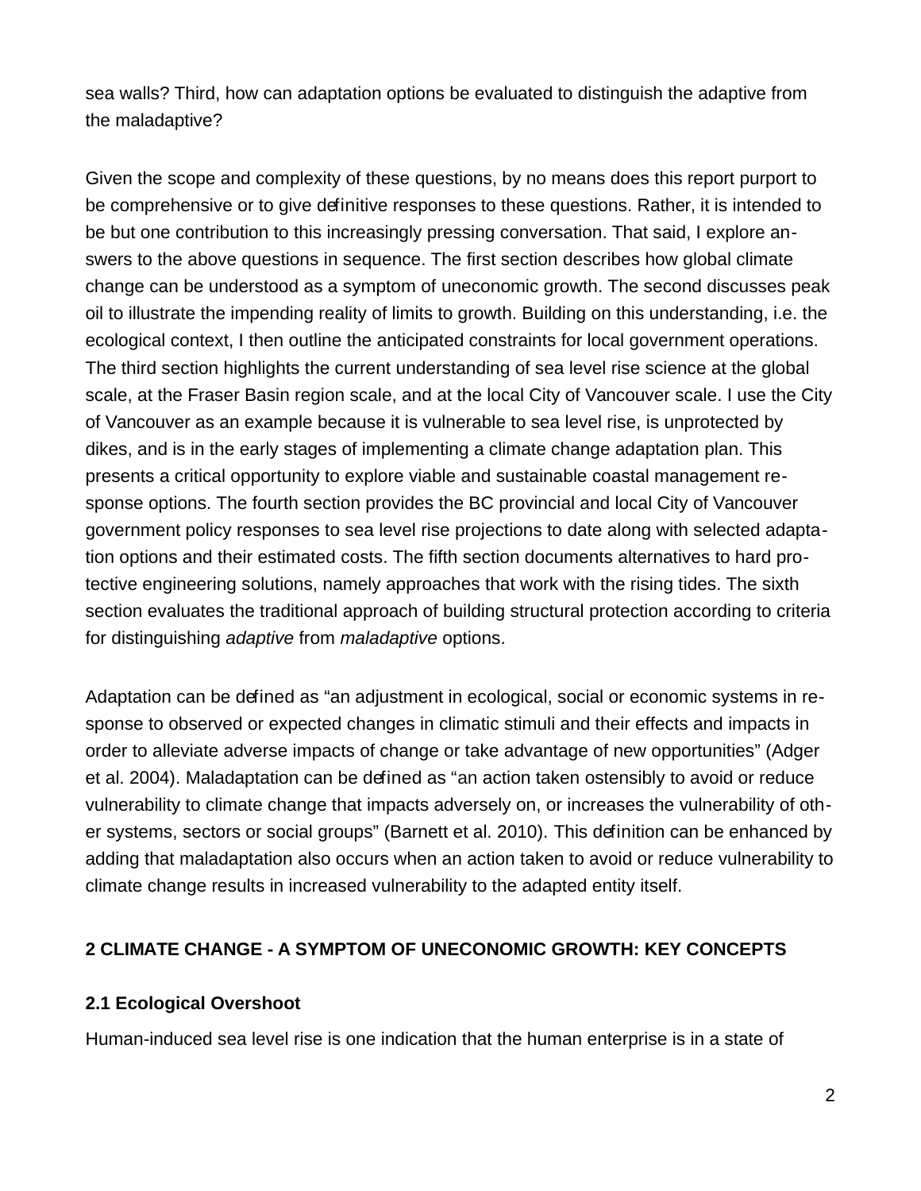sea walls? Third, how can adaptation options be evaluated to distinguish the adaptive from the maladaptive?

Given the scope and complexity of these questions, by no means does this report purport to be comprehensive or to give definitive responses to these questions. Rather, it is intended to be but one contribution to this increasingly pressing conversation. That said, I explore answers to the above questions in sequence. The first section describes how global climate change can be understood as a symptom of uneconomic growth. The second discusses peak oil to illustrate the impending reality of limits to growth. Building on this understanding, i.e. the ecological context, I then outline the anticipated constraints for local government operations. The third section highlights the current understanding of sea level rise science at the global scale, at the Fraser Basin region scale, and at the local City of Vancouver scale. I use the City of Vancouver as an example because it is vulnerable to sea level rise, is unprotected by dikes, and is in the early stages of implementing a climate change adaptation plan. This presents a critical opportunity to explore viable and sustainable coastal management response options. The fourth section provides the BC provincial and local City of Vancouver government policy responses to sea level rise projections to date along with selected adaptation options and their estimated costs. The fifth section documents alternatives to hard protective engineering solutions, namely approaches that work with the rising tides. The sixth section evaluates the traditional approach of building structural protection according to criteria for distinguishing *adaptive* from *maladaptive* options.

Adaptation can be defined as "an adjustment in ecological, social or economic systems in response to observed or expected changes in climatic stimuli and their effects and impacts in order to alleviate adverse impacts of change or take advantage of new opportunities" (Adger et al. 2004). Maladaptation can be defined as "an action taken ostensibly to avoid or reduce vulnerability to climate change that impacts adversely on, or increases the vulnerability of other systems, sectors or social groups" (Barnett et al. 2010). This definition can be enhanced by adding that maladaptation also occurs when an action taken to avoid or reduce vulnerability to climate change results in increased vulnerability to the adapted entity itself.

## 2 CLIMATE CHANGE - A SYMPTOM OF UNECONOMIC GROWTH: KEY CONCEPTS

### 2.1 Ecological Overshoot

Human-induced sea level rise is one indication that the human enterprise is in a state of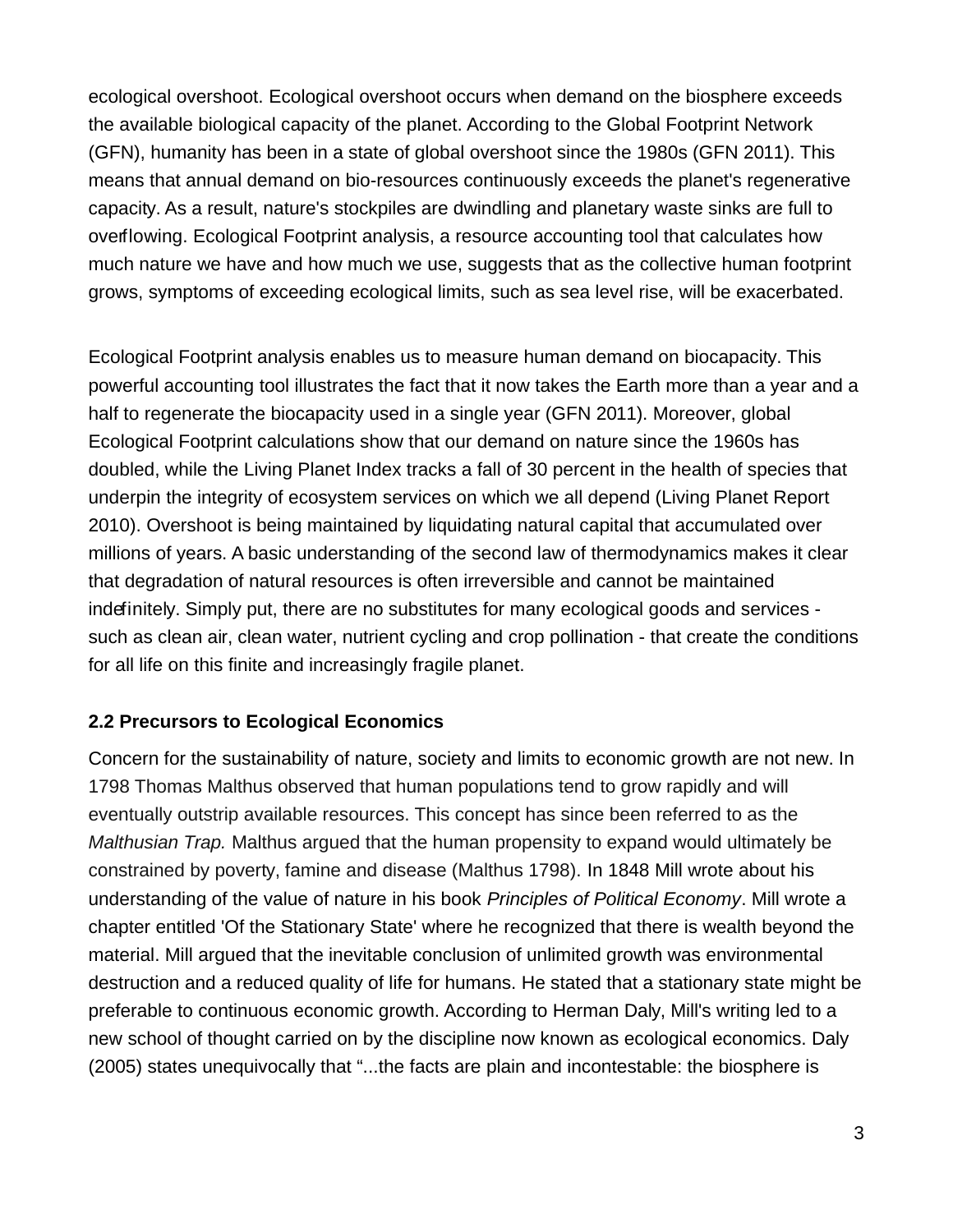ecological overshoot. Ecological overshoot occurs when demand on the biosphere exceeds the available biological capacity of the planet. According to the Global Footprint Network (GFN), humanity has been in a state of global overshoot since the 1980s (GFN 2011). This means that annual demand on bio-resources continuously exceeds the planet's regenerative capacity. As a result, nature's stockpiles are dwindling and planetary waste sinks are full to overflowing. Ecological Footprint analysis, a resource accounting tool that calculates how much nature we have and how much we use, suggests that as the collective human footprint grows, symptoms of exceeding ecological limits, such as sea level rise, will be exacerbated.

Ecological Footprint analysis enables us to measure human demand on biocapacity. This powerful accounting tool illustrates the fact that it now takes the Earth more than a year and a half to regenerate the biocapacity used in a single year (GFN 2011). Moreover, global Ecological Footprint calculations show that our demand on nature since the 1960s has doubled, while the Living Planet Index tracks a fall of 30 percent in the health of species that underpin the integrity of ecosystem services on which we all depend (Living Planet Report 2010). Overshoot is being maintained by liquidating natural capital that accumulated over millions of years. A basic understanding of the second law of thermodynamics makes it clear that degradation of natural resources is often irreversible and cannot be maintained indefinitely. Simply put, there are no substitutes for many ecological goods and services - such as clean air, clean water, nutrient cycling and crop pollination - that create the conditions for all life on this finite and increasingly fragile planet.

### 2.2 Precursors to Ecological Economics

Concern for the sustainability of nature, society and limits to economic growth are not new. In 1798 Thomas Malthus observed that human populations tend to grow rapidly and will eventually outstrip available resources. This concept has since been referred to as the *Malthusian Trap.* Malthus argued that the human propensity to expand would ultimately be constrained by poverty, famine and disease (Malthus 1798). In 1848 Mill wrote about his understanding of the value of nature in his book *Principles of Political Economy*. Mill wrote a chapter entitled 'Of the Stationary State' where he recognized that there is wealth beyond the material. Mill argued that the inevitable conclusion of unlimited growth was environmental destruction and a reduced quality of life for humans. He stated that a stationary state might be preferable to continuous economic growth. According to Herman Daly, Mill's writing led to a new school of thought carried on by the discipline now known as ecological economics. Daly (2005) states unequivocally that "...the facts are plain and incontestable: the biosphere is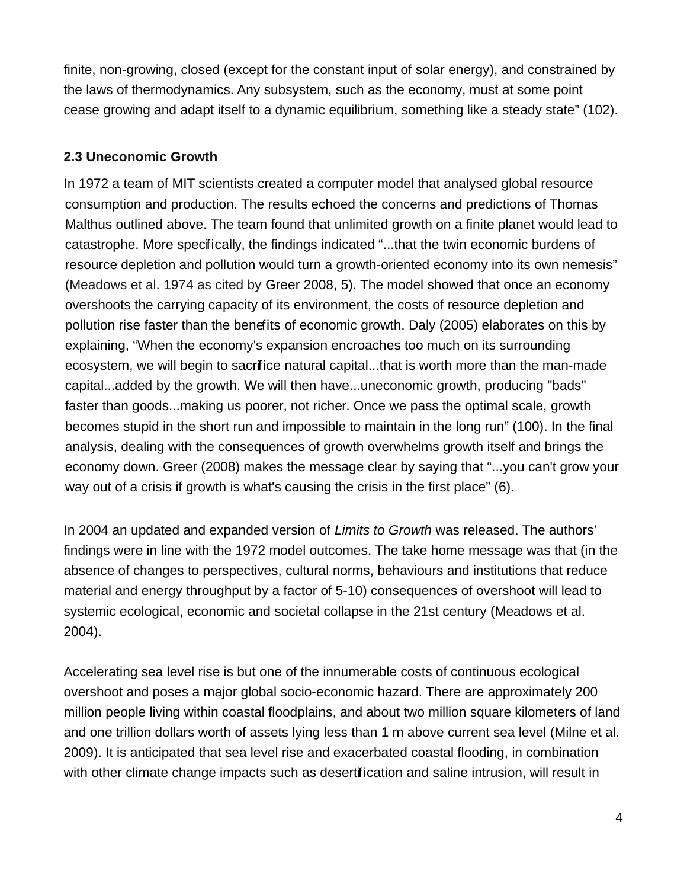finite, non-growing, closed (except for the constant input of solar energy), and constrained by the laws of thermodynamics. Any subsystem, such as the economy, must at some point cease growing and adapt itself to a dynamic equilibrium, something like a steady state" (102).

### 2.3 Uneconomic Growth

In 1972 a team of MIT scientists created a computer model that analysed global resource consumption and production. The results echoed the concerns and predictions of Thomas Malthus outlined above. The team found that unlimited growth on a finite planet would lead to catastrophe. More specifically, the findings indicated "...that the twin economic burdens of resource depletion and pollution would turn a growth-oriented economy into its own nemesis" (Meadows et al. 1974 as cited by Greer 2008, 5). The model showed that once an economy overshoots the carrying capacity of its environment, the costs of resource depletion and pollution rise faster than the benefits of economic growth. Daly (2005) elaborates on this by explaining, "When the economy's expansion encroaches too much on its surrounding ecosystem, we will begin to sacrifice natural capital...that is worth more than the man-made capital...added by the growth. We will then have...uneconomic growth, producing "bads" faster than goods...making us poorer, not richer. Once we pass the optimal scale, growth becomes stupid in the short run and impossible to maintain in the long run" (100). In the final analysis, dealing with the consequences of growth overwhelms growth itself and brings the economy down. Greer (2008) makes the message clear by saying that "...you can't grow your way out of a crisis if growth is what's causing the crisis in the first place" (6).

In 2004 an updated and expanded version of *Limits to Growth* was released. The authors' findings were in line with the 1972 model outcomes. The take home message was that (in the absence of changes to perspectives, cultural norms, behaviours and institutions that reduce material and energy throughput by a factor of 5-10) consequences of overshoot will lead to systemic ecological, economic and societal collapse in the 21st century (Meadows et al. 2004).

Accelerating sea level rise is but one of the innumerable costs of continuous ecological overshoot and poses a major global socio-economic hazard. There are approximately 200 million people living within coastal floodplains, and about two million square kilometers of land and one trillion dollars worth of assets lying less than 1 m above current sea level (Milne et al. 2009). It is anticipated that sea level rise and exacerbated coastal flooding, in combination with other climate change impacts such as desertification and saline intrusion, will result in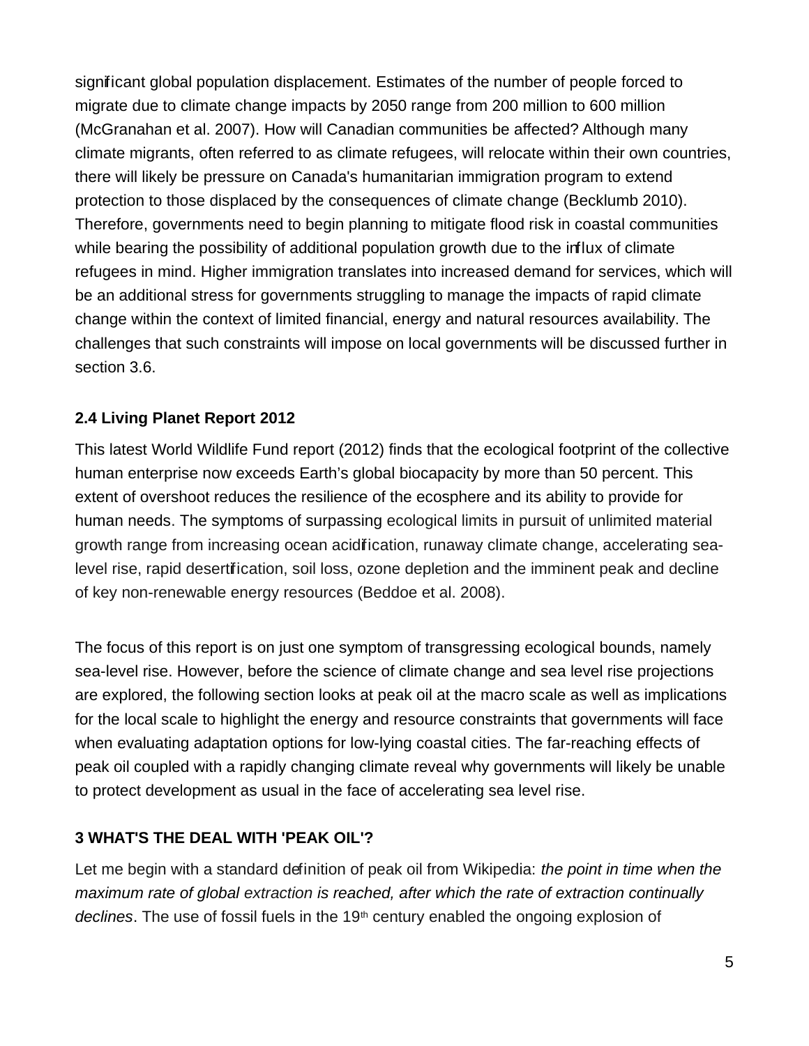significant global population displacement. Estimates of the number of people forced to migrate due to climate change impacts by 2050 range from 200 million to 600 million (McGranahan et al. 2007). How will Canadian communities be affected? Although many climate migrants, often referred to as climate refugees, will relocate within their own countries, there will likely be pressure on Canada's humanitarian immigration program to extend protection to those displaced by the consequences of climate change (Becklumb 2010). Therefore, governments need to begin planning to mitigate flood risk in coastal communities while bearing the possibility of additional population growth due to the influx of climate refugees in mind. Higher immigration translates into increased demand for services, which will be an additional stress for governments struggling to manage the impacts of rapid climate change within the context of limited financial, energy and natural resources availability. The challenges that such constraints will impose on local governments will be discussed further in section 3.6.

### 2.4 Living Planet Report 2012

This latest World Wildlife Fund report (2012) finds that the ecological footprint of the collective human enterprise now exceeds Earth's global biocapacity by more than 50 percent. This extent of overshoot reduces the resilience of the ecosphere and its ability to provide for human needs. The symptoms of surpassing ecological limits in pursuit of unlimited material growth range from increasing ocean acidification, runaway climate change, accelerating sea-level rise, rapid desertification, soil loss, ozone depletion and the imminent peak and decline of key non-renewable energy resources (Beddoe et al. 2008).

The focus of this report is on just one symptom of transgressing ecological bounds, namely sea-level rise. However, before the science of climate change and sea level rise projections are explored, the following section looks at peak oil at the macro scale as well as implications for the local scale to highlight the energy and resource constraints that governments will face when evaluating adaptation options for low-lying coastal cities. The far-reaching effects of peak oil coupled with a rapidly changing climate reveal why governments will likely be unable to protect development as usual in the face of accelerating sea level rise.

## 3 WHAT'S THE DEAL WITH 'PEAK OIL'?

Let me begin with a standard definition of peak oil from Wikipedia: *the point in time when the maximum rate of global extraction is reached, after which the rate of extraction continually declines*. The use of fossil fuels in the 19th century enabled the ongoing explosion of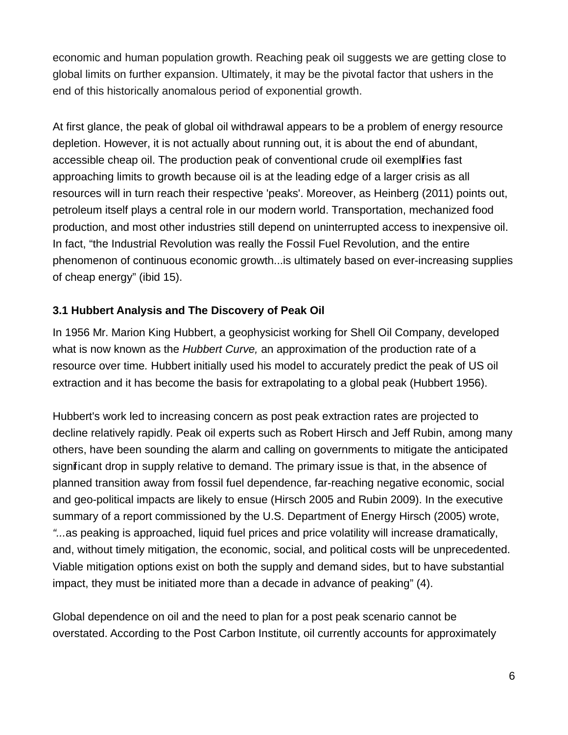economic and human population growth. Reaching peak oil suggests we are getting close to global limits on further expansion. Ultimately, it may be the pivotal factor that ushers in the end of this historically anomalous period of exponential growth.

At first glance, the peak of global oil withdrawal appears to be a problem of energy resource depletion. However, it is not actually about running out, it is about the end of abundant, accessible cheap oil. The production peak of conventional crude oil exemplifies fast approaching limits to growth because oil is at the leading edge of a larger crisis as all resources will in turn reach their respective 'peaks'. Moreover, as Heinberg (2011) points out, petroleum itself plays a central role in our modern world. Transportation, mechanized food production, and most other industries still depend on uninterrupted access to inexpensive oil. In fact, "the Industrial Revolution was really the Fossil Fuel Revolution, and the entire phenomenon of continuous economic growth...is ultimately based on ever-increasing supplies of cheap energy" (ibid 15).

### 3.1 Hubbert Analysis and The Discovery of Peak Oil

In 1956 Mr. Marion King Hubbert, a geophysicist working for Shell Oil Company, developed what is now known as the *Hubbert Curve,* an approximation of the production rate of a resource over time. Hubbert initially used his model to accurately predict the peak of US oil extraction and it has become the basis for extrapolating to a global peak (Hubbert 1956).

Hubbert's work led to increasing concern as post peak extraction rates are projected to decline relatively rapidly. Peak oil experts such as Robert Hirsch and Jeff Rubin, among many others, have been sounding the alarm and calling on governments to mitigate the anticipated significant drop in supply relative to demand. The primary issue is that, in the absence of planned transition away from fossil fuel dependence, far-reaching negative economic, social and geo-political impacts are likely to ensue (Hirsch 2005 and Rubin 2009). In the executive summary of a report commissioned by the U.S. Department of Energy Hirsch (2005) wrote, *"...*as peaking is approached, liquid fuel prices and price volatility will increase dramatically, and, without timely mitigation, the economic, social, and political costs will be unprecedented. Viable mitigation options exist on both the supply and demand sides, but to have substantial impact, they must be initiated more than a decade in advance of peaking" (4).

Global dependence on oil and the need to plan for a post peak scenario cannot be overstated. According to the Post Carbon Institute, oil currently accounts for approximately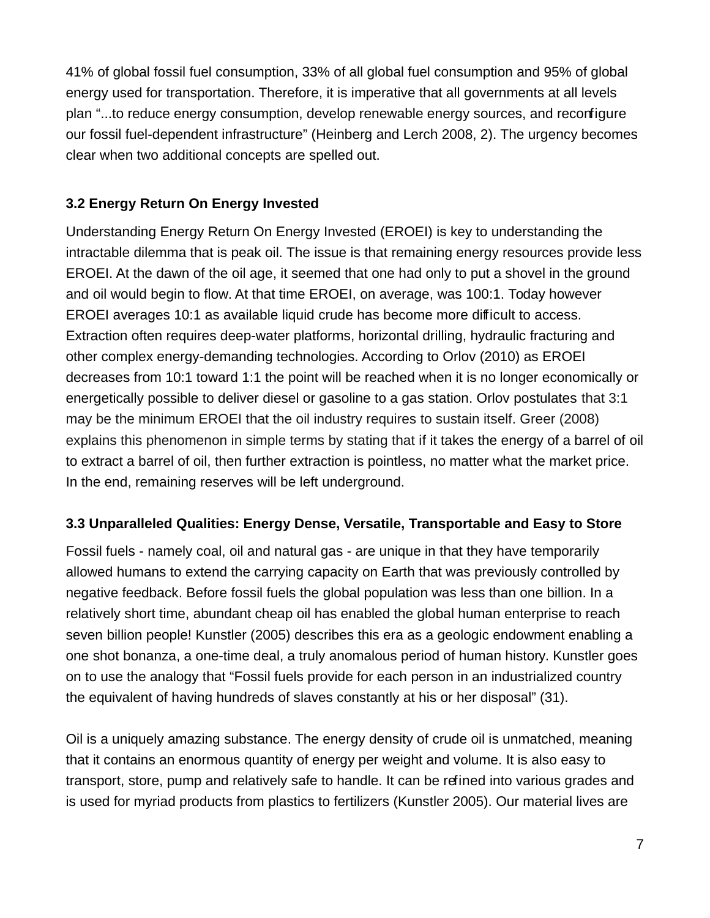41% of global fossil fuel consumption, 33% of all global fuel consumption and 95% of global energy used for transportation. Therefore, it is imperative that all governments at all levels plan "...to reduce energy consumption, develop renewable energy sources, and reconfigure our fossil fuel-dependent infrastructure" (Heinberg and Lerch 2008, 2). The urgency becomes clear when two additional concepts are spelled out.

### 3.2 Energy Return On Energy Invested

Understanding Energy Return On Energy Invested (EROEI) is key to understanding the intractable dilemma that is peak oil. The issue is that remaining energy resources provide less EROEI. At the dawn of the oil age, it seemed that one had only to put a shovel in the ground and oil would begin to flow. At that time EROEI, on average, was 100:1. Today however EROEI averages 10:1 as available liquid crude has become more difficult to access. Extraction often requires deep-water platforms, horizontal drilling, hydraulic fracturing and other complex energy-demanding technologies. According to Orlov (2010) as EROEI decreases from 10:1 toward 1:1 the point will be reached when it is no longer economically or energetically possible to deliver diesel or gasoline to a gas station. Orlov postulates that 3:1 may be the minimum EROEI that the oil industry requires to sustain itself. Greer (2008) explains this phenomenon in simple terms by stating that if it takes the energy of a barrel of oil to extract a barrel of oil, then further extraction is pointless, no matter what the market price. In the end, remaining reserves will be left underground.

### 3.3 Unparalleled Qualities: Energy Dense, Versatile, Transportable and Easy to Store

Fossil fuels - namely coal, oil and natural gas - are unique in that they have temporarily allowed humans to extend the carrying capacity on Earth that was previously controlled by negative feedback. Before fossil fuels the global population was less than one billion. In a relatively short time, abundant cheap oil has enabled the global human enterprise to reach seven billion people! Kunstler (2005) describes this era as a geologic endowment enabling a one shot bonanza, a one-time deal, a truly anomalous period of human history. Kunstler goes on to use the analogy that "Fossil fuels provide for each person in an industrialized country the equivalent of having hundreds of slaves constantly at his or her disposal" (31).

Oil is a uniquely amazing substance. The energy density of crude oil is unmatched, meaning that it contains an enormous quantity of energy per weight and volume. It is also easy to transport, store, pump and relatively safe to handle. It can be refined into various grades and is used for myriad products from plastics to fertilizers (Kunstler 2005). Our material lives are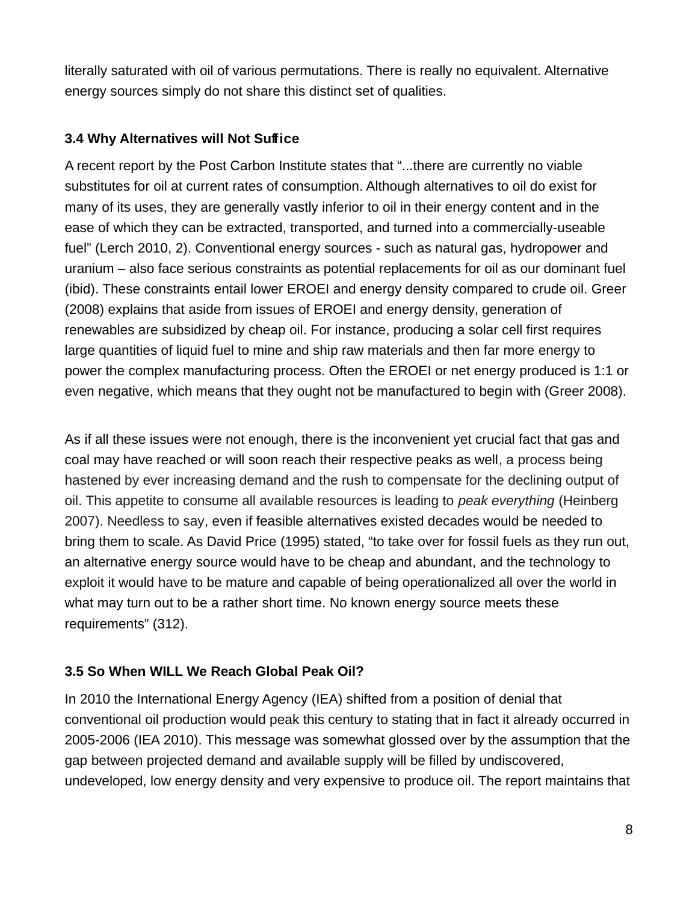literally saturated with oil of various permutations. There is really no equivalent. Alternative energy sources simply do not share this distinct set of qualities.

### 3.4 Why Alternatives will Not Suffice

A recent report by the Post Carbon Institute states that "...there are currently no viable substitutes for oil at current rates of consumption. Although alternatives to oil do exist for many of its uses, they are generally vastly inferior to oil in their energy content and in the ease of which they can be extracted, transported, and turned into a commercially-useable fuel" (Lerch 2010, 2). Conventional energy sources - such as natural gas, hydropower and uranium – also face serious constraints as potential replacements for oil as our dominant fuel (ibid). These constraints entail lower EROEI and energy density compared to crude oil. Greer (2008) explains that aside from issues of EROEI and energy density, generation of renewables are subsidized by cheap oil. For instance, producing a solar cell first requires large quantities of liquid fuel to mine and ship raw materials and then far more energy to power the complex manufacturing process. Often the EROEI or net energy produced is 1:1 or even negative, which means that they ought not be manufactured to begin with (Greer 2008).

As if all these issues were not enough, there is the inconvenient yet crucial fact that gas and coal may have reached or will soon reach their respective peaks as well, a process being hastened by ever increasing demand and the rush to compensate for the declining output of oil. This appetite to consume all available resources is leading to *peak everything* (Heinberg 2007). Needless to say, even if feasible alternatives existed decades would be needed to bring them to scale. As David Price (1995) stated, "to take over for fossil fuels as they run out, an alternative energy source would have to be cheap and abundant, and the technology to exploit it would have to be mature and capable of being operationalized all over the world in what may turn out to be a rather short time. No known energy source meets these requirements" (312).

### 3.5 So When WILL We Reach Global Peak Oil?

In 2010 the International Energy Agency (IEA) shifted from a position of denial that conventional oil production would peak this century to stating that in fact it already occurred in 2005-2006 (IEA 2010). This message was somewhat glossed over by the assumption that the gap between projected demand and available supply will be filled by undiscovered, undeveloped, low energy density and very expensive to produce oil. The report maintains that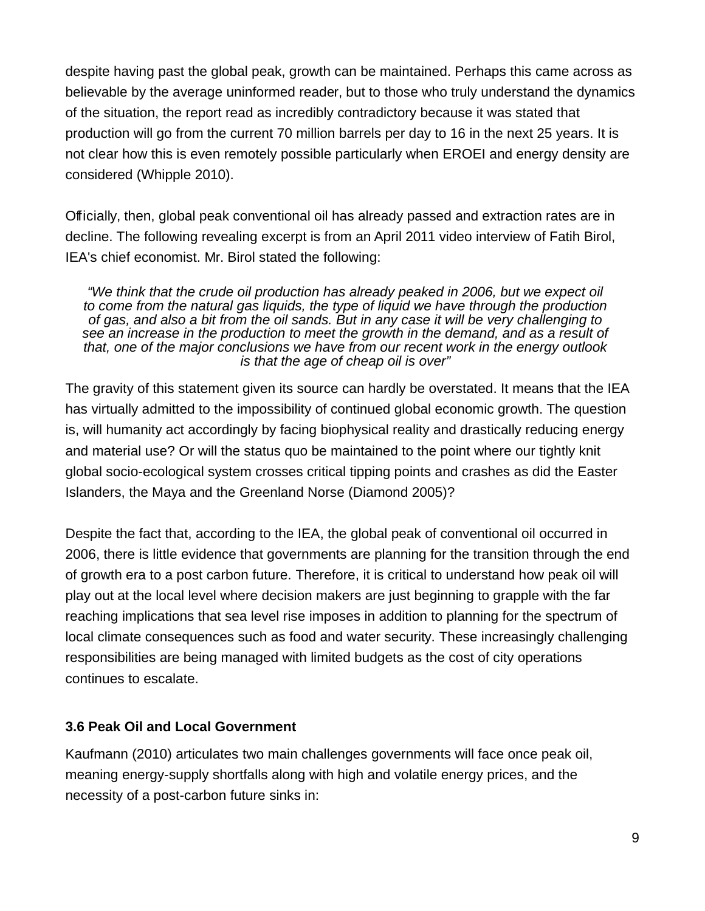despite having past the global peak, growth can be maintained. Perhaps this came across as believable by the average uninformed reader, but to those who truly understand the dynamics of the situation, the report read as incredibly contradictory because it was stated that production will go from the current 70 million barrels per day to 16 in the next 25 years. It is not clear how this is even remotely possible particularly when EROEI and energy density are considered (Whipple 2010).

Officially, then, global peak conventional oil has already passed and extraction rates are in decline. The following revealing excerpt is from an April 2011 video interview of Fatih Birol, IEA's chief economist. Mr. Birol stated the following:

> *"We think that the crude oil production has already peaked in 2006, but we expect oil to come from the natural gas liquids, the type of liquid we have through the production of gas, and also a bit from the oil sands. But in any case it will be very challenging to see an increase in the production to meet the growth in the demand, and as a result of that, one of the major conclusions we have from our recent work in the energy outlook is that the age of cheap oil is over"*

The gravity of this statement given its source can hardly be overstated. It means that the IEA has virtually admitted to the impossibility of continued global economic growth. The question is, will humanity act accordingly by facing biophysical reality and drastically reducing energy and material use? Or will the status quo be maintained to the point where our tightly knit global socio-ecological system crosses critical tipping points and crashes as did the Easter Islanders, the Maya and the Greenland Norse (Diamond 2005)?

Despite the fact that, according to the IEA, the global peak of conventional oil occurred in 2006, there is little evidence that governments are planning for the transition through the end of growth era to a post carbon future. Therefore, it is critical to understand how peak oil will play out at the local level where decision makers are just beginning to grapple with the far reaching implications that sea level rise imposes in addition to planning for the spectrum of local climate consequences such as food and water security. These increasingly challenging responsibilities are being managed with limited budgets as the cost of city operations continues to escalate.

### 3.6 Peak Oil and Local Government

Kaufmann (2010) articulates two main challenges governments will face once peak oil, meaning energy-supply shortfalls along with high and volatile energy prices, and the necessity of a post-carbon future sinks in: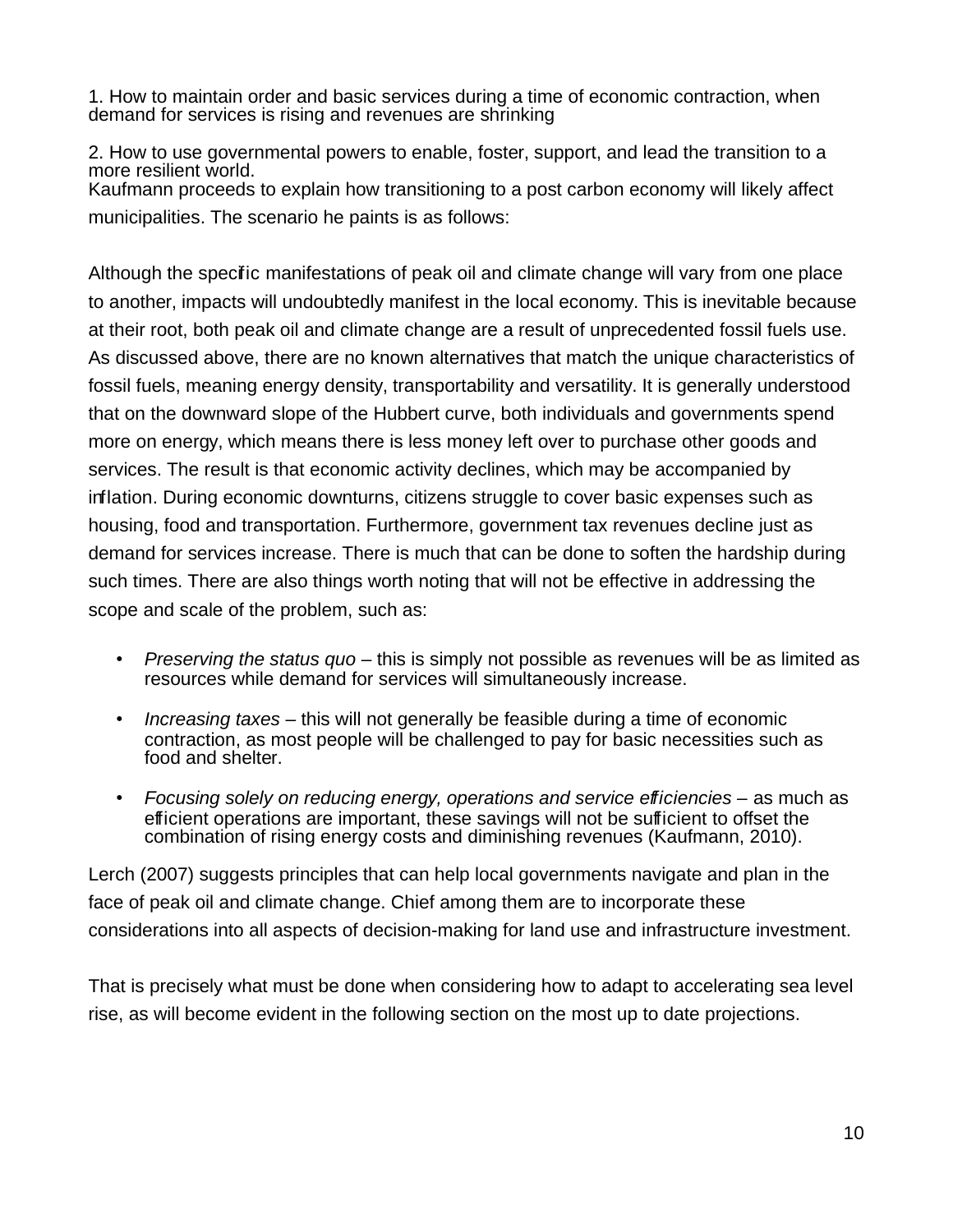1. How to maintain order and basic services during a time of economic contraction, when demand for services is rising and revenues are shrinking

2. How to use governmental powers to enable, foster, support, and lead the transition to a more resilient world.

Kaufmann proceeds to explain how transitioning to a post carbon economy will likely affect municipalities. The scenario he paints is as follows:

Although the specific manifestations of peak oil and climate change will vary from one place to another, impacts will undoubtedly manifest in the local economy. This is inevitable because at their root, both peak oil and climate change are a result of unprecedented fossil fuels use. As discussed above, there are no known alternatives that match the unique characteristics of fossil fuels, meaning energy density, transportability and versatility. It is generally understood that on the downward slope of the Hubbert curve, both individuals and governments spend more on energy, which means there is less money left over to purchase other goods and services. The result is that economic activity declines, which may be accompanied by inflation. During economic downturns, citizens struggle to cover basic expenses such as housing, food and transportation. Furthermore, government tax revenues decline just as demand for services increase. There is much that can be done to soften the hardship during such times. There are also things worth noting that will not be effective in addressing the scope and scale of the problem, such as:

- *Preserving the status quo* – this is simply not possible as revenues will be as limited as resources while demand for services will simultaneously increase.
- *Increasing taxes* – this will not generally be feasible during a time of economic contraction, as most people will be challenged to pay for basic necessities such as food and shelter.
- *Focusing solely on reducing energy, operations and service efficiencies* – as much as efficient operations are important, these savings will not be sufficient to offset the combination of rising energy costs and diminishing revenues (Kaufmann, 2010).

Lerch (2007) suggests principles that can help local governments navigate and plan in the face of peak oil and climate change. Chief among them are to incorporate these considerations into all aspects of decision-making for land use and infrastructure investment.

That is precisely what must be done when considering how to adapt to accelerating sea level rise, as will become evident in the following section on the most up to date projections.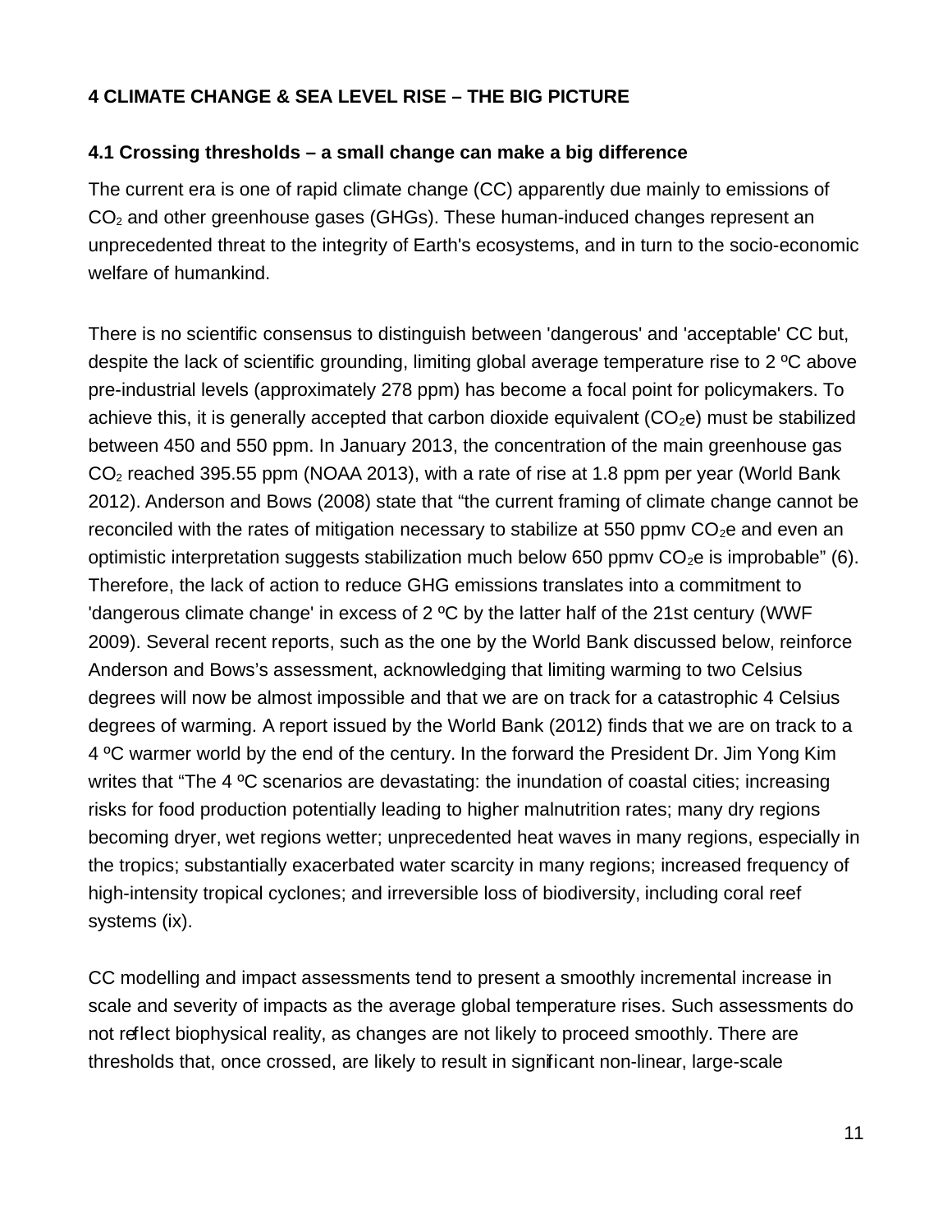## 4 CLIMATE CHANGE & SEA LEVEL RISE – THE BIG PICTURE

### 4.1 Crossing thresholds – a small change can make a big difference

The current era is one of rapid climate change (CC) apparently due mainly to emissions of $CO_2$ and other greenhouse gases (GHGs). These human-induced changes represent an unprecedented threat to the integrity of Earth's ecosystems, and in turn to the socio-economic welfare of humankind.

There is no scientific consensus to distinguish between 'dangerous' and 'acceptable' CC but, despite the lack of scientific grounding, limiting global average temperature rise to 2 ºC above pre-industrial levels (approximately 278 ppm) has become a focal point for policymakers. To achieve this, it is generally accepted that carbon dioxide equivalent ($CO_2e$) must be stabilized between 450 and 550 ppm. In January 2013, the concentration of the main greenhouse gas $CO_2$ reached 395.55 ppm (NOAA 2013), with a rate of rise at 1.8 ppm per year (World Bank 2012). Anderson and Bows (2008) state that "the current framing of climate change cannot be reconciled with the rates of mitigation necessary to stabilize at 550 ppmv $CO_2e$ and even an optimistic interpretation suggests stabilization much below 650 ppmv $CO_2e$ is improbable" (6). Therefore, the lack of action to reduce GHG emissions translates into a commitment to 'dangerous climate change' in excess of 2 ºC by the latter half of the 21st century (WWF 2009). Several recent reports, such as the one by the World Bank discussed below, reinforce Anderson and Bows's assessment, acknowledging that limiting warming to two Celsius degrees will now be almost impossible and that we are on track for a catastrophic 4 Celsius degrees of warming. A report issued by the World Bank (2012) finds that we are on track to a 4 ºC warmer world by the end of the century. In the forward the President Dr. Jim Yong Kim writes that "The 4 ºC scenarios are devastating: the inundation of coastal cities; increasing risks for food production potentially leading to higher malnutrition rates; many dry regions becoming dryer, wet regions wetter; unprecedented heat waves in many regions, especially in the tropics; substantially exacerbated water scarcity in many regions; increased frequency of high-intensity tropical cyclones; and irreversible loss of biodiversity, including coral reef systems (ix).

CC modelling and impact assessments tend to present a smoothly incremental increase in scale and severity of impacts as the average global temperature rises. Such assessments do not reflect biophysical reality, as changes are not likely to proceed smoothly. There are thresholds that, once crossed, are likely to result in significant non-linear, large-scale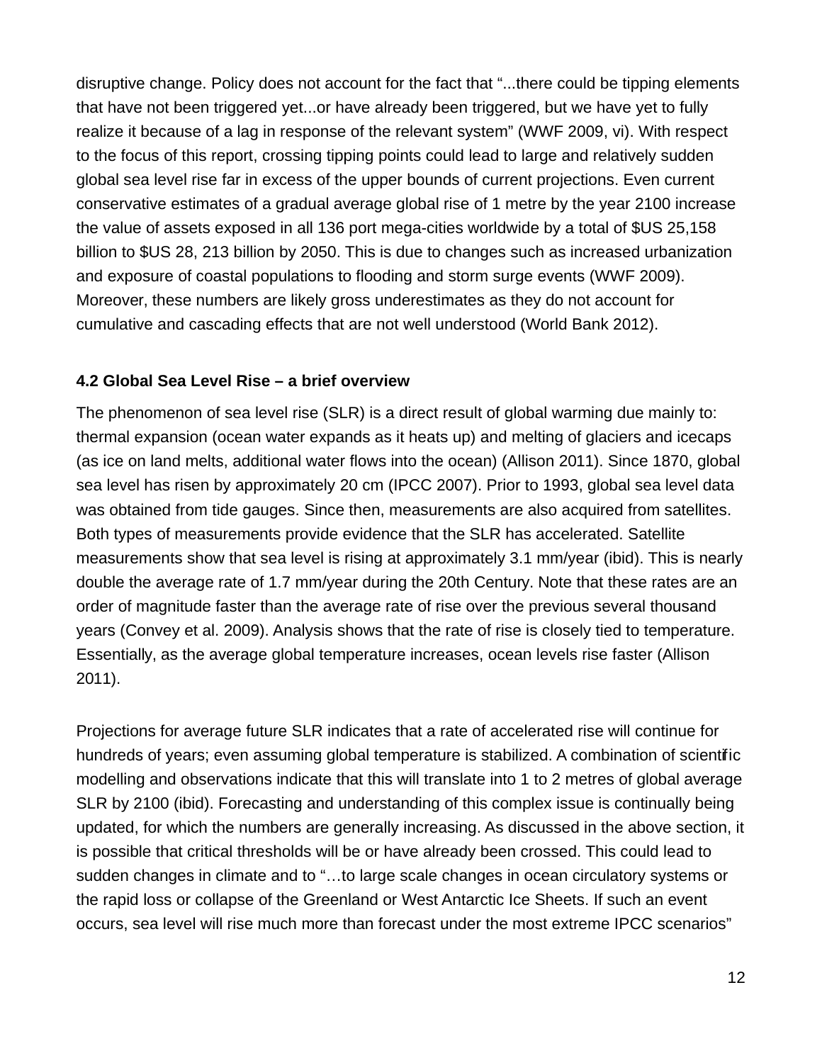disruptive change. Policy does not account for the fact that "...there could be tipping elements that have not been triggered yet...or have already been triggered, but we have yet to fully realize it because of a lag in response of the relevant system" (WWF 2009, vi). With respect to the focus of this report, crossing tipping points could lead to large and relatively sudden global sea level rise far in excess of the upper bounds of current projections. Even current conservative estimates of a gradual average global rise of 1 metre by the year 2100 increase the value of assets exposed in all 136 port mega-cities worldwide by a total of $US 25,158 billion to $US 28, 213 billion by 2050. This is due to changes such as increased urbanization and exposure of coastal populations to flooding and storm surge events (WWF 2009). Moreover, these numbers are likely gross underestimates as they do not account for cumulative and cascading effects that are not well understood (World Bank 2012).

### 4.2 Global Sea Level Rise – a brief overview

The phenomenon of sea level rise (SLR) is a direct result of global warming due mainly to: thermal expansion (ocean water expands as it heats up) and melting of glaciers and icecaps (as ice on land melts, additional water flows into the ocean) (Allison 2011). Since 1870, global sea level has risen by approximately 20 cm (IPCC 2007). Prior to 1993, global sea level data was obtained from tide gauges. Since then, measurements are also acquired from satellites. Both types of measurements provide evidence that the SLR has accelerated. Satellite measurements show that sea level is rising at approximately 3.1 mm/year (ibid). This is nearly double the average rate of 1.7 mm/year during the 20th Century. Note that these rates are an order of magnitude faster than the average rate of rise over the previous several thousand years (Convey et al. 2009). Analysis shows that the rate of rise is closely tied to temperature. Essentially, as the average global temperature increases, ocean levels rise faster (Allison 2011).

Projections for average future SLR indicates that a rate of accelerated rise will continue for hundreds of years; even assuming global temperature is stabilized. A combination of scientific modelling and observations indicate that this will translate into 1 to 2 metres of global average SLR by 2100 (ibid). Forecasting and understanding of this complex issue is continually being updated, for which the numbers are generally increasing. As discussed in the above section, it is possible that critical thresholds will be or have already been crossed. This could lead to sudden changes in climate and to "…to large scale changes in ocean circulatory systems or the rapid loss or collapse of the Greenland or West Antarctic Ice Sheets. If such an event occurs, sea level will rise much more than forecast under the most extreme IPCC scenarios"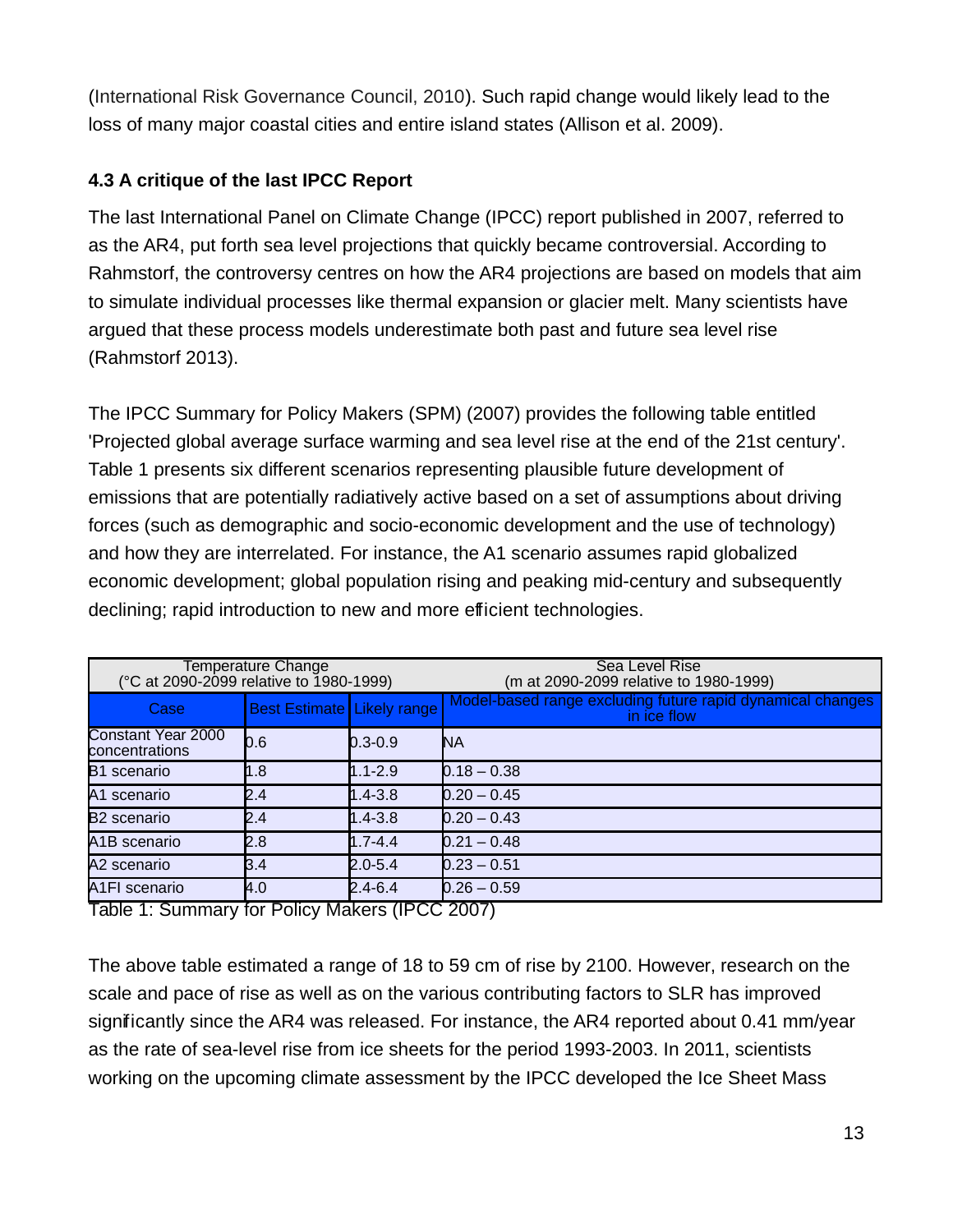(International Risk Governance Council, 2010). Such rapid change would likely lead to the loss of many major coastal cities and entire island states (Allison et al. 2009).

### 4.3 A critique of the last IPCC Report

The last International Panel on Climate Change (IPCC) report published in 2007, referred to as the AR4, put forth sea level projections that quickly became controversial. According to Rahmstorf, the controversy centres on how the AR4 projections are based on models that aim to simulate individual processes like thermal expansion or glacier melt. Many scientists have argued that these process models underestimate both past and future sea level rise (Rahmstorf 2013).

The IPCC Summary for Policy Makers (SPM) (2007) provides the following table entitled 'Projected global average surface warming and sea level rise at the end of the 21st century'. Table 1 presents six different scenarios representing plausible future development of emissions that are potentially radiatively active based on a set of assumptions about driving forces (such as demographic and socio-economic development and the use of technology) and how they are interrelated. For instance, the A1 scenario assumes rapid globalized economic development; global population rising and peaking mid-century and subsequently declining; rapid introduction to new and more efficient technologies.

| Temperature Change (°C at 2090-2099 relative to 1980-1999) | | | Sea Level Rise (m at 2090-2099 relative to 1980-1999) |
|---|---|---|---|
| Case | Best Estimate | Likely range | Model-based range excluding future rapid dynamical changes in ice flow |
| Constant Year 2000 concentrations | 0.6 | 0.3-0.9 | NA |
| B1 scenario | 1.8 | 1.1-2.9 | 0.18 – 0.38 |
| A1 scenario | 2.4 | 1.4-3.8 | 0.20 – 0.45 |
| B2 scenario | 2.4 | 1.4-3.8 | 0.20 – 0.43 |
| A1B scenario | 2.8 | 1.7-4.4 | 0.21 – 0.48 |
| A2 scenario | 3.4 | 2.0-5.4 | 0.23 – 0.51 |
| A1FI scenario | 4.0 | 2.4-6.4 | 0.26 – 0.59 |

Table 1: Summary for Policy Makers (IPCC 2007)

The above table estimated a range of 18 to 59 cm of rise by 2100. However, research on the scale and pace of rise as well as on the various contributing factors to SLR has improved significantly since the AR4 was released. For instance, the AR4 reported about 0.41 mm/year as the rate of sea-level rise from ice sheets for the period 1993-2003. In 2011, scientists working on the upcoming climate assessment by the IPCC developed the Ice Sheet Mass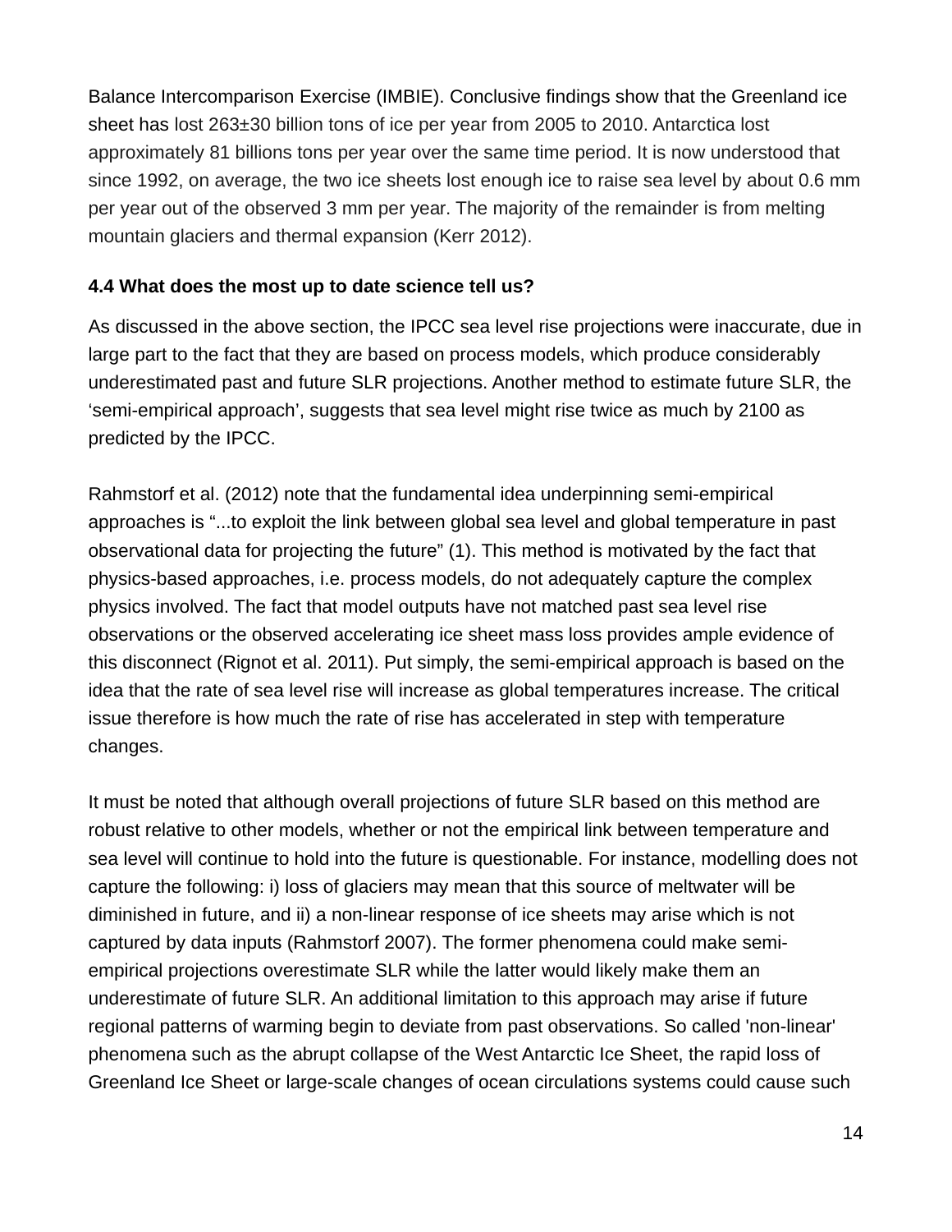Balance Intercomparison Exercise (IMBIE). Conclusive findings show that the Greenland ice sheet has lost 263±30 billion tons of ice per year from 2005 to 2010. Antarctica lost approximately 81 billions tons per year over the same time period. It is now understood that since 1992, on average, the two ice sheets lost enough ice to raise sea level by about 0.6 mm per year out of the observed 3 mm per year. The majority of the remainder is from melting mountain glaciers and thermal expansion (Kerr 2012).

### 4.4 What does the most up to date science tell us?

As discussed in the above section, the IPCC sea level rise projections were inaccurate, due in large part to the fact that they are based on process models, which produce considerably underestimated past and future SLR projections. Another method to estimate future SLR, the 'semi-empirical approach', suggests that sea level might rise twice as much by 2100 as predicted by the IPCC.

Rahmstorf et al. (2012) note that the fundamental idea underpinning semi-empirical approaches is "...to exploit the link between global sea level and global temperature in past observational data for projecting the future" (1). This method is motivated by the fact that physics-based approaches, i.e. process models, do not adequately capture the complex physics involved. The fact that model outputs have not matched past sea level rise observations or the observed accelerating ice sheet mass loss provides ample evidence of this disconnect (Rignot et al. 2011). Put simply, the semi-empirical approach is based on the idea that the rate of sea level rise will increase as global temperatures increase. The critical issue therefore is how much the rate of rise has accelerated in step with temperature changes.

It must be noted that although overall projections of future SLR based on this method are robust relative to other models, whether or not the empirical link between temperature and sea level will continue to hold into the future is questionable. For instance, modelling does not capture the following: i) loss of glaciers may mean that this source of meltwater will be diminished in future, and ii) a non-linear response of ice sheets may arise which is not captured by data inputs (Rahmstorf 2007). The former phenomena could make semi-empirical projections overestimate SLR while the latter would likely make them an underestimate of future SLR. An additional limitation to this approach may arise if future regional patterns of warming begin to deviate from past observations. So called 'non-linear' phenomena such as the abrupt collapse of the West Antarctic Ice Sheet, the rapid loss of Greenland Ice Sheet or large-scale changes of ocean circulations systems could cause such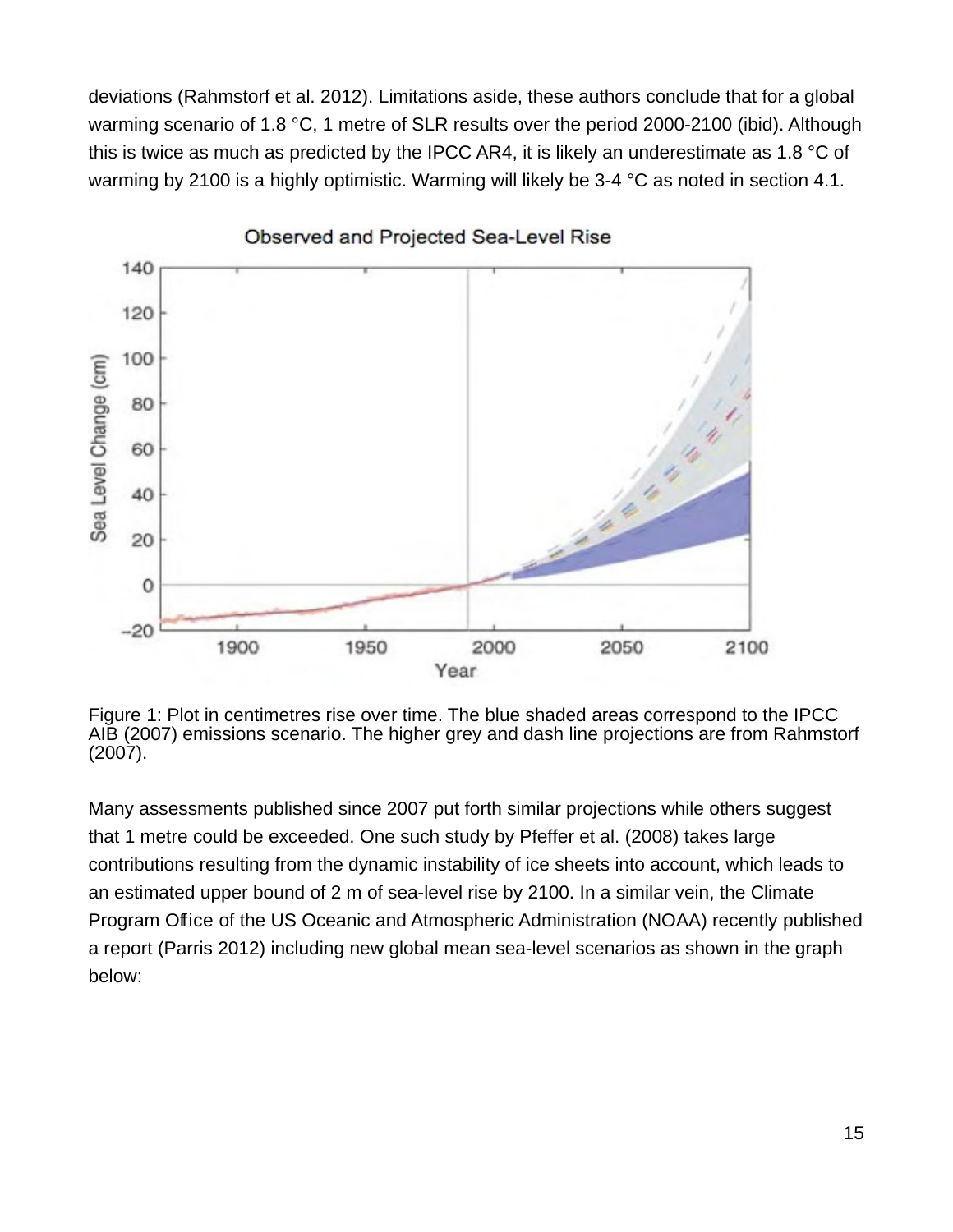deviations (Rahmstorf et al. 2012). Limitations aside, these authors conclude that for a global warming scenario of 1.8 °C, 1 metre of SLR results over the period 2000-2100 (ibid). Although this is twice as much as predicted by the IPCC AR4, it is likely an underestimate as 1.8 °C of warming by 2100 is a highly optimistic. Warming will likely be 3-4 °C as noted in section 4.1.

Figure 1: Plot in centimetres rise over time. The blue shaded areas correspond to the IPCC AIB (2007) emissions scenario. The higher grey and dash line projections are from Rahmstorf (2007).

Many assessments published since 2007 put forth similar projections while others suggest that 1 metre could be exceeded. One such study by Pfeffer et al. (2008) takes large contributions resulting from the dynamic instability of ice sheets into account, which leads to an estimated upper bound of 2 m of sea-level rise by 2100. In a similar vein, the Climate Program Office of the US Oceanic and Atmospheric Administration (NOAA) recently published a report (Parris 2012) including new global mean sea-level scenarios as shown in the graph below: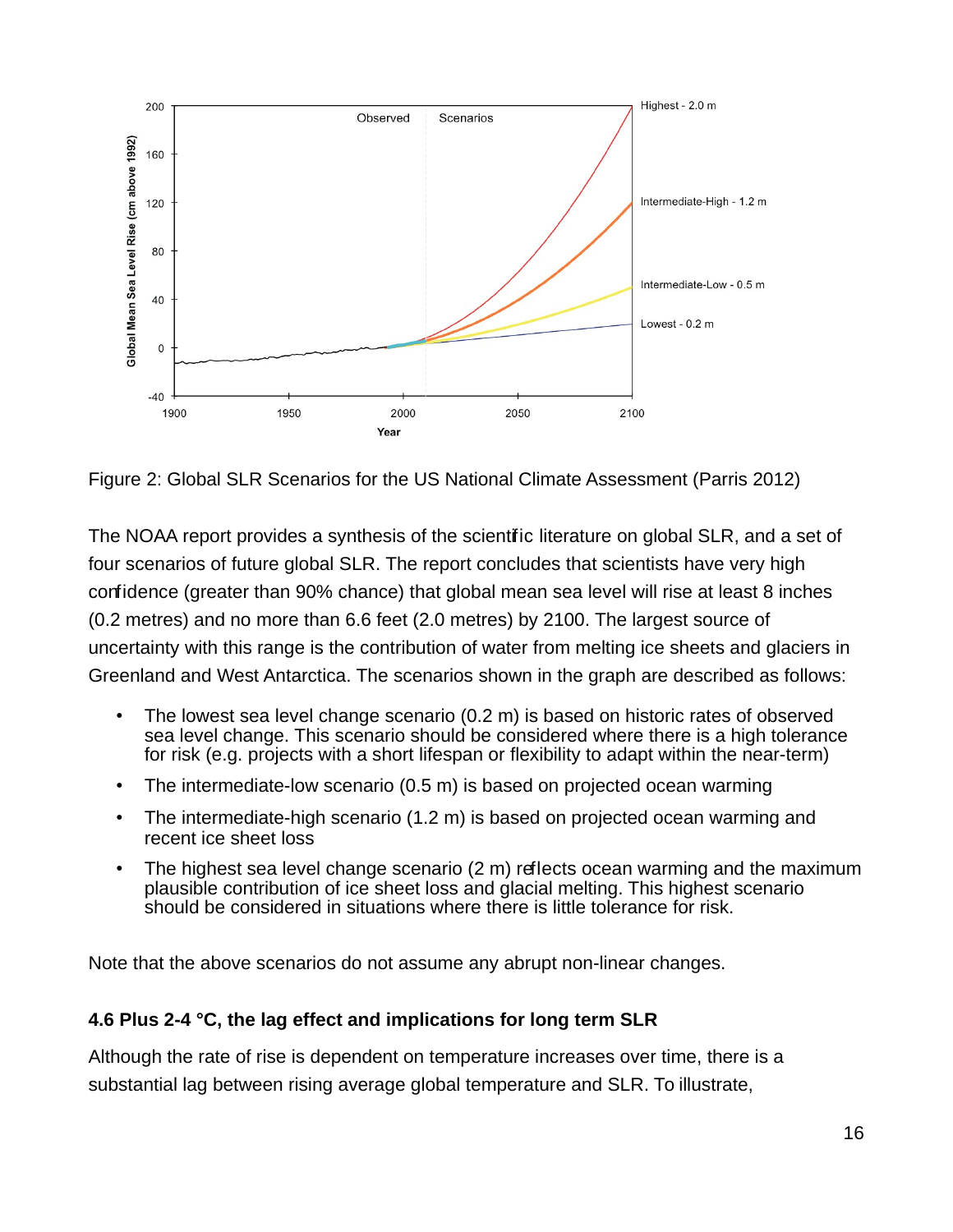Figure 2: Global SLR Scenarios for the US National Climate Assessment (Parris 2012)

The NOAA report provides a synthesis of the scientific literature on global SLR, and a set of four scenarios of future global SLR. The report concludes that scientists have very high confidence (greater than 90% chance) that global mean sea level will rise at least 8 inches (0.2 metres) and no more than 6.6 feet (2.0 metres) by 2100. The largest source of uncertainty with this range is the contribution of water from melting ice sheets and glaciers in Greenland and West Antarctica. The scenarios shown in the graph are described as follows:

- The lowest sea level change scenario (0.2 m) is based on historic rates of observed sea level change. This scenario should be considered where there is a high tolerance for risk (e.g. projects with a short lifespan or flexibility to adapt within the near-term)
- The intermediate-low scenario (0.5 m) is based on projected ocean warming
- The intermediate-high scenario (1.2 m) is based on projected ocean warming and recent ice sheet loss
- The highest sea level change scenario (2 m) reflects ocean warming and the maximum plausible contribution of ice sheet loss and glacial melting. This highest scenario should be considered in situations where there is little tolerance for risk.

Note that the above scenarios do not assume any abrupt non-linear changes.

### 4.6 Plus 2-4 °C, the lag effect and implications for long term SLR

Although the rate of rise is dependent on temperature increases over time, there is a substantial lag between rising average global temperature and SLR. To illustrate,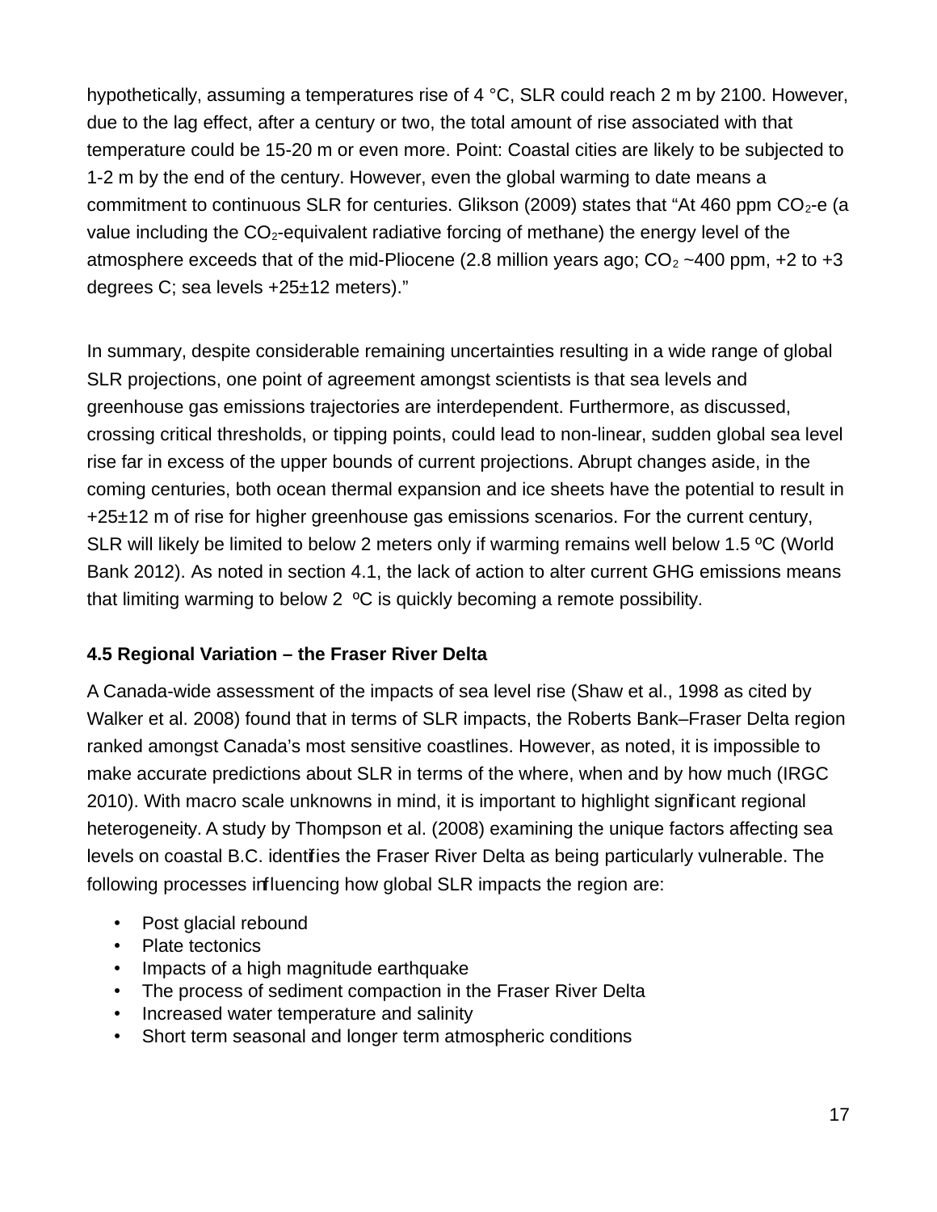hypothetically, assuming a temperatures rise of 4 °C, SLR could reach 2 m by 2100. However, due to the lag effect, after a century or two, the total amount of rise associated with that temperature could be 15-20 m or even more. Point: Coastal cities are likely to be subjected to 1-2 m by the end of the century. However, even the global warming to date means a commitment to continuous SLR for centuries. Glikson (2009) states that "At 460 ppm $CO_2$-e (a value including the $CO_2$-equivalent radiative forcing of methane) the energy level of the atmosphere exceeds that of the mid-Pliocene (2.8 million years ago; $CO_2$ ~400 ppm, +2 to +3 degrees C; sea levels +25±12 meters)."

In summary, despite considerable remaining uncertainties resulting in a wide range of global SLR projections, one point of agreement amongst scientists is that sea levels and greenhouse gas emissions trajectories are interdependent. Furthermore, as discussed, crossing critical thresholds, or tipping points, could lead to non-linear, sudden global sea level rise far in excess of the upper bounds of current projections. Abrupt changes aside, in the coming centuries, both ocean thermal expansion and ice sheets have the potential to result in +25±12 m of rise for higher greenhouse gas emissions scenarios. For the current century, SLR will likely be limited to below 2 meters only if warming remains well below 1.5 ºC (World Bank 2012). As noted in section 4.1, the lack of action to alter current GHG emissions means that limiting warming to below 2 ºC is quickly becoming a remote possibility.

### 4.5 Regional Variation – the Fraser River Delta

A Canada-wide assessment of the impacts of sea level rise (Shaw et al., 1998 as cited by Walker et al. 2008) found that in terms of SLR impacts, the Roberts Bank–Fraser Delta region ranked amongst Canada's most sensitive coastlines. However, as noted, it is impossible to make accurate predictions about SLR in terms of the where, when and by how much (IRGC 2010). With macro scale unknowns in mind, it is important to highlight significant regional heterogeneity. A study by Thompson et al. (2008) examining the unique factors affecting sea levels on coastal B.C. identifies the Fraser River Delta as being particularly vulnerable. The following processes influencing how global SLR impacts the region are:

- Post glacial rebound
- Plate tectonics
- Impacts of a high magnitude earthquake
- The process of sediment compaction in the Fraser River Delta
- Increased water temperature and salinity
- Short term seasonal and longer term atmospheric conditions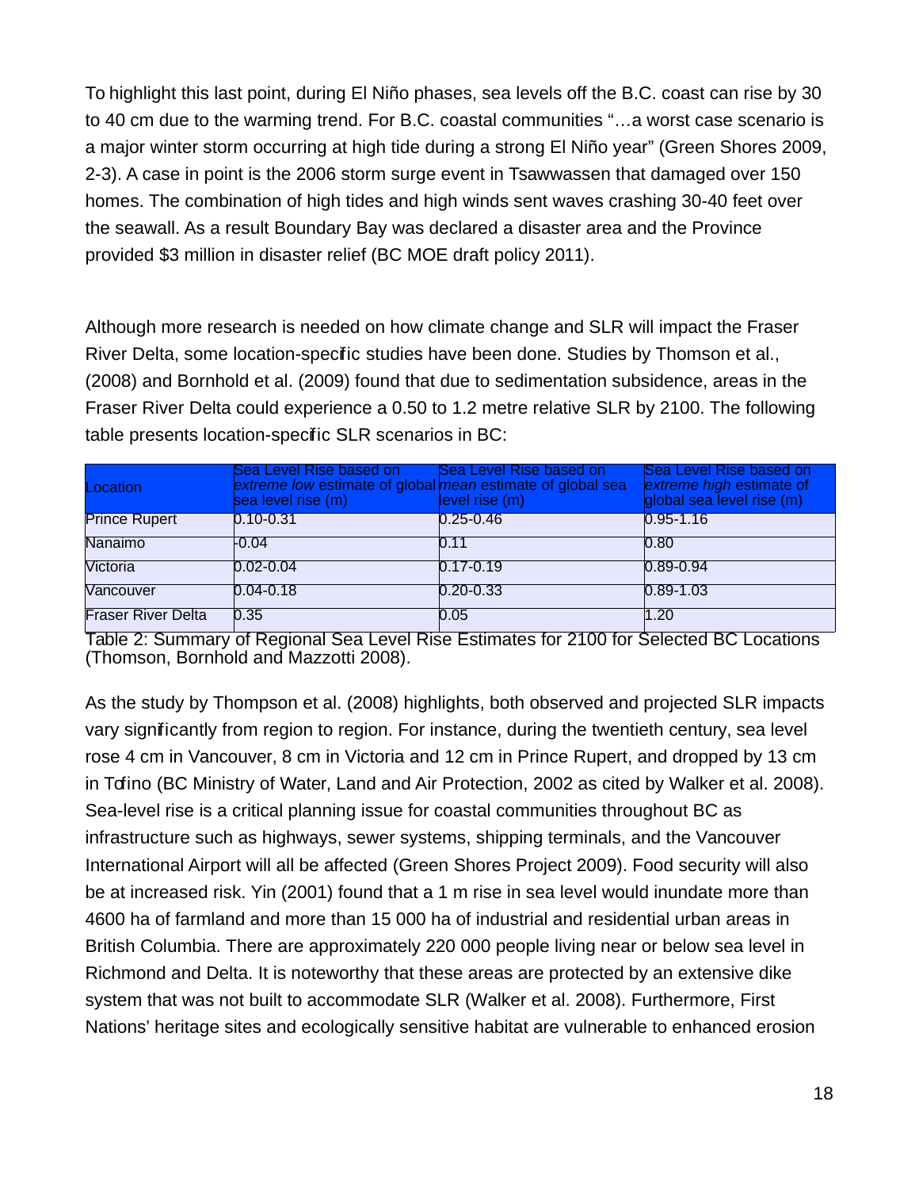To highlight this last point, during El Niño phases, sea levels off the B.C. coast can rise by 30 to 40 cm due to the warming trend. For B.C. coastal communities "…a worst case scenario is a major winter storm occurring at high tide during a strong El Niño year" (Green Shores 2009, 2-3). A case in point is the 2006 storm surge event in Tsawwassen that damaged over 150 homes. The combination of high tides and high winds sent waves crashing 30-40 feet over the seawall. As a result Boundary Bay was declared a disaster area and the Province provided $3 million in disaster relief (BC MOE draft policy 2011).

Although more research is needed on how climate change and SLR will impact the Fraser River Delta, some location-specific studies have been done. Studies by Thomson et al., (2008) and Bornhold et al. (2009) found that due to sedimentation subsidence, areas in the Fraser River Delta could experience a 0.50 to 1.2 metre relative SLR by 2100. The following table presents location-specific SLR scenarios in BC:

| Location | Sea Level Rise based on *extreme low* estimate of global sea level rise (m) | Sea Level Rise based on *mean* estimate of global sea level rise (m) | Sea Level Rise based on *extreme high* estimate of global sea level rise (m) |
|---|---|---|---|
| Prince Rupert | 0.10-0.31 | 0.25-0.46 | 0.95-1.16 |
| Nanaimo | -0.04 | 0.11 | 0.80 |
| Victoria | 0.02-0.04 | 0.17-0.19 | 0.89-0.94 |
| Vancouver | 0.04-0.18 | 0.20-0.33 | 0.89-1.03 |
| Fraser River Delta | 0.35 | 0.05 | 1.20 |

Table 2: Summary of Regional Sea Level Rise Estimates for 2100 for Selected BC Locations (Thomson, Bornhold and Mazzotti 2008).

As the study by Thompson et al. (2008) highlights, both observed and projected SLR impacts vary significantly from region to region. For instance, during the twentieth century, sea level rose 4 cm in Vancouver, 8 cm in Victoria and 12 cm in Prince Rupert, and dropped by 13 cm in Tofino (BC Ministry of Water, Land and Air Protection, 2002 as cited by Walker et al. 2008). Sea-level rise is a critical planning issue for coastal communities throughout BC as infrastructure such as highways, sewer systems, shipping terminals, and the Vancouver International Airport will all be affected (Green Shores Project 2009). Food security will also be at increased risk. Yin (2001) found that a 1 m rise in sea level would inundate more than 4600 ha of farmland and more than 15 000 ha of industrial and residential urban areas in British Columbia. There are approximately 220 000 people living near or below sea level in Richmond and Delta. It is noteworthy that these areas are protected by an extensive dike system that was not built to accommodate SLR (Walker et al. 2008). Furthermore, First Nations' heritage sites and ecologically sensitive habitat are vulnerable to enhanced erosion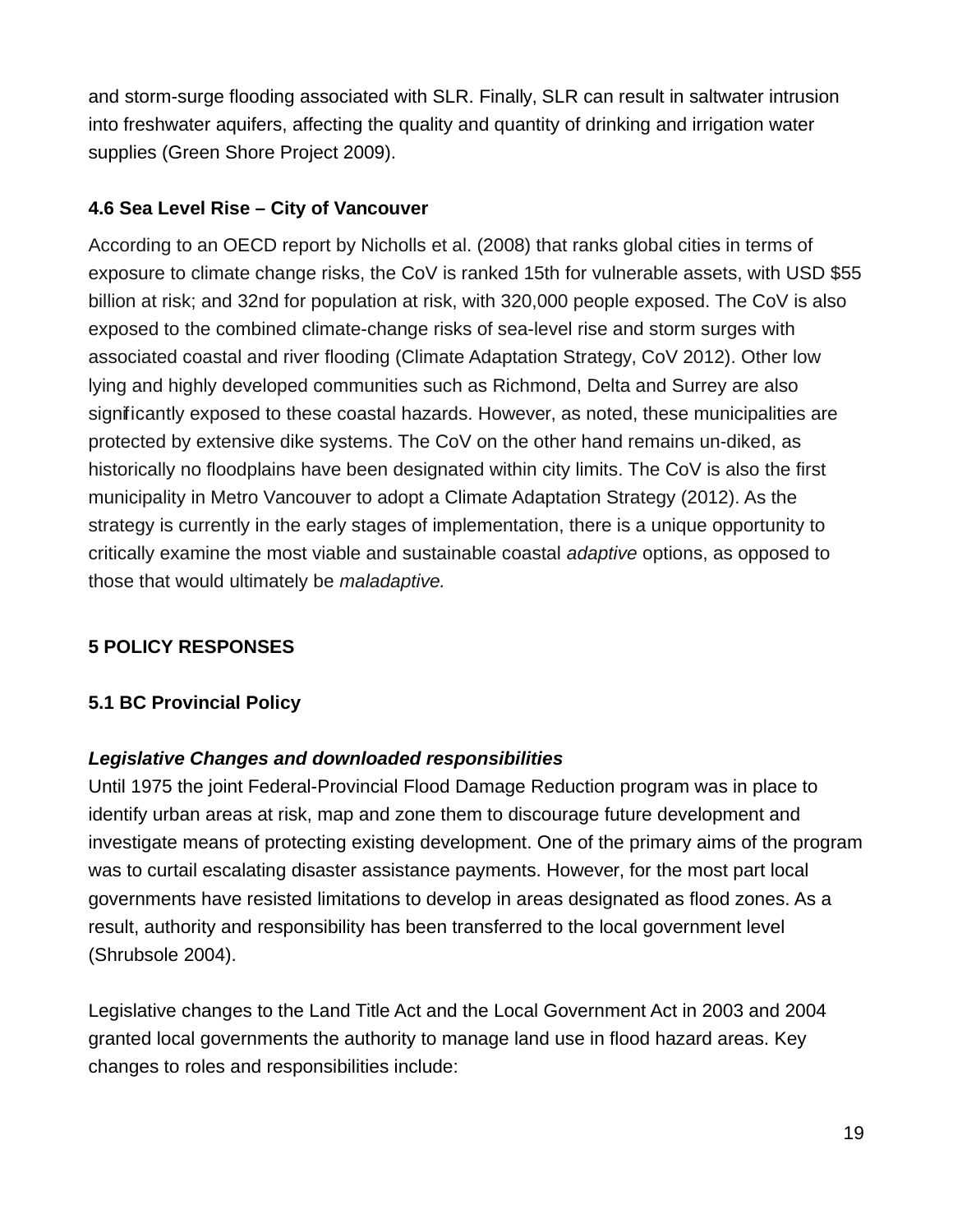and storm-surge flooding associated with SLR. Finally, SLR can result in saltwater intrusion into freshwater aquifers, affecting the quality and quantity of drinking and irrigation water supplies (Green Shore Project 2009).

### 4.6 Sea Level Rise – City of Vancouver

According to an OECD report by Nicholls et al. (2008) that ranks global cities in terms of exposure to climate change risks, the CoV is ranked 15th for vulnerable assets, with USD $55 billion at risk; and 32nd for population at risk, with 320,000 people exposed. The CoV is also exposed to the combined climate-change risks of sea-level rise and storm surges with associated coastal and river flooding (Climate Adaptation Strategy, CoV 2012). Other low lying and highly developed communities such as Richmond, Delta and Surrey are also significantly exposed to these coastal hazards. However, as noted, these municipalities are protected by extensive dike systems. The CoV on the other hand remains un-diked, as historically no floodplains have been designated within city limits. The CoV is also the first municipality in Metro Vancouver to adopt a Climate Adaptation Strategy (2012). As the strategy is currently in the early stages of implementation, there is a unique opportunity to critically examine the most viable and sustainable coastal *adaptive* options, as opposed to those that would ultimately be *maladaptive.*

## 5 POLICY RESPONSES

### 5.1 BC Provincial Policy

***Legislative Changes and downloaded responsibilities***

Until 1975 the joint Federal-Provincial Flood Damage Reduction program was in place to identify urban areas at risk, map and zone them to discourage future development and investigate means of protecting existing development. One of the primary aims of the program was to curtail escalating disaster assistance payments. However, for the most part local governments have resisted limitations to develop in areas designated as flood zones. As a result, authority and responsibility has been transferred to the local government level (Shrubsole 2004).

Legislative changes to the Land Title Act and the Local Government Act in 2003 and 2004 granted local governments the authority to manage land use in flood hazard areas. Key changes to roles and responsibilities include: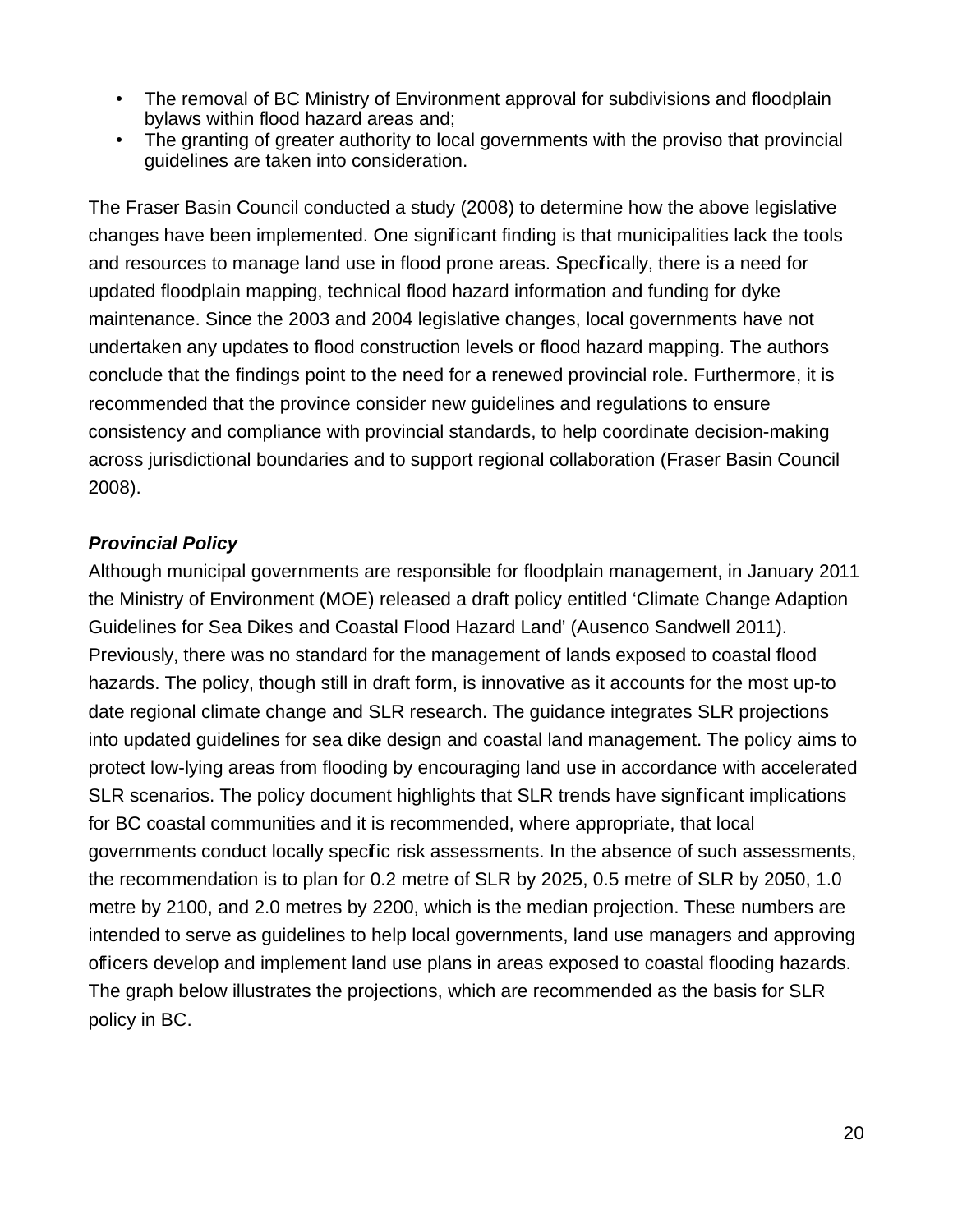- The removal of BC Ministry of Environment approval for subdivisions and floodplain bylaws within flood hazard areas and;
- The granting of greater authority to local governments with the proviso that provincial guidelines are taken into consideration.

The Fraser Basin Council conducted a study (2008) to determine how the above legislative changes have been implemented. One significant finding is that municipalities lack the tools and resources to manage land use in flood prone areas. Specifically, there is a need for updated floodplain mapping, technical flood hazard information and funding for dyke maintenance. Since the 2003 and 2004 legislative changes, local governments have not undertaken any updates to flood construction levels or flood hazard mapping. The authors conclude that the findings point to the need for a renewed provincial role. Furthermore, it is recommended that the province consider new guidelines and regulations to ensure consistency and compliance with provincial standards, to help coordinate decision-making across jurisdictional boundaries and to support regional collaboration (Fraser Basin Council 2008).

***Provincial Policy***

Although municipal governments are responsible for floodplain management, in January 2011 the Ministry of Environment (MOE) released a draft policy entitled 'Climate Change Adaption Guidelines for Sea Dikes and Coastal Flood Hazard Land' (Ausenco Sandwell 2011). Previously, there was no standard for the management of lands exposed to coastal flood hazards. The policy, though still in draft form, is innovative as it accounts for the most up-to date regional climate change and SLR research. The guidance integrates SLR projections into updated guidelines for sea dike design and coastal land management. The policy aims to protect low-lying areas from flooding by encouraging land use in accordance with accelerated SLR scenarios. The policy document highlights that SLR trends have significant implications for BC coastal communities and it is recommended, where appropriate, that local governments conduct locally specific risk assessments. In the absence of such assessments, the recommendation is to plan for 0.2 metre of SLR by 2025, 0.5 metre of SLR by 2050, 1.0 metre by 2100, and 2.0 metres by 2200, which is the median projection. These numbers are intended to serve as guidelines to help local governments, land use managers and approving officers develop and implement land use plans in areas exposed to coastal flooding hazards. The graph below illustrates the projections, which are recommended as the basis for SLR policy in BC.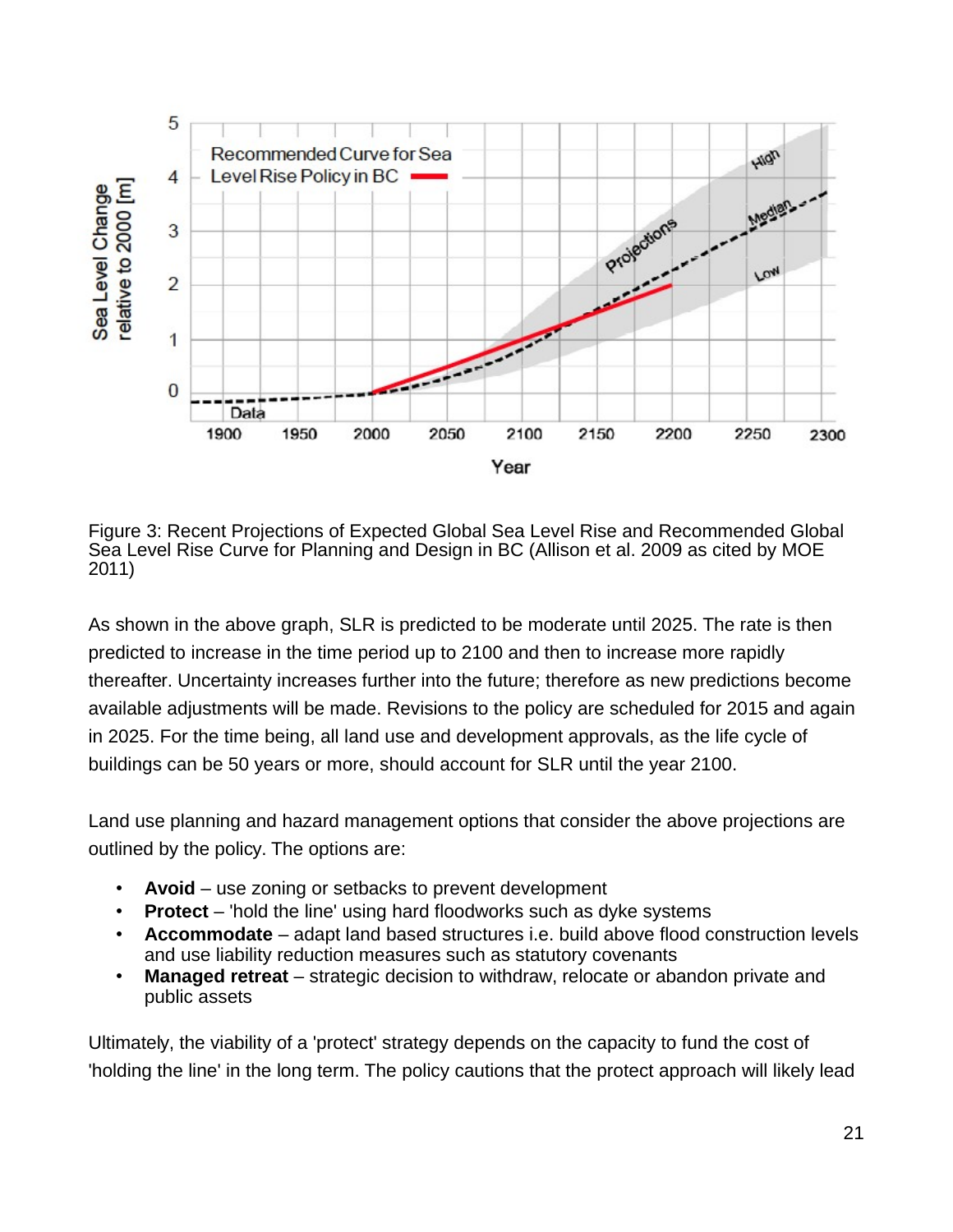Figure 3: Recent Projections of Expected Global Sea Level Rise and Recommended Global Sea Level Rise Curve for Planning and Design in BC (Allison et al. 2009 as cited by MOE 2011)

As shown in the above graph, SLR is predicted to be moderate until 2025. The rate is then predicted to increase in the time period up to 2100 and then to increase more rapidly thereafter. Uncertainty increases further into the future; therefore as new predictions become available adjustments will be made. Revisions to the policy are scheduled for 2015 and again in 2025. For the time being, all land use and development approvals, as the life cycle of buildings can be 50 years or more, should account for SLR until the year 2100.

Land use planning and hazard management options that consider the above projections are outlined by the policy. The options are:

- **Avoid** – use zoning or setbacks to prevent development
- **Protect** – 'hold the line' using hard floodworks such as dyke systems
- **Accommodate** – adapt land based structures i.e. build above flood construction levels and use liability reduction measures such as statutory covenants
- **Managed retreat** – strategic decision to withdraw, relocate or abandon private and public assets

Ultimately, the viability of a 'protect' strategy depends on the capacity to fund the cost of 'holding the line' in the long term. The policy cautions that the protect approach will likely lead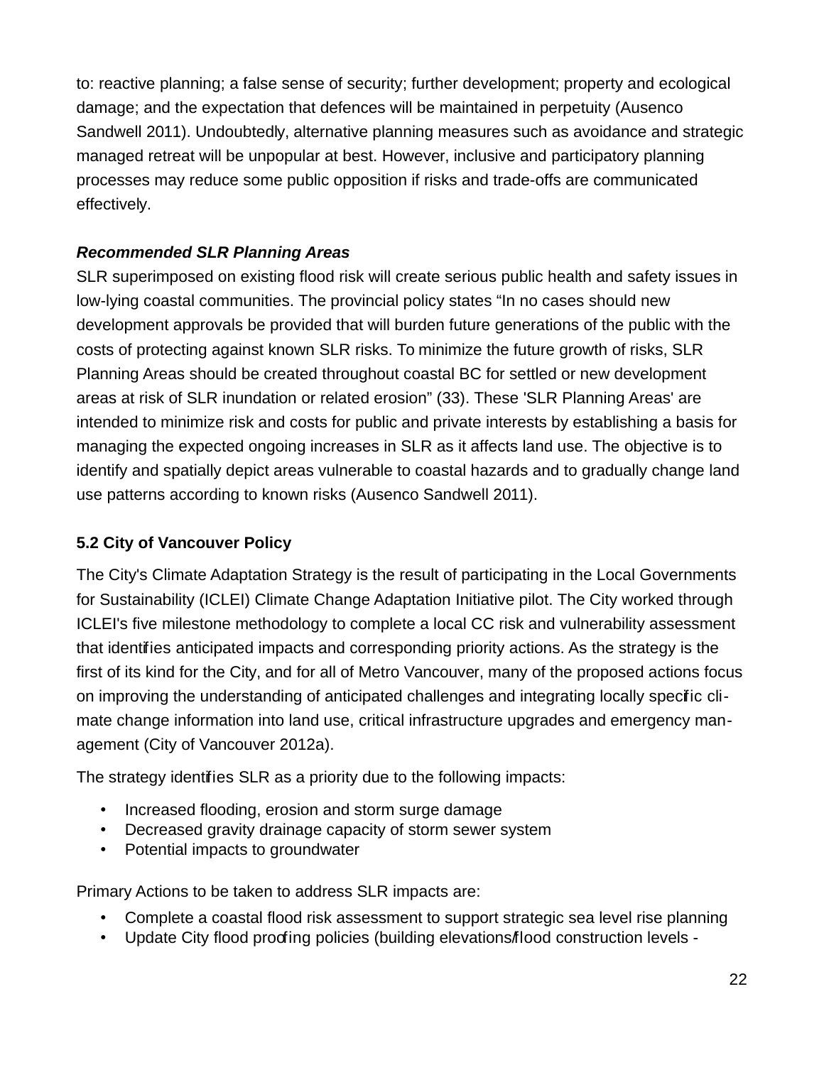to: reactive planning; a false sense of security; further development; property and ecological damage; and the expectation that defences will be maintained in perpetuity (Ausenco Sandwell 2011). Undoubtedly, alternative planning measures such as avoidance and strategic managed retreat will be unpopular at best. However, inclusive and participatory planning processes may reduce some public opposition if risks and trade-offs are communicated effectively.

***Recommended SLR Planning Areas***

SLR superimposed on existing flood risk will create serious public health and safety issues in low-lying coastal communities. The provincial policy states "In no cases should new development approvals be provided that will burden future generations of the public with the costs of protecting against known SLR risks. To minimize the future growth of risks, SLR Planning Areas should be created throughout coastal BC for settled or new development areas at risk of SLR inundation or related erosion" (33). These 'SLR Planning Areas' are intended to minimize risk and costs for public and private interests by establishing a basis for managing the expected ongoing increases in SLR as it affects land use. The objective is to identify and spatially depict areas vulnerable to coastal hazards and to gradually change land use patterns according to known risks (Ausenco Sandwell 2011).

### 5.2 City of Vancouver Policy

The City's Climate Adaptation Strategy is the result of participating in the Local Governments for Sustainability (ICLEI) Climate Change Adaptation Initiative pilot. The City worked through ICLEI's five milestone methodology to complete a local CC risk and vulnerability assessment that identifies anticipated impacts and corresponding priority actions. As the strategy is the first of its kind for the City, and for all of Metro Vancouver, many of the proposed actions focus on improving the understanding of anticipated challenges and integrating locally specific climate change information into land use, critical infrastructure upgrades and emergency management (City of Vancouver 2012a).

The strategy identifies SLR as a priority due to the following impacts:

- Increased flooding, erosion and storm surge damage
- Decreased gravity drainage capacity of storm sewer system
- Potential impacts to groundwater

Primary Actions to be taken to address SLR impacts are:

- Complete a coastal flood risk assessment to support strategic sea level rise planning
- Update City flood proofing policies (building elevations/flood construction levels -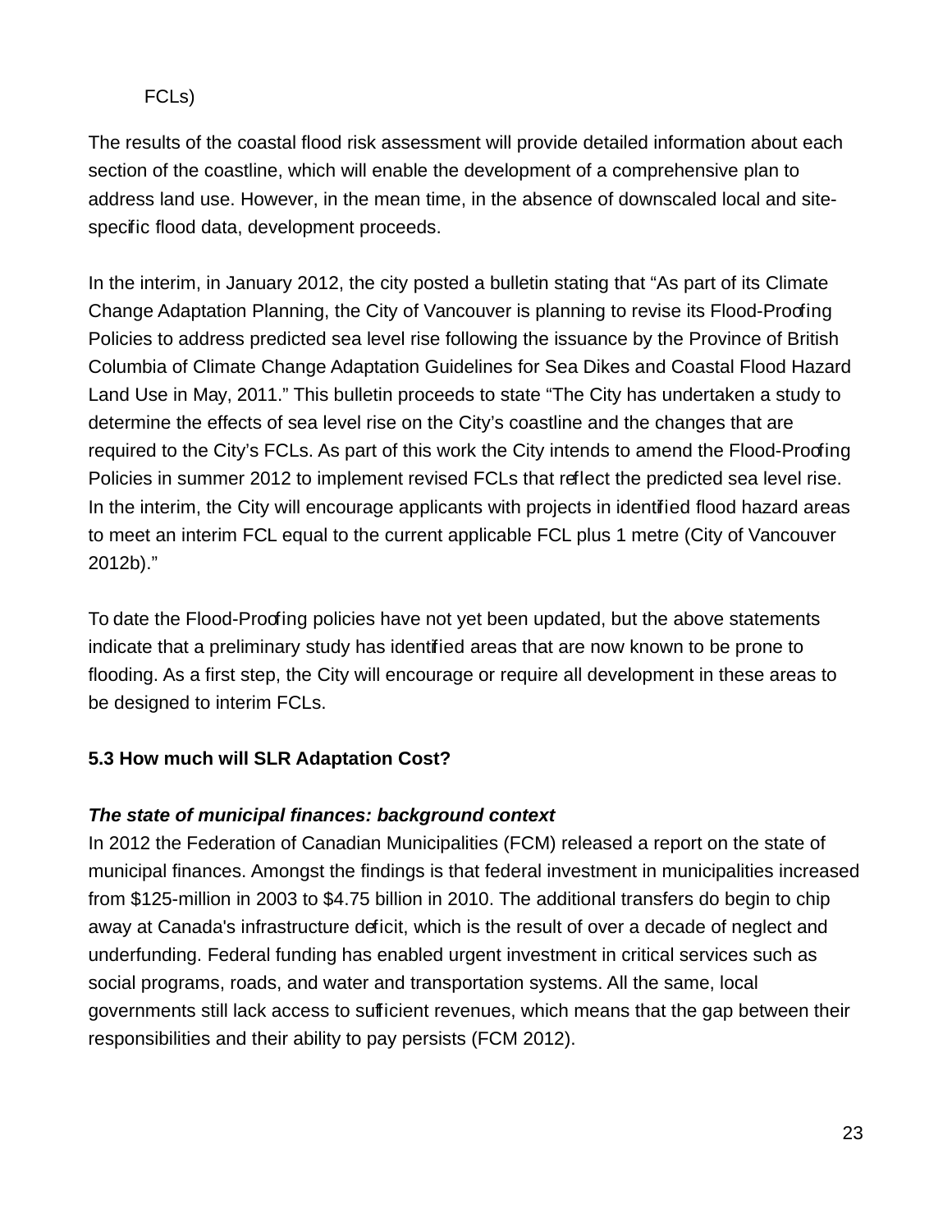FCLs)

The results of the coastal flood risk assessment will provide detailed information about each section of the coastline, which will enable the development of a comprehensive plan to address land use. However, in the mean time, in the absence of downscaled local and site-specific flood data, development proceeds.

In the interim, in January 2012, the city posted a bulletin stating that "As part of its Climate Change Adaptation Planning, the City of Vancouver is planning to revise its Flood-Proofing Policies to address predicted sea level rise following the issuance by the Province of British Columbia of Climate Change Adaptation Guidelines for Sea Dikes and Coastal Flood Hazard Land Use in May, 2011." This bulletin proceeds to state "The City has undertaken a study to determine the effects of sea level rise on the City's coastline and the changes that are required to the City's FCLs. As part of this work the City intends to amend the Flood-Proofing Policies in summer 2012 to implement revised FCLs that reflect the predicted sea level rise. In the interim, the City will encourage applicants with projects in identified flood hazard areas to meet an interim FCL equal to the current applicable FCL plus 1 metre (City of Vancouver 2012b)."

To date the Flood-Proofing policies have not yet been updated, but the above statements indicate that a preliminary study has identified areas that are now known to be prone to flooding. As a first step, the City will encourage or require all development in these areas to be designed to interim FCLs.

### 5.3 How much will SLR Adaptation Cost?

***The state of municipal finances: background context***

In 2012 the Federation of Canadian Municipalities (FCM) released a report on the state of municipal finances. Amongst the findings is that federal investment in municipalities increased from $125-million in 2003 to $4.75 billion in 2010. The additional transfers do begin to chip away at Canada's infrastructure deficit, which is the result of over a decade of neglect and underfunding. Federal funding has enabled urgent investment in critical services such as social programs, roads, and water and transportation systems. All the same, local governments still lack access to sufficient revenues, which means that the gap between their responsibilities and their ability to pay persists (FCM 2012).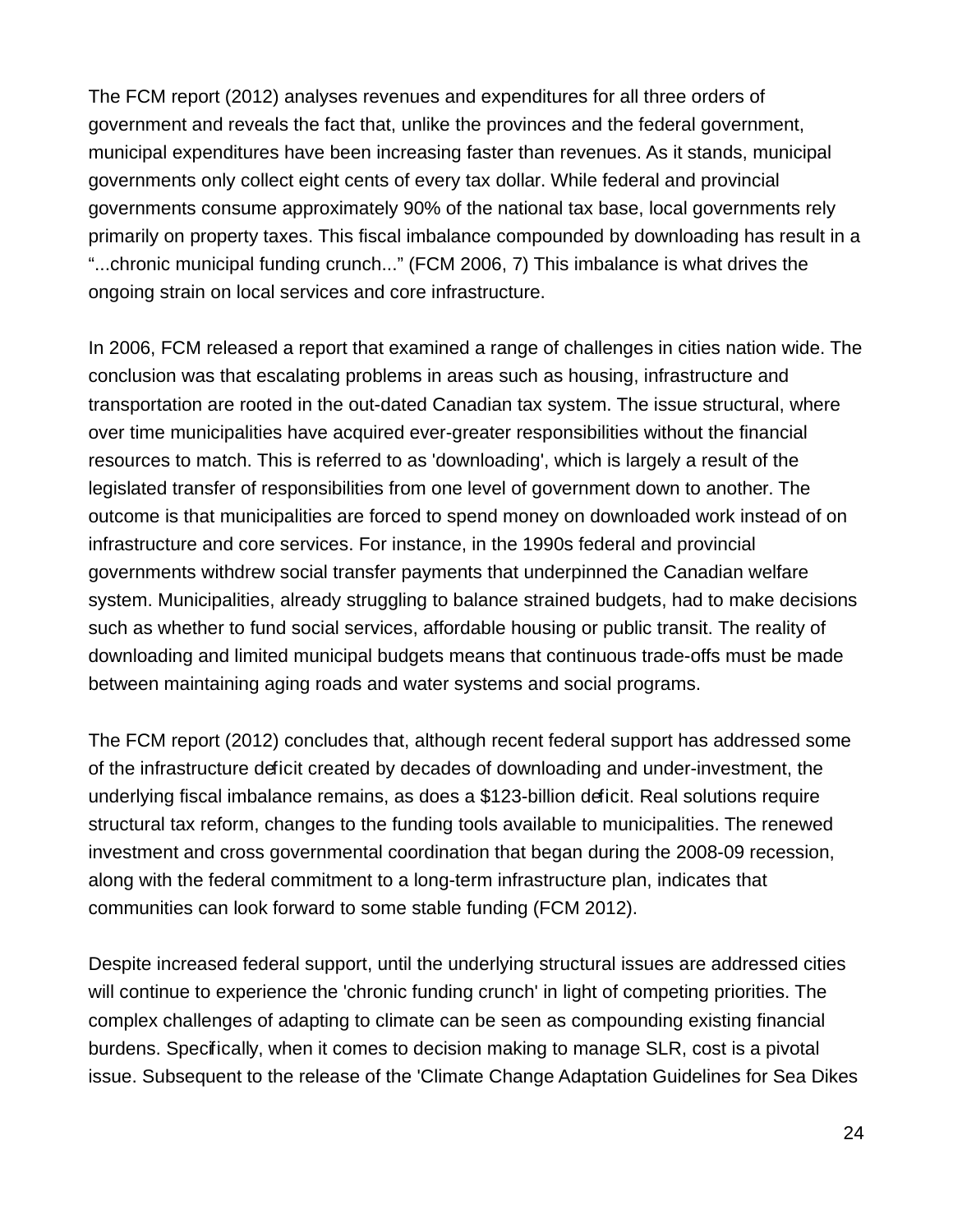The FCM report (2012) analyses revenues and expenditures for all three orders of government and reveals the fact that, unlike the provinces and the federal government, municipal expenditures have been increasing faster than revenues. As it stands, municipal governments only collect eight cents of every tax dollar. While federal and provincial governments consume approximately 90% of the national tax base, local governments rely primarily on property taxes. This fiscal imbalance compounded by downloading has result in a "...chronic municipal funding crunch..." (FCM 2006, 7) This imbalance is what drives the ongoing strain on local services and core infrastructure.

In 2006, FCM released a report that examined a range of challenges in cities nation wide. The conclusion was that escalating problems in areas such as housing, infrastructure and transportation are rooted in the out-dated Canadian tax system. The issue structural, where over time municipalities have acquired ever-greater responsibilities without the financial resources to match. This is referred to as 'downloading', which is largely a result of the legislated transfer of responsibilities from one level of government down to another. The outcome is that municipalities are forced to spend money on downloaded work instead of on infrastructure and core services. For instance, in the 1990s federal and provincial governments withdrew social transfer payments that underpinned the Canadian welfare system. Municipalities, already struggling to balance strained budgets, had to make decisions such as whether to fund social services, affordable housing or public transit. The reality of downloading and limited municipal budgets means that continuous trade-offs must be made between maintaining aging roads and water systems and social programs.

The FCM report (2012) concludes that, although recent federal support has addressed some of the infrastructure deficit created by decades of downloading and under-investment, the underlying fiscal imbalance remains, as does a $123-billion deficit. Real solutions require structural tax reform, changes to the funding tools available to municipalities. The renewed investment and cross governmental coordination that began during the 2008-09 recession, along with the federal commitment to a long-term infrastructure plan, indicates that communities can look forward to some stable funding (FCM 2012).

Despite increased federal support, until the underlying structural issues are addressed cities will continue to experience the 'chronic funding crunch' in light of competing priorities. The complex challenges of adapting to climate can be seen as compounding existing financial burdens. Specifically, when it comes to decision making to manage SLR, cost is a pivotal issue. Subsequent to the release of the 'Climate Change Adaptation Guidelines for Sea Dikes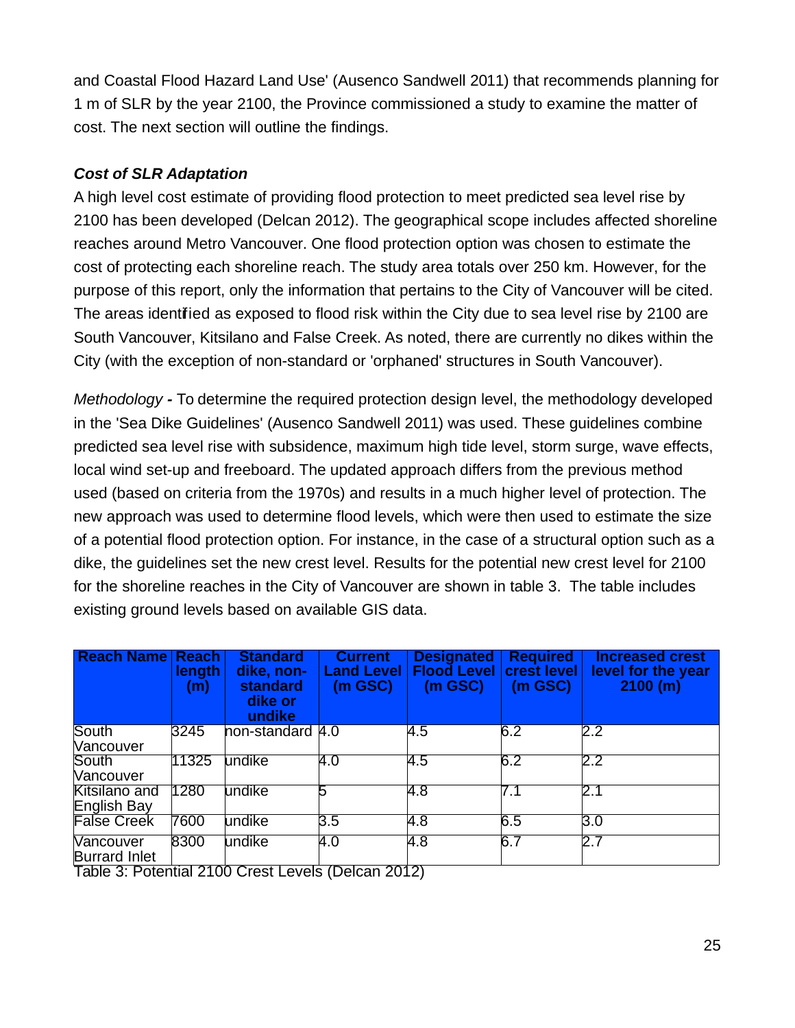and Coastal Flood Hazard Land Use' (Ausenco Sandwell 2011) that recommends planning for 1 m of SLR by the year 2100, the Province commissioned a study to examine the matter of cost. The next section will outline the findings.

### *Cost of SLR Adaptation*

A high level cost estimate of providing flood protection to meet predicted sea level rise by 2100 has been developed (Delcan 2012). The geographical scope includes affected shoreline reaches around Metro Vancouver. One flood protection option was chosen to estimate the cost of protecting each shoreline reach. The study area totals over 250 km. However, for the purpose of this report, only the information that pertains to the City of Vancouver will be cited. The areas identified as exposed to flood risk within the City due to sea level rise by 2100 are South Vancouver, Kitsilano and False Creek. As noted, there are currently no dikes within the City (with the exception of non-standard or 'orphaned' structures in South Vancouver).

*Methodology* **-** To determine the required protection design level, the methodology developed in the 'Sea Dike Guidelines' (Ausenco Sandwell 2011) was used. These guidelines combine predicted sea level rise with subsidence, maximum high tide level, storm surge, wave effects, local wind set-up and freeboard. The updated approach differs from the previous method used (based on criteria from the 1970s) and results in a much higher level of protection. The new approach was used to determine flood levels, which were then used to estimate the size of a potential flood protection option. For instance, in the case of a structural option such as a dike, the guidelines set the new crest level. Results for the potential new crest level for 2100 for the shoreline reaches in the City of Vancouver are shown in table 3. The table includes existing ground levels based on available GIS data.

| Reach Name | Reach length (m) | Standard dike, non-standard dike or undike | Current Land Level (m GSC) | Designated Flood Level (m GSC) | Required crest level (m GSC) | Increased crest level for the year 2100 (m) |
|---|---|---|---|---|---|---|
| South Vancouver | 3245 | non-standard | 4.0 | 4.5 | 6.2 | 2.2 |
| South Vancouver | 11325 | undike | 4.0 | 4.5 | 6.2 | 2.2 |
| Kitsilano and English Bay | 1280 | undike | 5 | 4.8 | 7.1 | 2.1 |
| False Creek | 7600 | undike | 3.5 | 4.8 | 6.5 | 3.0 |
| Vancouver Burrard Inlet | 8300 | undike | 4.0 | 4.8 | 6.7 | 2.7 |

Table 3: Potential 2100 Crest Levels (Delcan 2012)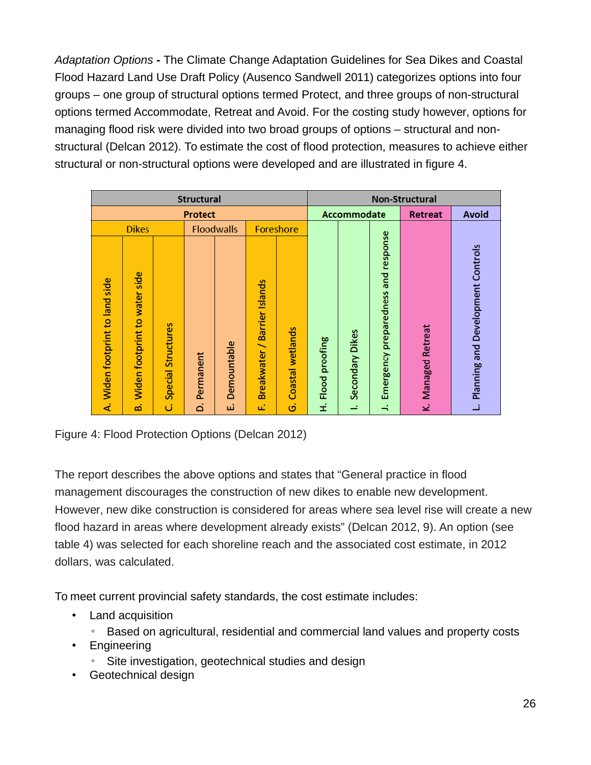*Adaptation Options* **-** The Climate Change Adaptation Guidelines for Sea Dikes and Coastal Flood Hazard Land Use Draft Policy (Ausenco Sandwell 2011) categorizes options into four groups – one group of structural options termed Protect, and three groups of non-structural options termed Accommodate, Retreat and Avoid. For the costing study however, options for managing flood risk were divided into two broad groups of options – structural and non-structural (Delcan 2012). To estimate the cost of flood protection, measures to achieve either structural or non-structural options were developed and are illustrated in figure 4.

| Structural | | | | | | | Non-Structural | | | | |
|---|---|---|---|---|---|---|---|---|---|---|---|
| Protect | | | | | | | Accommodate | | | Retreat | Avoid |
| Dikes | | | Floodwalls | | Foreshore | | | | | | |
| A. Widen footprint to land side | B. Widen footprint to water side | C. Special Structures | D. Permanent | E. Demountable | F. Breakwater / Barrier Islands | G. Coastal wetlands | H. Flood proofing | I. Secondary Dikes | J. Emergency preparedness and response | K. Managed Retreat | L. Planning and Development Controls |

Figure 4: Flood Protection Options (Delcan 2012)

The report describes the above options and states that "General practice in flood management discourages the construction of new dikes to enable new development. However, new dike construction is considered for areas where sea level rise will create a new flood hazard in areas where development already exists" (Delcan 2012, 9). An option (see table 4) was selected for each shoreline reach and the associated cost estimate, in 2012 dollars, was calculated.

To meet current provincial safety standards, the cost estimate includes:

- Land acquisition
  - Based on agricultural, residential and commercial land values and property costs
- Engineering
  - Site investigation, geotechnical studies and design
- Geotechnical design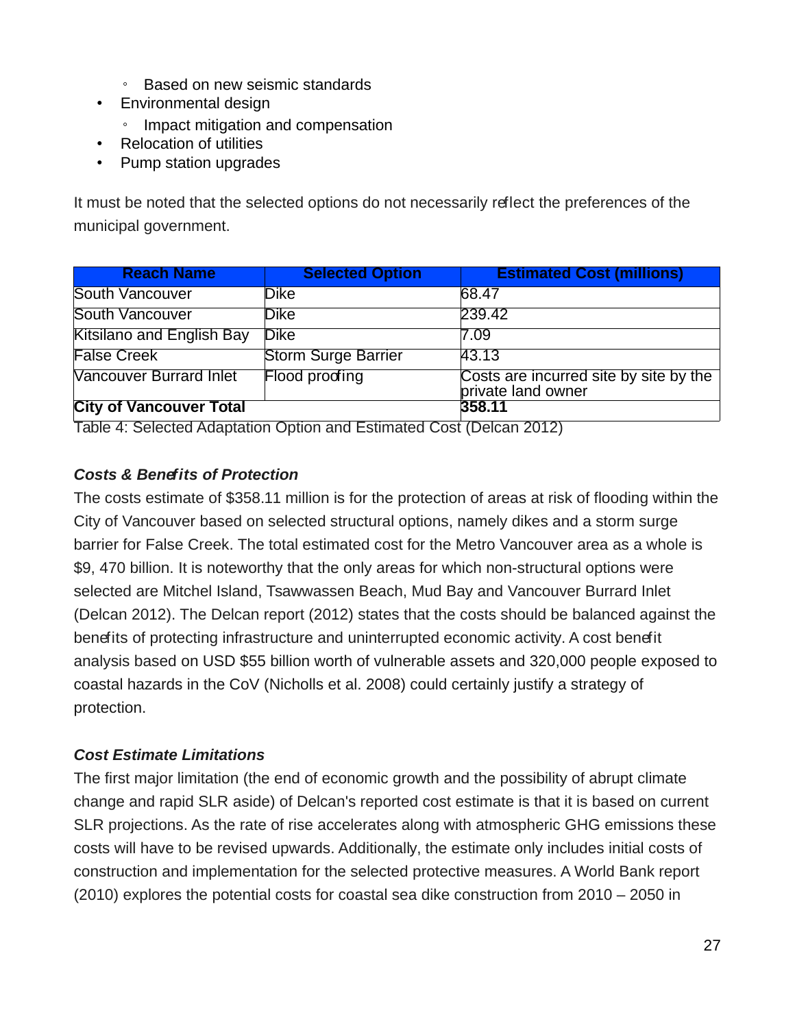- Based on new seismic standards
- Environmental design
    - Impact mitigation and compensation
- Relocation of utilities
- Pump station upgrades

It must be noted that the selected options do not necessarily reflect the preferences of the municipal government.

| Reach Name | Selected Option | Estimated Cost (millions) |
|---|---|---|
| South Vancouver | Dike | 68.47 |
| South Vancouver | Dike | 239.42 |
| Kitsilano and English Bay | Dike | 7.09 |
| False Creek | Storm Surge Barrier | 43.13 |
| Vancouver Burrard Inlet | Flood proofing | Costs are incurred site by site by the private land owner |
| **City of Vancouver Total** | | **358.11** |

Table 4: Selected Adaptation Option and Estimated Cost (Delcan 2012)

### *Costs & Benefits of Protection*

The costs estimate of $358.11 million is for the protection of areas at risk of flooding within the City of Vancouver based on selected structural options, namely dikes and a storm surge barrier for False Creek. The total estimated cost for the Metro Vancouver area as a whole is $9, 470 billion. It is noteworthy that the only areas for which non-structural options were selected are Mitchel Island, Tsawwassen Beach, Mud Bay and Vancouver Burrard Inlet (Delcan 2012). The Delcan report (2012) states that the costs should be balanced against the benefits of protecting infrastructure and uninterrupted economic activity. A cost benefit analysis based on USD $55 billion worth of vulnerable assets and 320,000 people exposed to coastal hazards in the CoV (Nicholls et al. 2008) could certainly justify a strategy of protection.

### *Cost Estimate Limitations*

The first major limitation (the end of economic growth and the possibility of abrupt climate change and rapid SLR aside) of Delcan's reported cost estimate is that it is based on current SLR projections. As the rate of rise accelerates along with atmospheric GHG emissions these costs will have to be revised upwards. Additionally, the estimate only includes initial costs of construction and implementation for the selected protective measures. A World Bank report (2010) explores the potential costs for coastal sea dike construction from 2010 – 2050 in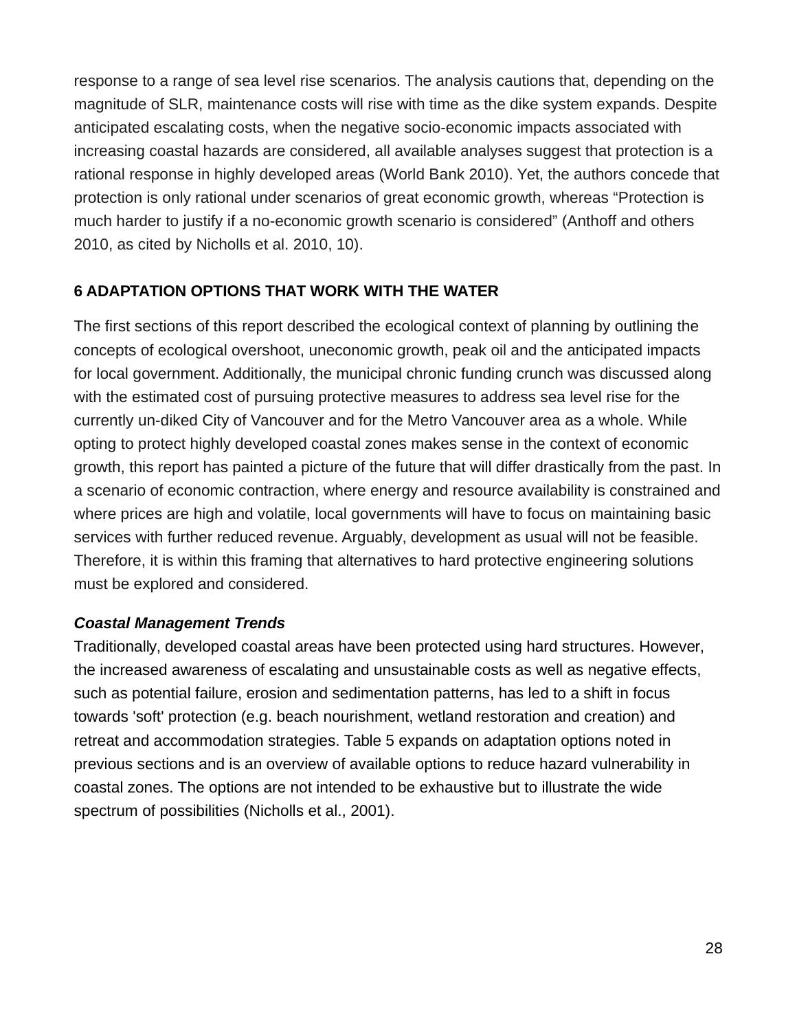response to a range of sea level rise scenarios. The analysis cautions that, depending on the magnitude of SLR, maintenance costs will rise with time as the dike system expands. Despite anticipated escalating costs, when the negative socio-economic impacts associated with increasing coastal hazards are considered, all available analyses suggest that protection is a rational response in highly developed areas (World Bank 2010). Yet, the authors concede that protection is only rational under scenarios of great economic growth, whereas “Protection is much harder to justify if a no-economic growth scenario is considered” (Anthoff and others 2010, as cited by Nicholls et al. 2010, 10).

## 6 ADAPTATION OPTIONS THAT WORK WITH THE WATER

The first sections of this report described the ecological context of planning by outlining the concepts of ecological overshoot, uneconomic growth, peak oil and the anticipated impacts for local government. Additionally, the municipal chronic funding crunch was discussed along with the estimated cost of pursuing protective measures to address sea level rise for the currently un-diked City of Vancouver and for the Metro Vancouver area as a whole. While opting to protect highly developed coastal zones makes sense in the context of economic growth, this report has painted a picture of the future that will differ drastically from the past. In a scenario of economic contraction, where energy and resource availability is constrained and where prices are high and volatile, local governments will have to focus on maintaining basic services with further reduced revenue. Arguably, development as usual will not be feasible. Therefore, it is within this framing that alternatives to hard protective engineering solutions must be explored and considered.

### *Coastal Management Trends*

Traditionally, developed coastal areas have been protected using hard structures. However, the increased awareness of escalating and unsustainable costs as well as negative effects, such as potential failure, erosion and sedimentation patterns, has led to a shift in focus towards 'soft' protection (e.g. beach nourishment, wetland restoration and creation) and retreat and accommodation strategies. Table 5 expands on adaptation options noted in previous sections and is an overview of available options to reduce hazard vulnerability in coastal zones. The options are not intended to be exhaustive but to illustrate the wide spectrum of possibilities (Nicholls et al., 2001).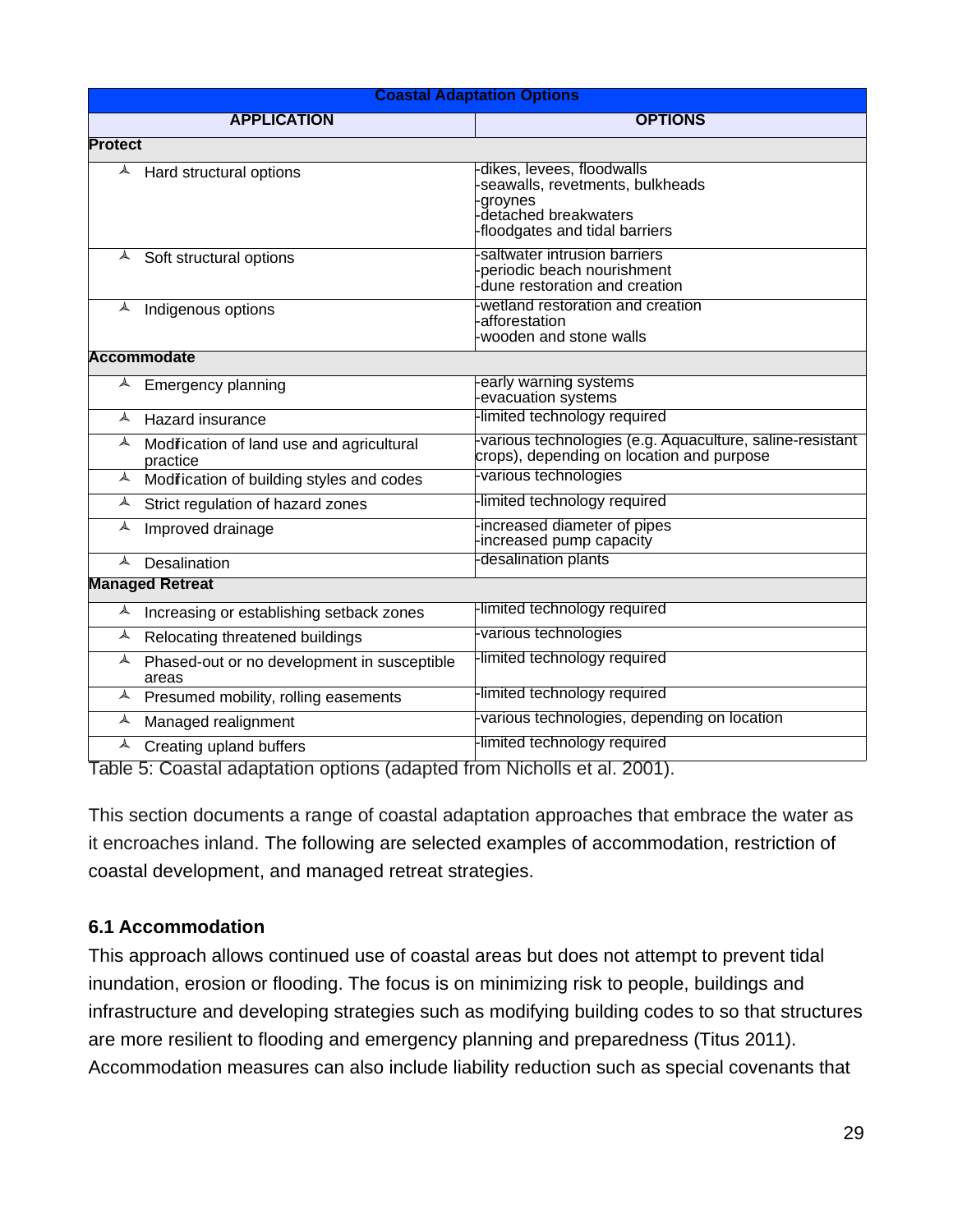| Coastal Adaptation Options | |
|---|---|
| **APPLICATION** | **OPTIONS** |
| **Protect** | |
| ⅄ Hard structural options | -dikes, levees, floodwalls<br>-seawalls, revetments, bulkheads<br>-groynes<br>-detached breakwaters<br>-floodgates and tidal barriers |
| ⅄ Soft structural options | -saltwater intrusion barriers<br>-periodic beach nourishment<br>-dune restoration and creation |
| ⅄ Indigenous options | -wetland restoration and creation<br>-afforestation<br>-wooden and stone walls |
| **Accommodate** | |
| ⅄ Emergency planning | -early warning systems<br>-evacuation systems |
| ⅄ Hazard insurance | -limited technology required |
| ⅄ Modification of land use and agricultural practice | -various technologies (e.g. Aquaculture, saline-resistant crops), depending on location and purpose |
| ⅄ Modification of building styles and codes | -various technologies |
| ⅄ Strict regulation of hazard zones | -limited technology required |
| ⅄ Improved drainage | -increased diameter of pipes<br>-increased pump capacity |
| ⅄ Desalination | -desalination plants |
| **Managed Retreat** | |
| ⅄ Increasing or establishing setback zones | -limited technology required |
| ⅄ Relocating threatened buildings | -various technologies |
| ⅄ Phased-out or no development in susceptible areas | -limited technology required |
| ⅄ Presumed mobility, rolling easements | -limited technology required |
| ⅄ Managed realignment | -various technologies, depending on location |
| ⅄ Creating upland buffers | -limited technology required |

Table 5: Coastal adaptation options (adapted from Nicholls et al. 2001).

This section documents a range of coastal adaptation approaches that embrace the water as it encroaches inland. The following are selected examples of accommodation, restriction of coastal development, and managed retreat strategies.

### 6.1 Accommodation

This approach allows continued use of coastal areas but does not attempt to prevent tidal inundation, erosion or flooding. The focus is on minimizing risk to people, buildings and infrastructure and developing strategies such as modifying building codes to so that structures are more resilient to flooding and emergency planning and preparedness (Titus 2011). Accommodation measures can also include liability reduction such as special covenants that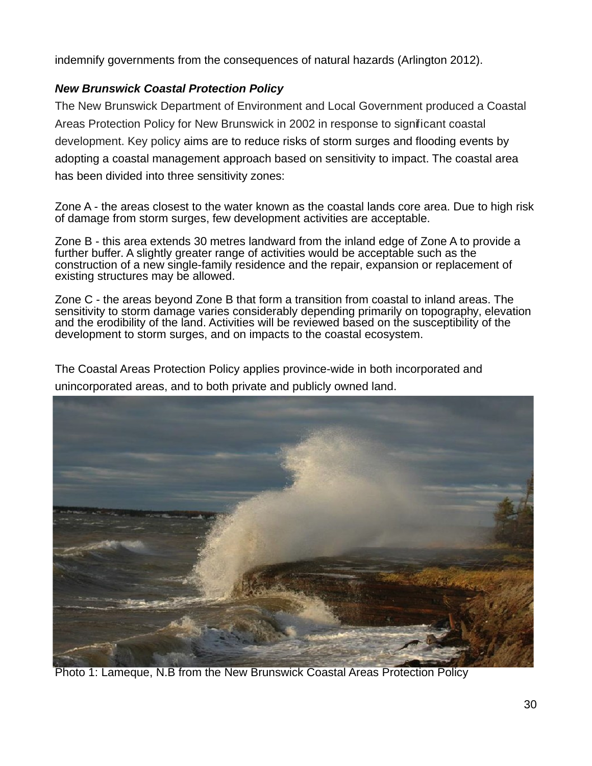indemnify governments from the consequences of natural hazards (Arlington 2012).

***New Brunswick Coastal Protection Policy***

The New Brunswick Department of Environment and Local Government produced a Coastal Areas Protection Policy for New Brunswick in 2002 in response to significant coastal development. Key policy aims are to reduce risks of storm surges and flooding events by adopting a coastal management approach based on sensitivity to impact. The coastal area has been divided into three sensitivity zones:

Zone A - the areas closest to the water known as the coastal lands core area. Due to high risk of damage from storm surges, few development activities are acceptable.

Zone B - this area extends 30 metres landward from the inland edge of Zone A to provide a further buffer. A slightly greater range of activities would be acceptable such as the construction of a new single-family residence and the repair, expansion or replacement of existing structures may be allowed.

Zone C - the areas beyond Zone B that form a transition from coastal to inland areas. The sensitivity to storm damage varies considerably depending primarily on topography, elevation and the erodibility of the land. Activities will be reviewed based on the susceptibility of the development to storm surges, and on impacts to the coastal ecosystem.

The Coastal Areas Protection Policy applies province-wide in both incorporated and unincorporated areas, and to both private and publicly owned land.

Photo 1: Lameque, N.B from the New Brunswick Coastal Areas Protection Policy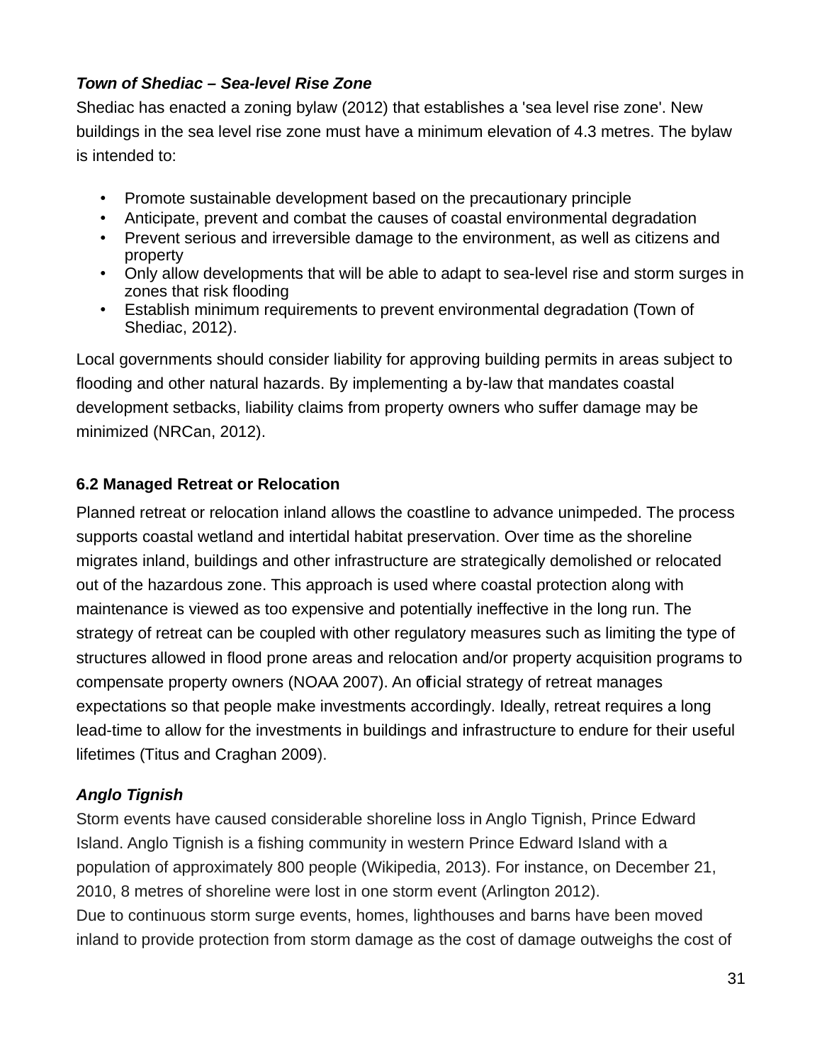***Town of Shediac – Sea-level Rise Zone***

Shediac has enacted a zoning bylaw (2012) that establishes a 'sea level rise zone'. New buildings in the sea level rise zone must have a minimum elevation of 4.3 metres. The bylaw is intended to:

- Promote sustainable development based on the precautionary principle
- Anticipate, prevent and combat the causes of coastal environmental degradation
- Prevent serious and irreversible damage to the environment, as well as citizens and property
- Only allow developments that will be able to adapt to sea-level rise and storm surges in zones that risk flooding
- Establish minimum requirements to prevent environmental degradation (Town of Shediac, 2012).

Local governments should consider liability for approving building permits in areas subject to flooding and other natural hazards. By implementing a by-law that mandates coastal development setbacks, liability claims from property owners who suffer damage may be minimized (NRCan, 2012).

### 6.2 Managed Retreat or Relocation

Planned retreat or relocation inland allows the coastline to advance unimpeded. The process supports coastal wetland and intertidal habitat preservation. Over time as the shoreline migrates inland, buildings and other infrastructure are strategically demolished or relocated out of the hazardous zone. This approach is used where coastal protection along with maintenance is viewed as too expensive and potentially ineffective in the long run. The strategy of retreat can be coupled with other regulatory measures such as limiting the type of structures allowed in flood prone areas and relocation and/or property acquisition programs to compensate property owners (NOAA 2007). An official strategy of retreat manages expectations so that people make investments accordingly. Ideally, retreat requires a long lead-time to allow for the investments in buildings and infrastructure to endure for their useful lifetimes (Titus and Craghan 2009).

***Anglo Tignish***

Storm events have caused considerable shoreline loss in Anglo Tignish, Prince Edward Island. Anglo Tignish is a fishing community in western Prince Edward Island with a population of approximately 800 people (Wikipedia, 2013). For instance, on December 21, 2010, 8 metres of shoreline were lost in one storm event (Arlington 2012).
Due to continuous storm surge events, homes, lighthouses and barns have been moved inland to provide protection from storm damage as the cost of damage outweighs the cost of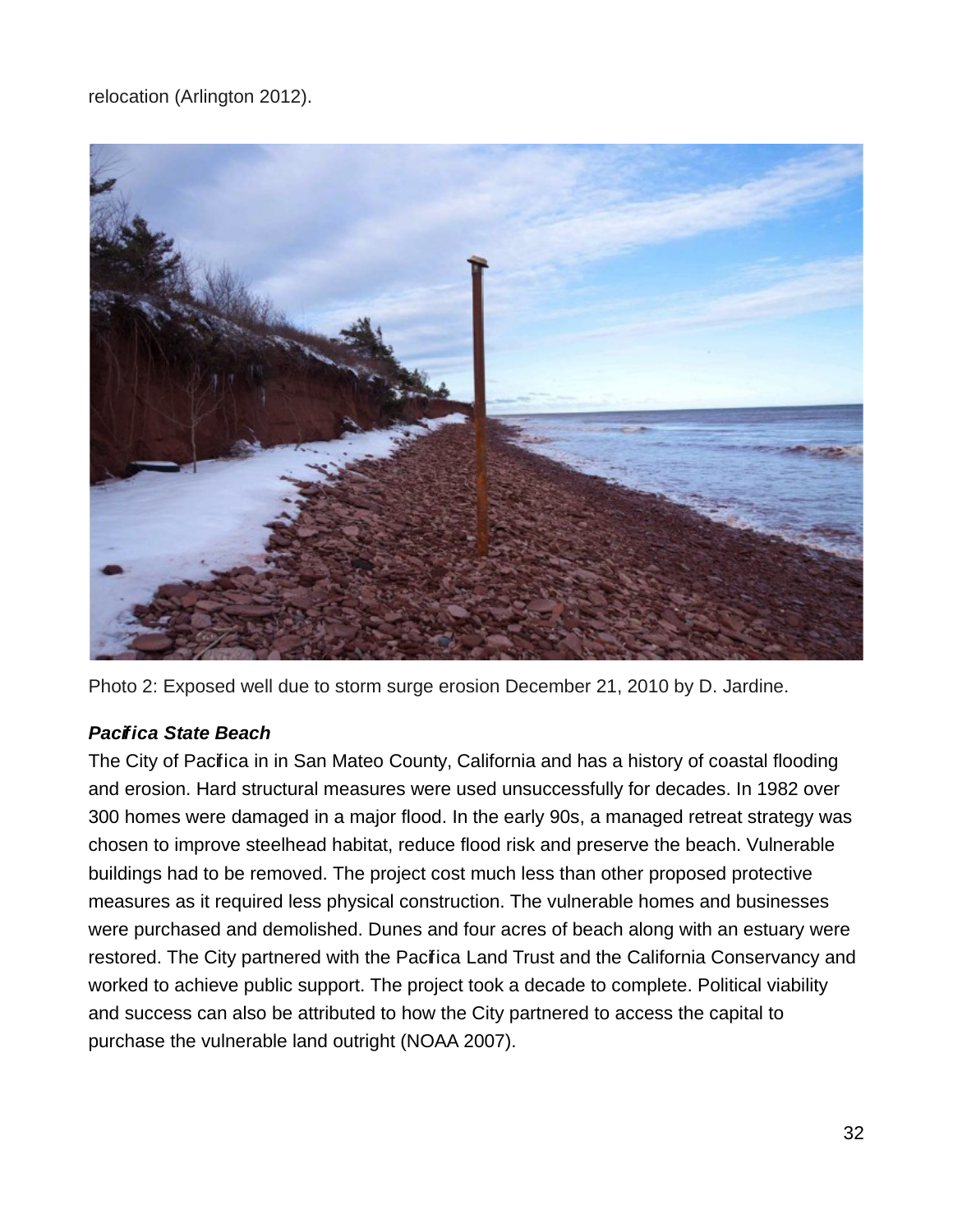relocation (Arlington 2012).

Photo 2: Exposed well due to storm surge erosion December 21, 2010 by D. Jardine.

***Pacifica State Beach***

The City of Pacifica in in San Mateo County, California and has a history of coastal flooding and erosion. Hard structural measures were used unsuccessfully for decades. In 1982 over 300 homes were damaged in a major flood. In the early 90s, a managed retreat strategy was chosen to improve steelhead habitat, reduce flood risk and preserve the beach. Vulnerable buildings had to be removed. The project cost much less than other proposed protective measures as it required less physical construction. The vulnerable homes and businesses were purchased and demolished. Dunes and four acres of beach along with an estuary were restored. The City partnered with the Pacifica Land Trust and the California Conservancy and worked to achieve public support. The project took a decade to complete. Political viability and success can also be attributed to how the City partnered to access the capital to purchase the vulnerable land outright (NOAA 2007).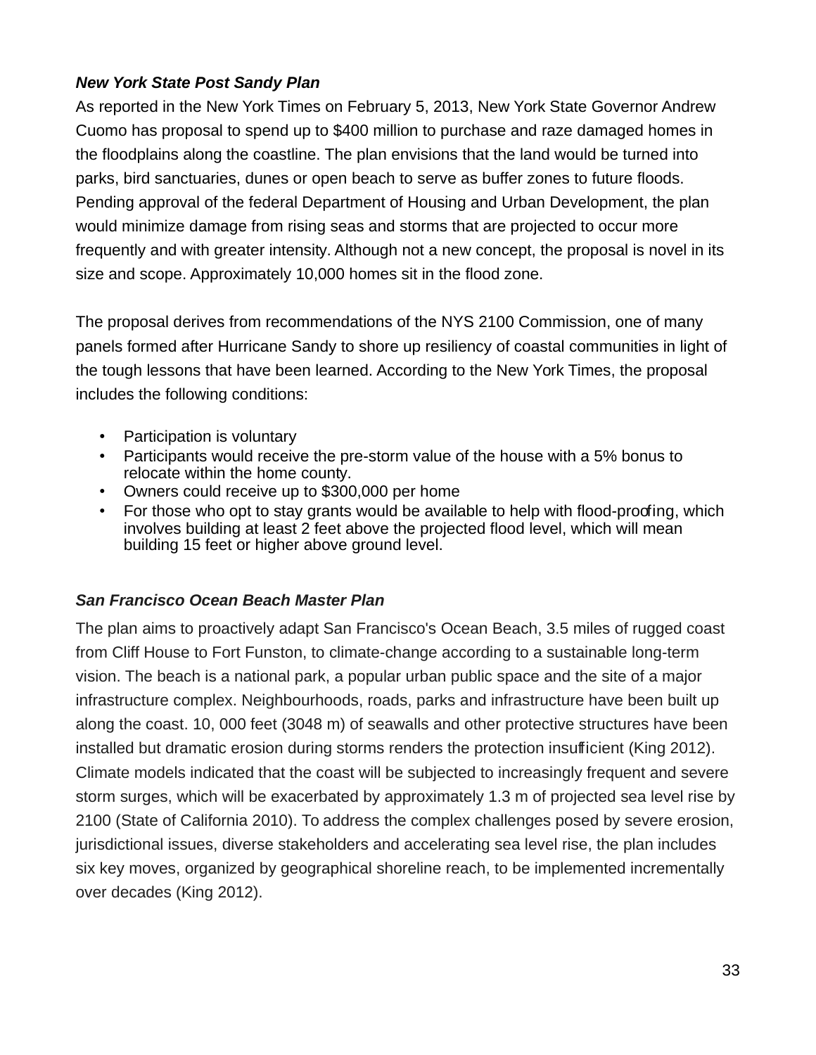***New York State Post Sandy Plan***

As reported in the New York Times on February 5, 2013, New York State Governor Andrew Cuomo has proposal to spend up to $400 million to purchase and raze damaged homes in the floodplains along the coastline. The plan envisions that the land would be turned into parks, bird sanctuaries, dunes or open beach to serve as buffer zones to future floods. Pending approval of the federal Department of Housing and Urban Development, the plan would minimize damage from rising seas and storms that are projected to occur more frequently and with greater intensity. Although not a new concept, the proposal is novel in its size and scope. Approximately 10,000 homes sit in the flood zone.

The proposal derives from recommendations of the NYS 2100 Commission, one of many panels formed after Hurricane Sandy to shore up resiliency of coastal communities in light of the tough lessons that have been learned. According to the New York Times, the proposal includes the following conditions:

- Participation is voluntary
- Participants would receive the pre-storm value of the house with a 5% bonus to relocate within the home county.
- Owners could receive up to $300,000 per home
- For those who opt to stay grants would be available to help with flood-proofing, which involves building at least 2 feet above the projected flood level, which will mean building 15 feet or higher above ground level.

***San Francisco Ocean Beach Master Plan***

The plan aims to proactively adapt San Francisco's Ocean Beach, 3.5 miles of rugged coast from Cliff House to Fort Funston, to climate-change according to a sustainable long-term vision. The beach is a national park, a popular urban public space and the site of a major infrastructure complex. Neighbourhoods, roads, parks and infrastructure have been built up along the coast. 10, 000 feet (3048 m) of seawalls and other protective structures have been installed but dramatic erosion during storms renders the protection insufficient (King 2012). Climate models indicated that the coast will be subjected to increasingly frequent and severe storm surges, which will be exacerbated by approximately 1.3 m of projected sea level rise by 2100 (State of California 2010). To address the complex challenges posed by severe erosion, jurisdictional issues, diverse stakeholders and accelerating sea level rise, the plan includes six key moves, organized by geographical shoreline reach, to be implemented incrementally over decades (King 2012).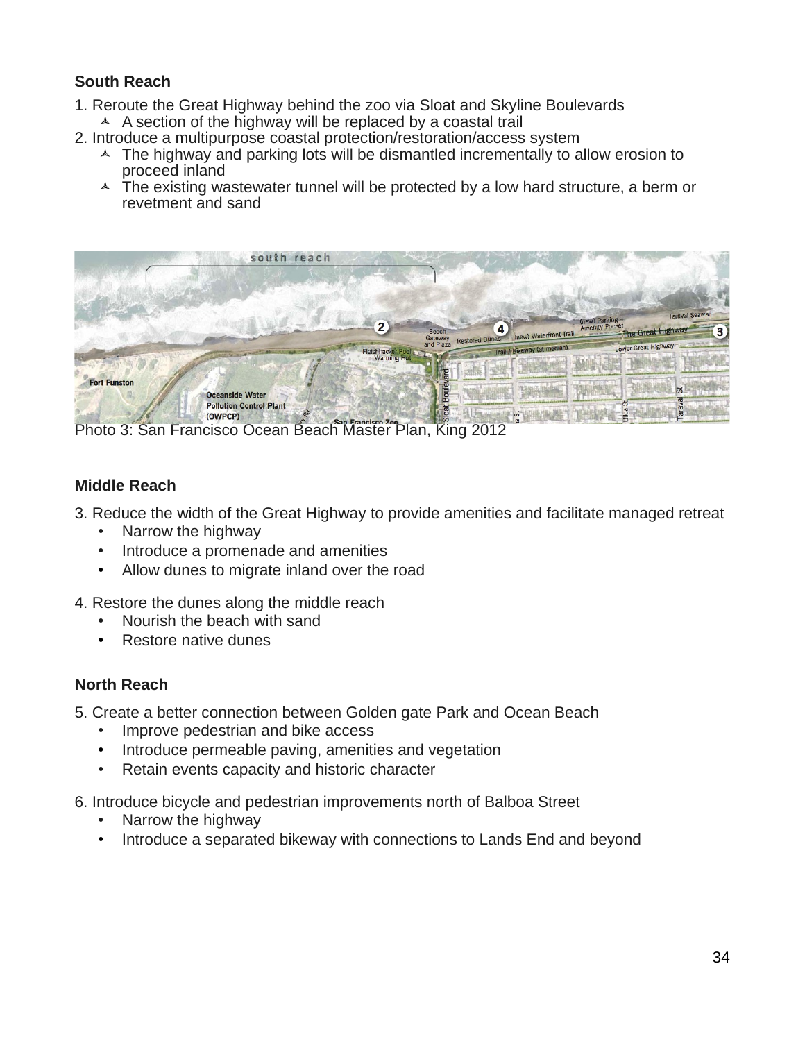### South Reach

1. Reroute the Great Highway behind the zoo via Sloat and Skyline Boulevards
    - A section of the highway will be replaced by a coastal trail
2. Introduce a multipurpose coastal protection/restoration/access system
    - The highway and parking lots will be dismantled incrementally to allow erosion to proceed inland
    - The existing wastewater tunnel will be protected by a low hard structure, a berm or revetment and sand

Photo 3: San Francisco Ocean Beach Master Plan, King 2012

### Middle Reach

3. Reduce the width of the Great Highway to provide amenities and facilitate managed retreat
    - Narrow the highway
    - Introduce a promenade and amenities
    - Allow dunes to migrate inland over the road

4. Restore the dunes along the middle reach
    - Nourish the beach with sand
    - Restore native dunes

### North Reach

5. Create a better connection between Golden gate Park and Ocean Beach
    - Improve pedestrian and bike access
    - Introduce permeable paving, amenities and vegetation
    - Retain events capacity and historic character

6. Introduce bicycle and pedestrian improvements north of Balboa Street
    - Narrow the highway
    - Introduce a separated bikeway with connections to Lands End and beyond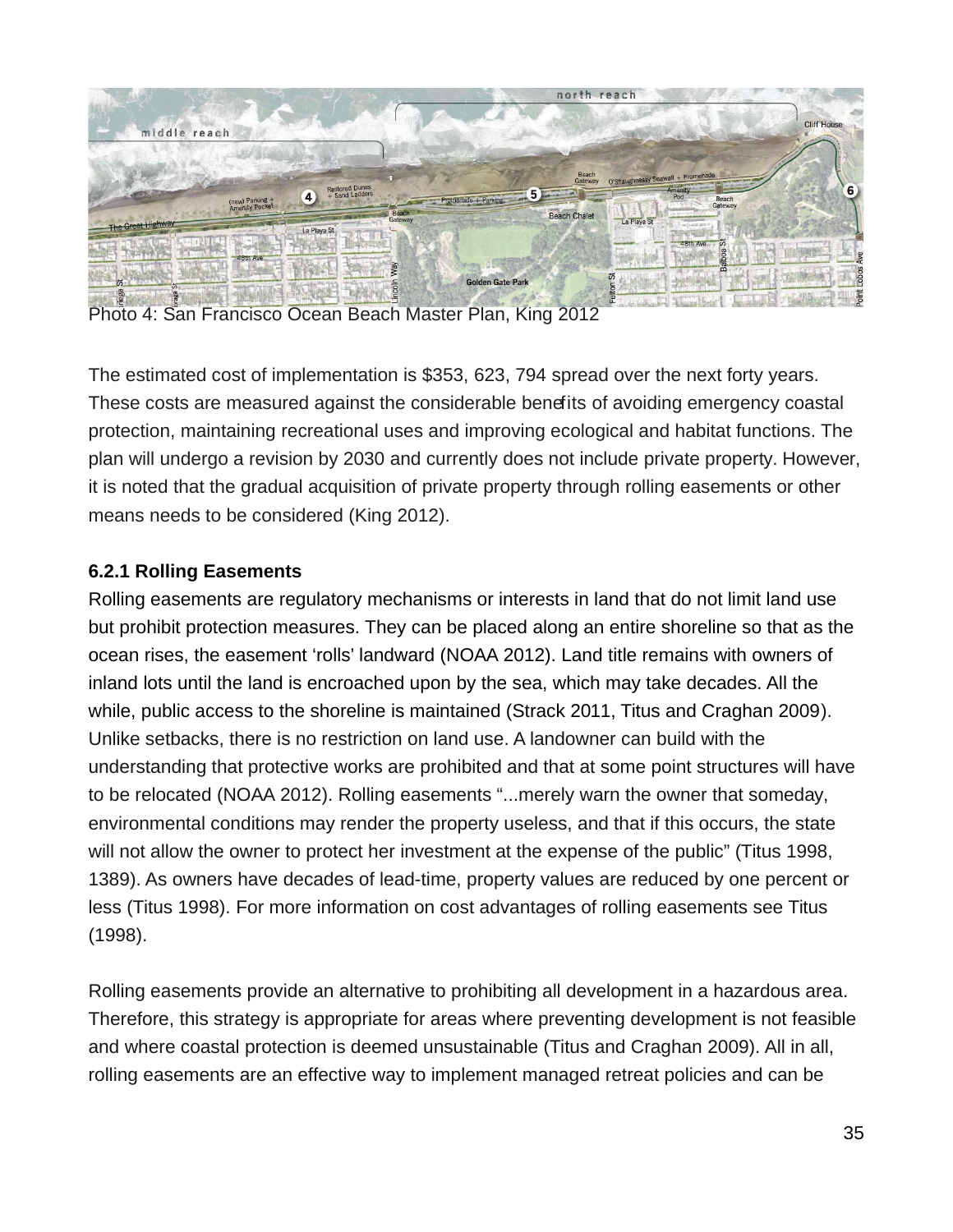Photo 4: San Francisco Ocean Beach Master Plan, King 2012

The estimated cost of implementation is $353, 623, 794 spread over the next forty years. These costs are measured against the considerable benefits of avoiding emergency coastal protection, maintaining recreational uses and improving ecological and habitat functions. The plan will undergo a revision by 2030 and currently does not include private property. However, it is noted that the gradual acquisition of private property through rolling easements or other means needs to be considered (King 2012).

**6.2.1 Rolling Easements**

Rolling easements are regulatory mechanisms or interests in land that do not limit land use but prohibit protection measures. They can be placed along an entire shoreline so that as the ocean rises, the easement 'rolls' landward (NOAA 2012). Land title remains with owners of inland lots until the land is encroached upon by the sea, which may take decades. All the while, public access to the shoreline is maintained (Strack 2011, Titus and Craghan 2009). Unlike setbacks, there is no restriction on land use. A landowner can build with the understanding that protective works are prohibited and that at some point structures will have to be relocated (NOAA 2012). Rolling easements "...merely warn the owner that someday, environmental conditions may render the property useless, and that if this occurs, the state will not allow the owner to protect her investment at the expense of the public" (Titus 1998, 1389). As owners have decades of lead-time, property values are reduced by one percent or less (Titus 1998). For more information on cost advantages of rolling easements see Titus (1998).

Rolling easements provide an alternative to prohibiting all development in a hazardous area. Therefore, this strategy is appropriate for areas where preventing development is not feasible and where coastal protection is deemed unsustainable (Titus and Craghan 2009). All in all, rolling easements are an effective way to implement managed retreat policies and can be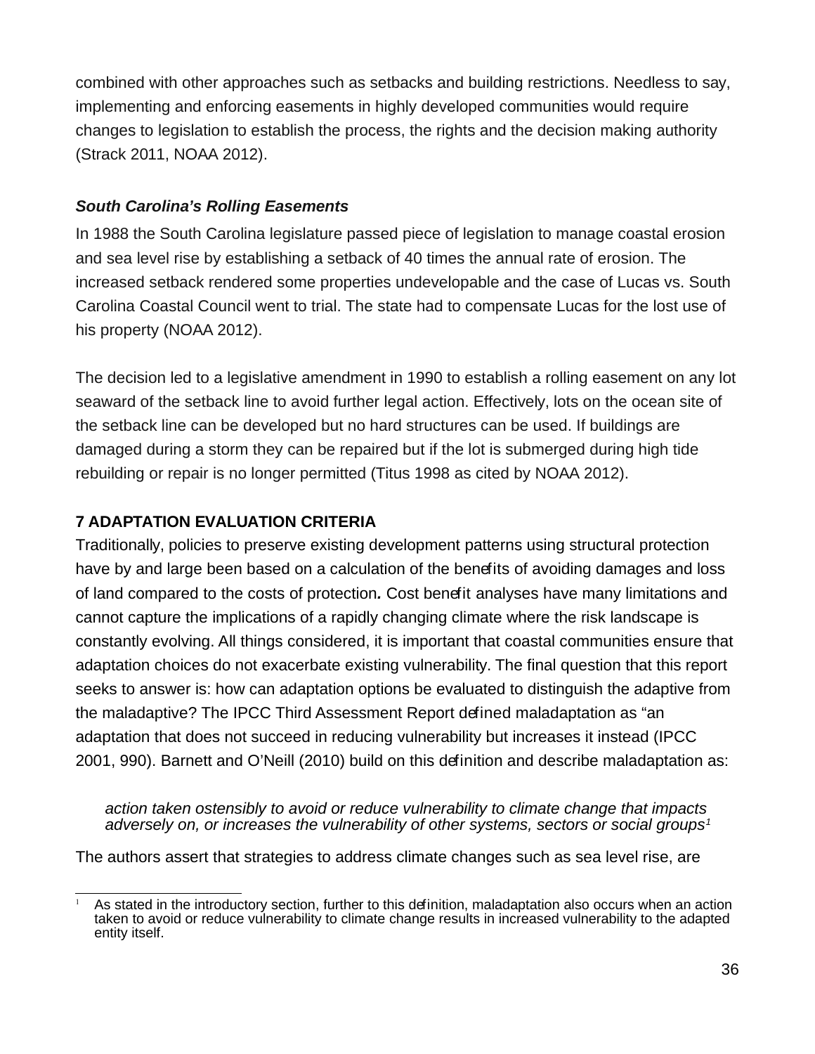combined with other approaches such as setbacks and building restrictions. Needless to say, implementing and enforcing easements in highly developed communities would require changes to legislation to establish the process, the rights and the decision making authority (Strack 2011, NOAA 2012).

### *South Carolina's Rolling Easements*

In 1988 the South Carolina legislature passed piece of legislation to manage coastal erosion and sea level rise by establishing a setback of 40 times the annual rate of erosion. The increased setback rendered some properties undevelopable and the case of Lucas vs. South Carolina Coastal Council went to trial. The state had to compensate Lucas for the lost use of his property (NOAA 2012).

The decision led to a legislative amendment in 1990 to establish a rolling easement on any lot seaward of the setback line to avoid further legal action. Effectively, lots on the ocean site of the setback line can be developed but no hard structures can be used. If buildings are damaged during a storm they can be repaired but if the lot is submerged during high tide rebuilding or repair is no longer permitted (Titus 1998 as cited by NOAA 2012).

## 7 ADAPTATION EVALUATION CRITERIA

Traditionally, policies to preserve existing development patterns using structural protection have by and large been based on a calculation of the benefits of avoiding damages and loss of land compared to the costs of protection**.** Cost benefit analyses have many limitations and cannot capture the implications of a rapidly changing climate where the risk landscape is constantly evolving. All things considered, it is important that coastal communities ensure that adaptation choices do not exacerbate existing vulnerability. The final question that this report seeks to answer is: how can adaptation options be evaluated to distinguish the adaptive from the maladaptive? The IPCC Third Assessment Report defined maladaptation as "an adaptation that does not succeed in reducing vulnerability but increases it instead (IPCC 2001, 990). Barnett and O'Neill (2010) build on this definition and describe maladaptation as:

> *action taken ostensibly to avoid or reduce vulnerability to climate change that impacts adversely on, or increases the vulnerability of other systems, sectors or social groups*[1]

The authors assert that strategies to address climate changes such as sea level rise, are

---

[1] As stated in the introductory section, further to this definition, maladaptation also occurs when an action taken to avoid or reduce vulnerability to climate change results in increased vulnerability to the adapted entity itself.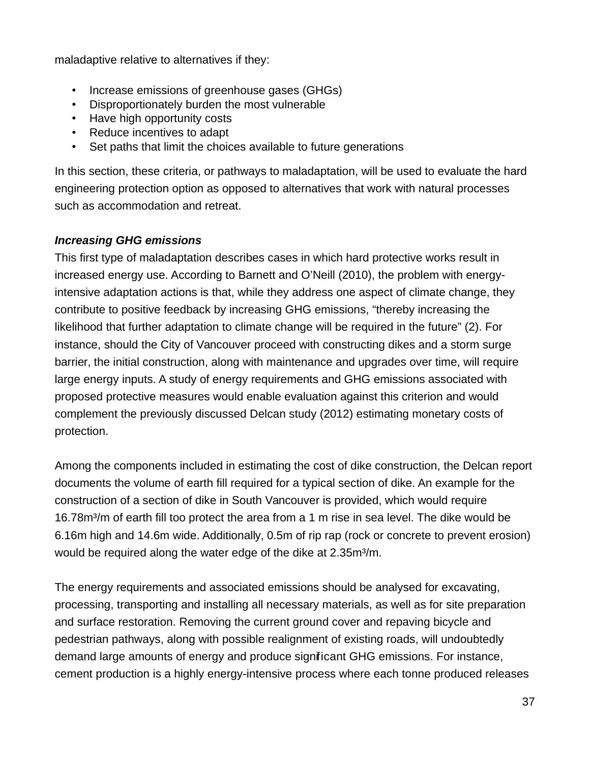maladaptive relative to alternatives if they:

- Increase emissions of greenhouse gases (GHGs)
- Disproportionately burden the most vulnerable
- Have high opportunity costs
- Reduce incentives to adapt
- Set paths that limit the choices available to future generations

In this section, these criteria, or pathways to maladaptation, will be used to evaluate the hard engineering protection option as opposed to alternatives that work with natural processes such as accommodation and retreat.

***Increasing GHG emissions***

This first type of maladaptation describes cases in which hard protective works result in increased energy use. According to Barnett and O'Neill (2010), the problem with energy-intensive adaptation actions is that, while they address one aspect of climate change, they contribute to positive feedback by increasing GHG emissions, "thereby increasing the likelihood that further adaptation to climate change will be required in the future" (2). For instance, should the City of Vancouver proceed with constructing dikes and a storm surge barrier, the initial construction, along with maintenance and upgrades over time, will require large energy inputs. A study of energy requirements and GHG emissions associated with proposed protective measures would enable evaluation against this criterion and would complement the previously discussed Delcan study (2012) estimating monetary costs of protection.

Among the components included in estimating the cost of dike construction, the Delcan report documents the volume of earth fill required for a typical section of dike. An example for the construction of a section of dike in South Vancouver is provided, which would require 16.78m$^3$/m of earth fill too protect the area from a 1 m rise in sea level. The dike would be 6.16m high and 14.6m wide. Additionally, 0.5m of rip rap (rock or concrete to prevent erosion) would be required along the water edge of the dike at 2.35m$^3$/m.

The energy requirements and associated emissions should be analysed for excavating, processing, transporting and installing all necessary materials, as well as for site preparation and surface restoration. Removing the current ground cover and repaving bicycle and pedestrian pathways, along with possible realignment of existing roads, will undoubtedly demand large amounts of energy and produce significant GHG emissions. For instance, cement production is a highly energy-intensive process where each tonne produced releases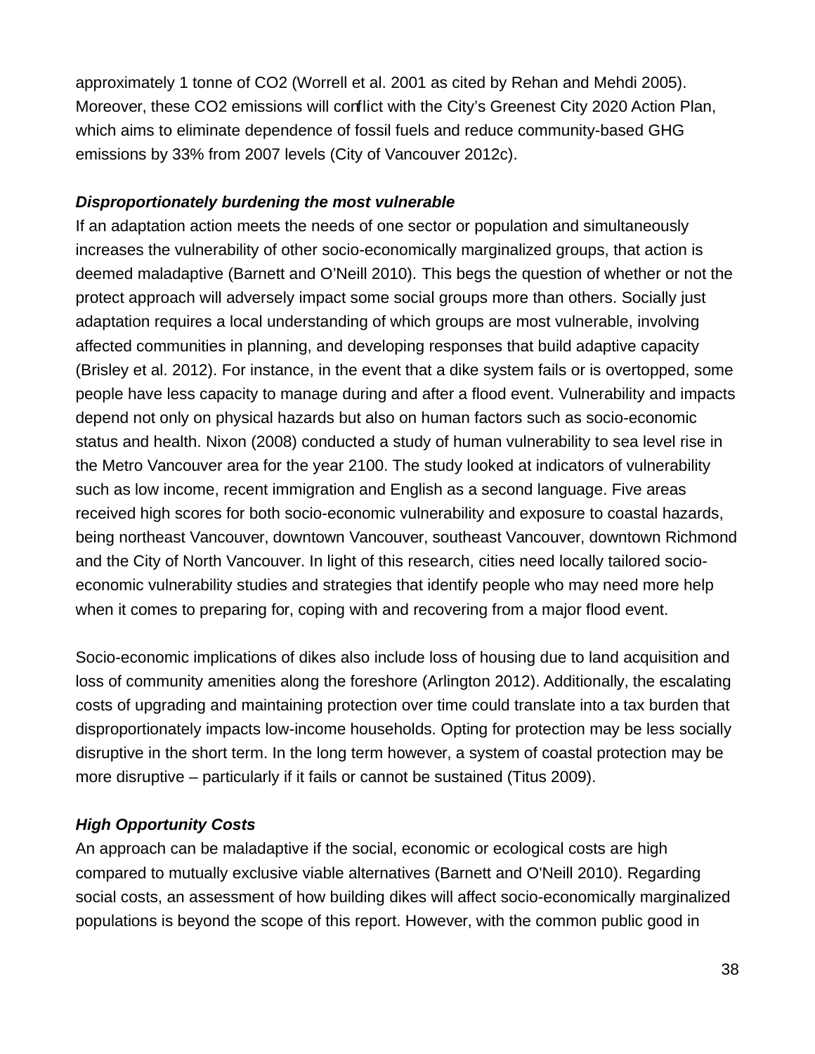approximately 1 tonne of $CO_2$ (Worrell et al. 2001 as cited by Rehan and Mehdi 2005). Moreover, these $CO_2$ emissions will conflict with the City's Greenest City 2020 Action Plan, which aims to eliminate dependence of fossil fuels and reduce community-based GHG emissions by 33% from 2007 levels (City of Vancouver 2012c).

***Disproportionately burdening the most vulnerable***

If an adaptation action meets the needs of one sector or population and simultaneously increases the vulnerability of other socio-economically marginalized groups, that action is deemed maladaptive (Barnett and O'Neill 2010). This begs the question of whether or not the protect approach will adversely impact some social groups more than others. Socially just adaptation requires a local understanding of which groups are most vulnerable, involving affected communities in planning, and developing responses that build adaptive capacity (Brisley et al. 2012). For instance, in the event that a dike system fails or is overtopped, some people have less capacity to manage during and after a flood event. Vulnerability and impacts depend not only on physical hazards but also on human factors such as socio-economic status and health. Nixon (2008) conducted a study of human vulnerability to sea level rise in the Metro Vancouver area for the year 2100. The study looked at indicators of vulnerability such as low income, recent immigration and English as a second language. Five areas received high scores for both socio-economic vulnerability and exposure to coastal hazards, being northeast Vancouver, downtown Vancouver, southeast Vancouver, downtown Richmond and the City of North Vancouver. In light of this research, cities need locally tailored socio-economic vulnerability studies and strategies that identify people who may need more help when it comes to preparing for, coping with and recovering from a major flood event.

Socio-economic implications of dikes also include loss of housing due to land acquisition and loss of community amenities along the foreshore (Arlington 2012). Additionally, the escalating costs of upgrading and maintaining protection over time could translate into a tax burden that disproportionately impacts low-income households. Opting for protection may be less socially disruptive in the short term. In the long term however, a system of coastal protection may be more disruptive – particularly if it fails or cannot be sustained (Titus 2009).

***High Opportunity Costs***

An approach can be maladaptive if the social, economic or ecological costs are high compared to mutually exclusive viable alternatives (Barnett and O'Neill 2010). Regarding social costs, an assessment of how building dikes will affect socio-economically marginalized populations is beyond the scope of this report. However, with the common public good in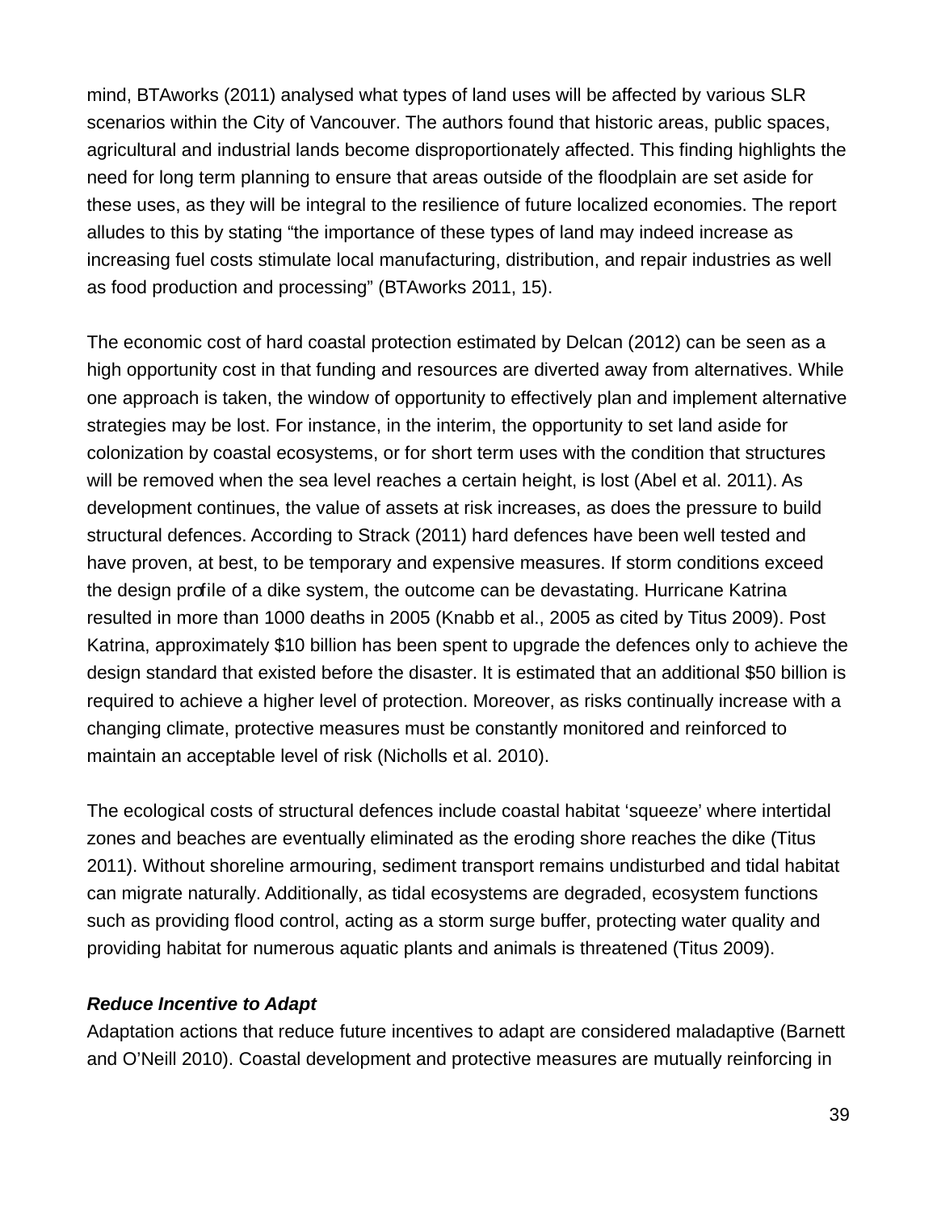mind, BTAworks (2011) analysed what types of land uses will be affected by various SLR scenarios within the City of Vancouver. The authors found that historic areas, public spaces, agricultural and industrial lands become disproportionately affected. This finding highlights the need for long term planning to ensure that areas outside of the floodplain are set aside for these uses, as they will be integral to the resilience of future localized economies. The report alludes to this by stating "the importance of these types of land may indeed increase as increasing fuel costs stimulate local manufacturing, distribution, and repair industries as well as food production and processing" (BTAworks 2011, 15).

The economic cost of hard coastal protection estimated by Delcan (2012) can be seen as a high opportunity cost in that funding and resources are diverted away from alternatives. While one approach is taken, the window of opportunity to effectively plan and implement alternative strategies may be lost. For instance, in the interim, the opportunity to set land aside for colonization by coastal ecosystems, or for short term uses with the condition that structures will be removed when the sea level reaches a certain height, is lost (Abel et al. 2011). As development continues, the value of assets at risk increases, as does the pressure to build structural defences. According to Strack (2011) hard defences have been well tested and have proven, at best, to be temporary and expensive measures. If storm conditions exceed the design profile of a dike system, the outcome can be devastating. Hurricane Katrina resulted in more than 1000 deaths in 2005 (Knabb et al., 2005 as cited by Titus 2009). Post Katrina, approximately $10 billion has been spent to upgrade the defences only to achieve the design standard that existed before the disaster. It is estimated that an additional $50 billion is required to achieve a higher level of protection. Moreover, as risks continually increase with a changing climate, protective measures must be constantly monitored and reinforced to maintain an acceptable level of risk (Nicholls et al. 2010).

The ecological costs of structural defences include coastal habitat 'squeeze' where intertidal zones and beaches are eventually eliminated as the eroding shore reaches the dike (Titus 2011). Without shoreline armouring, sediment transport remains undisturbed and tidal habitat can migrate naturally. Additionally, as tidal ecosystems are degraded, ecosystem functions such as providing flood control, acting as a storm surge buffer, protecting water quality and providing habitat for numerous aquatic plants and animals is threatened (Titus 2009).

***Reduce Incentive to Adapt***

Adaptation actions that reduce future incentives to adapt are considered maladaptive (Barnett and O'Neill 2010). Coastal development and protective measures are mutually reinforcing in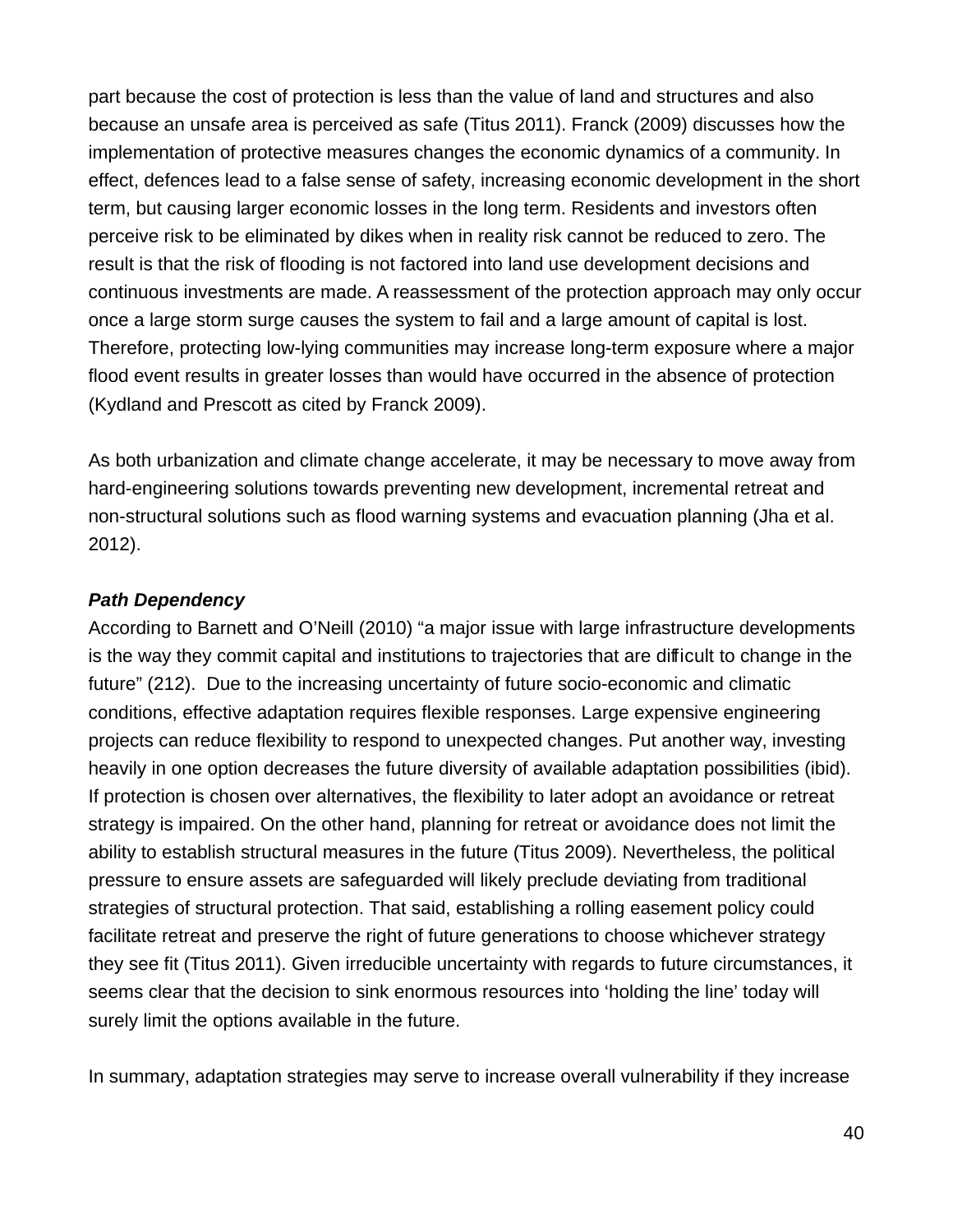part because the cost of protection is less than the value of land and structures and also because an unsafe area is perceived as safe (Titus 2011). Franck (2009) discusses how the implementation of protective measures changes the economic dynamics of a community. In effect, defences lead to a false sense of safety, increasing economic development in the short term, but causing larger economic losses in the long term. Residents and investors often perceive risk to be eliminated by dikes when in reality risk cannot be reduced to zero. The result is that the risk of flooding is not factored into land use development decisions and continuous investments are made. A reassessment of the protection approach may only occur once a large storm surge causes the system to fail and a large amount of capital is lost. Therefore, protecting low-lying communities may increase long-term exposure where a major flood event results in greater losses than would have occurred in the absence of protection (Kydland and Prescott as cited by Franck 2009).

As both urbanization and climate change accelerate, it may be necessary to move away from hard-engineering solutions towards preventing new development, incremental retreat and non-structural solutions such as flood warning systems and evacuation planning (Jha et al. 2012).

***Path Dependency***

According to Barnett and O'Neill (2010) "a major issue with large infrastructure developments is the way they commit capital and institutions to trajectories that are difficult to change in the future" (212). Due to the increasing uncertainty of future socio-economic and climatic conditions, effective adaptation requires flexible responses. Large expensive engineering projects can reduce flexibility to respond to unexpected changes. Put another way, investing heavily in one option decreases the future diversity of available adaptation possibilities (ibid). If protection is chosen over alternatives, the flexibility to later adopt an avoidance or retreat strategy is impaired. On the other hand, planning for retreat or avoidance does not limit the ability to establish structural measures in the future (Titus 2009). Nevertheless, the political pressure to ensure assets are safeguarded will likely preclude deviating from traditional strategies of structural protection. That said, establishing a rolling easement policy could facilitate retreat and preserve the right of future generations to choose whichever strategy they see fit (Titus 2011). Given irreducible uncertainty with regards to future circumstances, it seems clear that the decision to sink enormous resources into 'holding the line' today will surely limit the options available in the future.

In summary, adaptation strategies may serve to increase overall vulnerability if they increase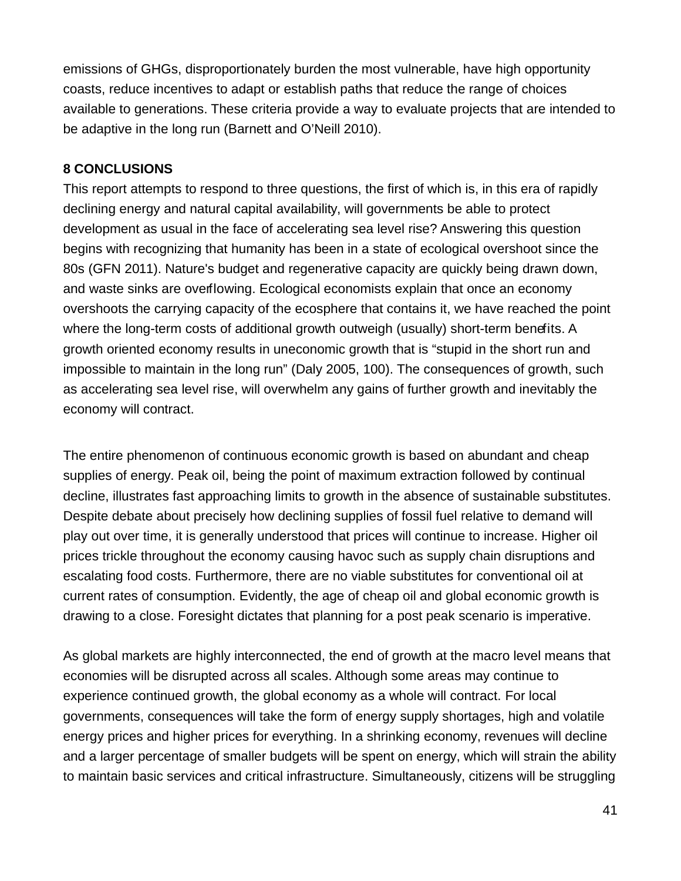emissions of GHGs, disproportionately burden the most vulnerable, have high opportunity coasts, reduce incentives to adapt or establish paths that reduce the range of choices available to generations. These criteria provide a way to evaluate projects that are intended to be adaptive in the long run (Barnett and O'Neill 2010).

## 8 CONCLUSIONS

This report attempts to respond to three questions, the first of which is, in this era of rapidly declining energy and natural capital availability, will governments be able to protect development as usual in the face of accelerating sea level rise? Answering this question begins with recognizing that humanity has been in a state of ecological overshoot since the 80s (GFN 2011). Nature's budget and regenerative capacity are quickly being drawn down, and waste sinks are overflowing. Ecological economists explain that once an economy overshoots the carrying capacity of the ecosphere that contains it, we have reached the point where the long-term costs of additional growth outweigh (usually) short-term benefits. A growth oriented economy results in uneconomic growth that is "stupid in the short run and impossible to maintain in the long run" (Daly 2005, 100). The consequences of growth, such as accelerating sea level rise, will overwhelm any gains of further growth and inevitably the economy will contract.

The entire phenomenon of continuous economic growth is based on abundant and cheap supplies of energy. Peak oil, being the point of maximum extraction followed by continual decline, illustrates fast approaching limits to growth in the absence of sustainable substitutes. Despite debate about precisely how declining supplies of fossil fuel relative to demand will play out over time, it is generally understood that prices will continue to increase. Higher oil prices trickle throughout the economy causing havoc such as supply chain disruptions and escalating food costs. Furthermore, there are no viable substitutes for conventional oil at current rates of consumption. Evidently, the age of cheap oil and global economic growth is drawing to a close. Foresight dictates that planning for a post peak scenario is imperative.

As global markets are highly interconnected, the end of growth at the macro level means that economies will be disrupted across all scales. Although some areas may continue to experience continued growth, the global economy as a whole will contract. For local governments, consequences will take the form of energy supply shortages, high and volatile energy prices and higher prices for everything. In a shrinking economy, revenues will decline and a larger percentage of smaller budgets will be spent on energy, which will strain the ability to maintain basic services and critical infrastructure. Simultaneously, citizens will be struggling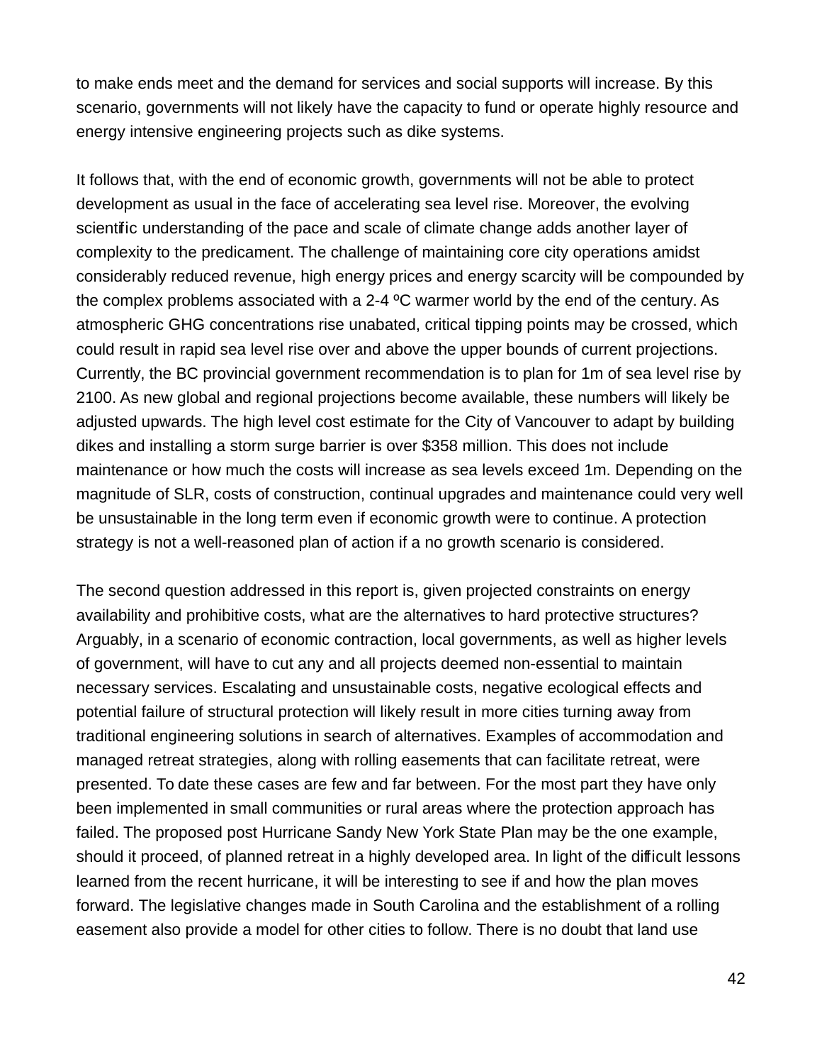to make ends meet and the demand for services and social supports will increase. By this scenario, governments will not likely have the capacity to fund or operate highly resource and energy intensive engineering projects such as dike systems.

It follows that, with the end of economic growth, governments will not be able to protect development as usual in the face of accelerating sea level rise. Moreover, the evolving scientific understanding of the pace and scale of climate change adds another layer of complexity to the predicament. The challenge of maintaining core city operations amidst considerably reduced revenue, high energy prices and energy scarcity will be compounded by the complex problems associated with a 2-4 ºC warmer world by the end of the century. As atmospheric GHG concentrations rise unabated, critical tipping points may be crossed, which could result in rapid sea level rise over and above the upper bounds of current projections. Currently, the BC provincial government recommendation is to plan for 1m of sea level rise by 2100. As new global and regional projections become available, these numbers will likely be adjusted upwards. The high level cost estimate for the City of Vancouver to adapt by building dikes and installing a storm surge barrier is over $358 million. This does not include maintenance or how much the costs will increase as sea levels exceed 1m. Depending on the magnitude of SLR, costs of construction, continual upgrades and maintenance could very well be unsustainable in the long term even if economic growth were to continue. A protection strategy is not a well-reasoned plan of action if a no growth scenario is considered.

The second question addressed in this report is, given projected constraints on energy availability and prohibitive costs, what are the alternatives to hard protective structures? Arguably, in a scenario of economic contraction, local governments, as well as higher levels of government, will have to cut any and all projects deemed non-essential to maintain necessary services. Escalating and unsustainable costs, negative ecological effects and potential failure of structural protection will likely result in more cities turning away from traditional engineering solutions in search of alternatives. Examples of accommodation and managed retreat strategies, along with rolling easements that can facilitate retreat, were presented. To date these cases are few and far between. For the most part they have only been implemented in small communities or rural areas where the protection approach has failed. The proposed post Hurricane Sandy New York State Plan may be the one example, should it proceed, of planned retreat in a highly developed area. In light of the difficult lessons learned from the recent hurricane, it will be interesting to see if and how the plan moves forward. The legislative changes made in South Carolina and the establishment of a rolling easement also provide a model for other cities to follow. There is no doubt that land use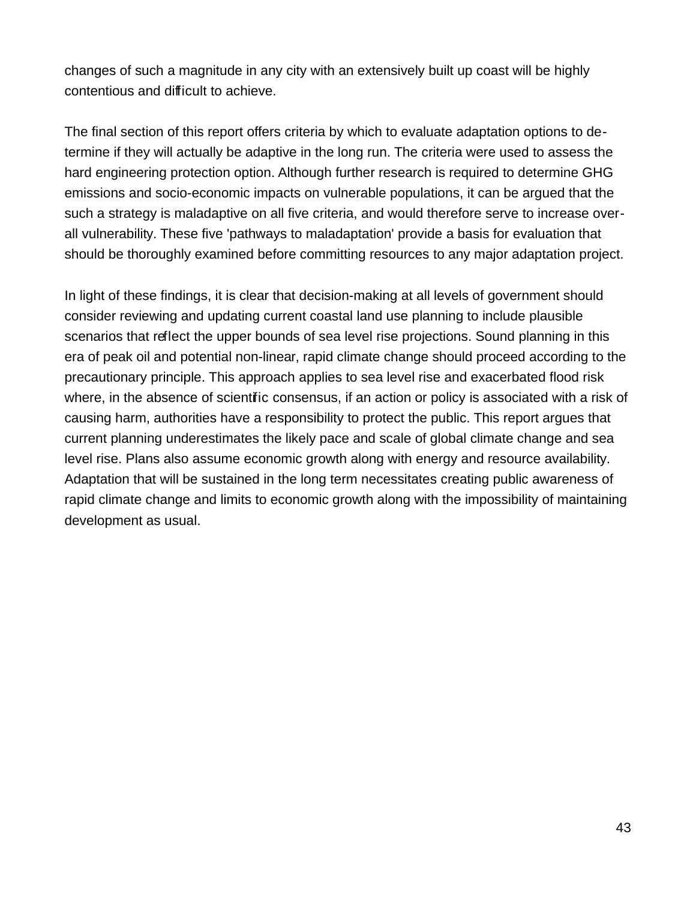changes of such a magnitude in any city with an extensively built up coast will be highly contentious and difficult to achieve.

The final section of this report offers criteria by which to evaluate adaptation options to determine if they will actually be adaptive in the long run. The criteria were used to assess the hard engineering protection option. Although further research is required to determine GHG emissions and socio-economic impacts on vulnerable populations, it can be argued that the such a strategy is maladaptive on all five criteria, and would therefore serve to increase overall vulnerability. These five 'pathways to maladaptation' provide a basis for evaluation that should be thoroughly examined before committing resources to any major adaptation project.

In light of these findings, it is clear that decision-making at all levels of government should consider reviewing and updating current coastal land use planning to include plausible scenarios that reflect the upper bounds of sea level rise projections. Sound planning in this era of peak oil and potential non-linear, rapid climate change should proceed according to the precautionary principle. This approach applies to sea level rise and exacerbated flood risk where, in the absence of scientific consensus, if an action or policy is associated with a risk of causing harm, authorities have a responsibility to protect the public. This report argues that current planning underestimates the likely pace and scale of global climate change and sea level rise. Plans also assume economic growth along with energy and resource availability. Adaptation that will be sustained in the long term necessitates creating public awareness of rapid climate change and limits to economic growth along with the impossibility of maintaining development as usual.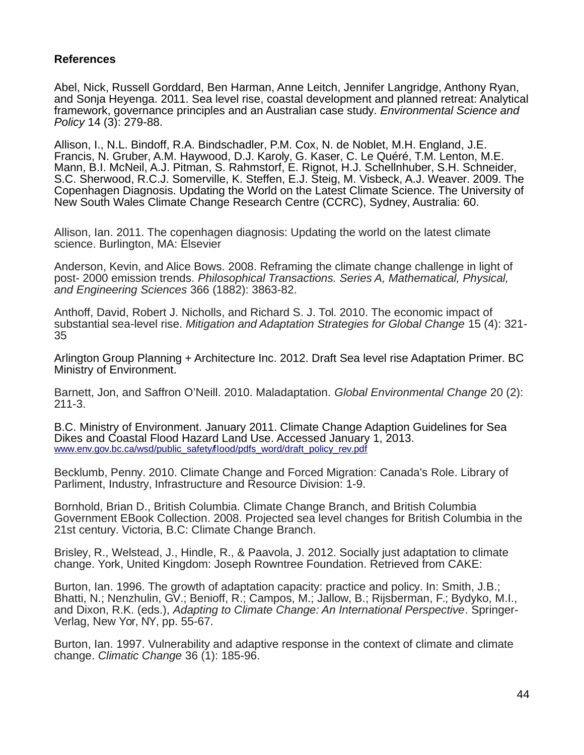**References**

Abel, Nick, Russell Gorddard, Ben Harman, Anne Leitch, Jennifer Langridge, Anthony Ryan, and Sonja Heyenga. 2011. Sea level rise, coastal development and planned retreat: Analytical framework, governance principles and an Australian case study. *Environmental Science and Policy* 14 (3): 279-88.

Allison, I., N.L. Bindoff, R.A. Bindschadler, P.M. Cox, N. de Noblet, M.H. England, J.E. Francis, N. Gruber, A.M. Haywood, D.J. Karoly, G. Kaser, C. Le Quéré, T.M. Lenton, M.E. Mann, B.I. McNeil, A.J. Pitman, S. Rahmstorf, E. Rignot, H.J. Schellnhuber, S.H. Schneider, S.C. Sherwood, R.C.J. Somerville, K. Steffen, E.J. Steig, M. Visbeck, A.J. Weaver. 2009. The Copenhagen Diagnosis. Updating the World on the Latest Climate Science. The University of New South Wales Climate Change Research Centre (CCRC), Sydney, Australia: 60.

Allison, Ian. 2011. The copenhagen diagnosis: Updating the world on the latest climate science. Burlington, MA: Elsevier

Anderson, Kevin, and Alice Bows. 2008. Reframing the climate change challenge in light of post- 2000 emission trends. *Philosophical Transactions. Series A, Mathematical, Physical, and Engineering Sciences* 366 (1882): 3863-82.

Anthoff, David, Robert J. Nicholls, and Richard S. J. Tol. 2010. The economic impact of substantial sea-level rise. *Mitigation and Adaptation Strategies for Global Change* 15 (4): 321-35

Arlington Group Planning + Architecture Inc. 2012. Draft Sea level rise Adaptation Primer. BC Ministry of Environment.

Barnett, Jon, and Saffron O'Neill. 2010. Maladaptation. *Global Environmental Change* 20 (2): 211-3.

B.C. Ministry of Environment. January 2011. Climate Change Adaption Guidelines for Sea Dikes and Coastal Flood Hazard Land Use. Accessed January 1, 2013. www.env.gov.bc.ca/wsd/public_safety/flood/pdfs_word/draft_policy_rev.pdf

Becklumb, Penny. 2010. Climate Change and Forced Migration: Canada's Role. Library of Parliment, Industry, Infrastructure and Resource Division: 1-9.

Bornhold, Brian D., British Columbia. Climate Change Branch, and British Columbia Government EBook Collection. 2008. Projected sea level changes for British Columbia in the 21st century. Victoria, B.C: Climate Change Branch.

Brisley, R., Welstead, J., Hindle, R., & Paavola, J. 2012. Socially just adaptation to climate change. York, United Kingdom: Joseph Rowntree Foundation. Retrieved from CAKE:

Burton, Ian. 1996. The growth of adaptation capacity: practice and policy. In: Smith, J.B.; Bhatti, N.; Nenzhulin, GV.; Benioff, R.; Campos, M.; Jallow, B.; Rijsberman, F.; Bydyko, M.I., and Dixon, R.K. (eds.), *Adapting to Climate Change: An International Perspective*. Springer-Verlag, New Yor, NY, pp. 55-67.

Burton, Ian. 1997. Vulnerability and adaptive response in the context of climate and climate change. *Climatic Change* 36 (1): 185-96.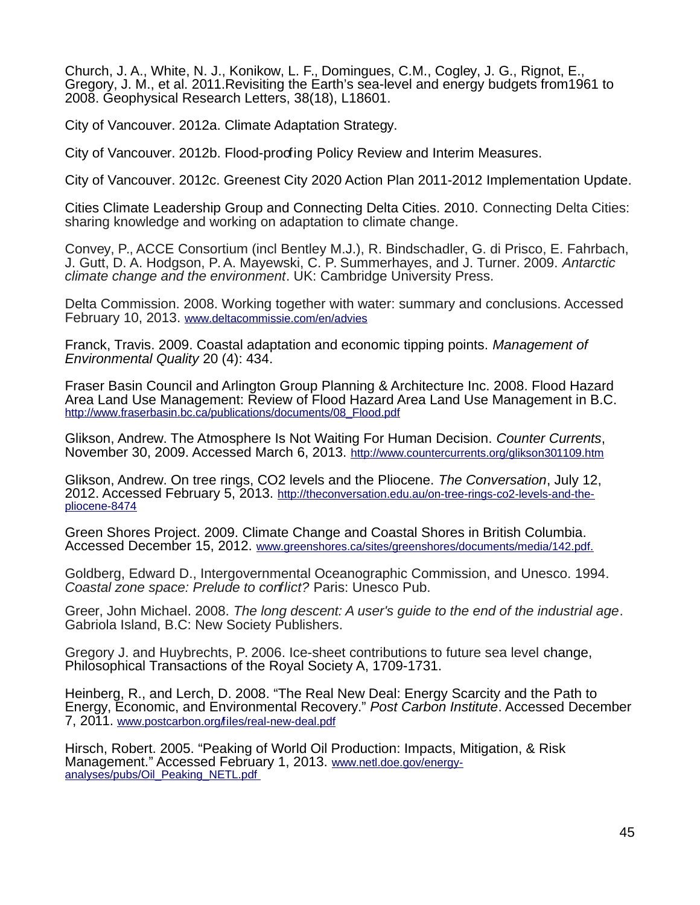Church, J. A., White, N. J., Konikow, L. F., Domingues, C.M., Cogley, J. G., Rignot, E., Gregory, J. M., et al. 2011.Revisiting the Earth's sea-level and energy budgets from1961 to 2008. Geophysical Research Letters, 38(18), L18601.

City of Vancouver. 2012a. Climate Adaptation Strategy.

City of Vancouver. 2012b. Flood-proofing Policy Review and Interim Measures.

City of Vancouver. 2012c. Greenest City 2020 Action Plan 2011-2012 Implementation Update.

Cities Climate Leadership Group and Connecting Delta Cities. 2010. Connecting Delta Cities: sharing knowledge and working on adaptation to climate change.

Convey, P., ACCE Consortium (incl Bentley M.J.), R. Bindschadler, G. di Prisco, E. Fahrbach, J. Gutt, D. A. Hodgson, P. A. Mayewski, C. P. Summerhayes, and J. Turner. 2009. *Antarctic climate change and the environment*. UK: Cambridge University Press.

Delta Commission. 2008. Working together with water: summary and conclusions. Accessed February 10, 2013. www.deltacommissie.com/en/advies

Franck, Travis. 2009. Coastal adaptation and economic tipping points. *Management of Environmental Quality* 20 (4): 434.

Fraser Basin Council and Arlington Group Planning & Architecture Inc. 2008. Flood Hazard Area Land Use Management: Review of Flood Hazard Area Land Use Management in B.C. http://www.fraserbasin.bc.ca/publications/documents/08_Flood.pdf

Glikson, Andrew. The Atmosphere Is Not Waiting For Human Decision. *Counter Currents*, November 30, 2009. Accessed March 6, 2013. http://www.countercurrents.org/glikson301109.htm

Glikson, Andrew. On tree rings, CO2 levels and the Pliocene. *The Conversation*, July 12, 2012. Accessed February 5, 2013. http://theconversation.edu.au/on-tree-rings-co2-levels-and-the-pliocene-8474

Green Shores Project. 2009. Climate Change and Coastal Shores in British Columbia. Accessed December 15, 2012. www.greenshores.ca/sites/greenshores/documents/media/142.pdf.

Goldberg, Edward D., Intergovernmental Oceanographic Commission, and Unesco. 1994. *Coastal zone space: Prelude to conflict?* Paris: Unesco Pub.

Greer, John Michael. 2008. *The long descent: A user's guide to the end of the industrial age*. Gabriola Island, B.C: New Society Publishers.

Gregory J. and Huybrechts, P. 2006. Ice-sheet contributions to future sea level change, Philosophical Transactions of the Royal Society A, 1709-1731.

Heinberg, R., and Lerch, D. 2008. "The Real New Deal: Energy Scarcity and the Path to Energy, Economic, and Environmental Recovery." *Post Carbon Institute*. Accessed December 7, 2011. www.postcarbon.org/files/real-new-deal.pdf

Hirsch, Robert. 2005. "Peaking of World Oil Production: Impacts, Mitigation, & Risk Management." Accessed February 1, 2013. www.netl.doe.gov/energy-analyses/pubs/Oil_Peaking_NETL.pdf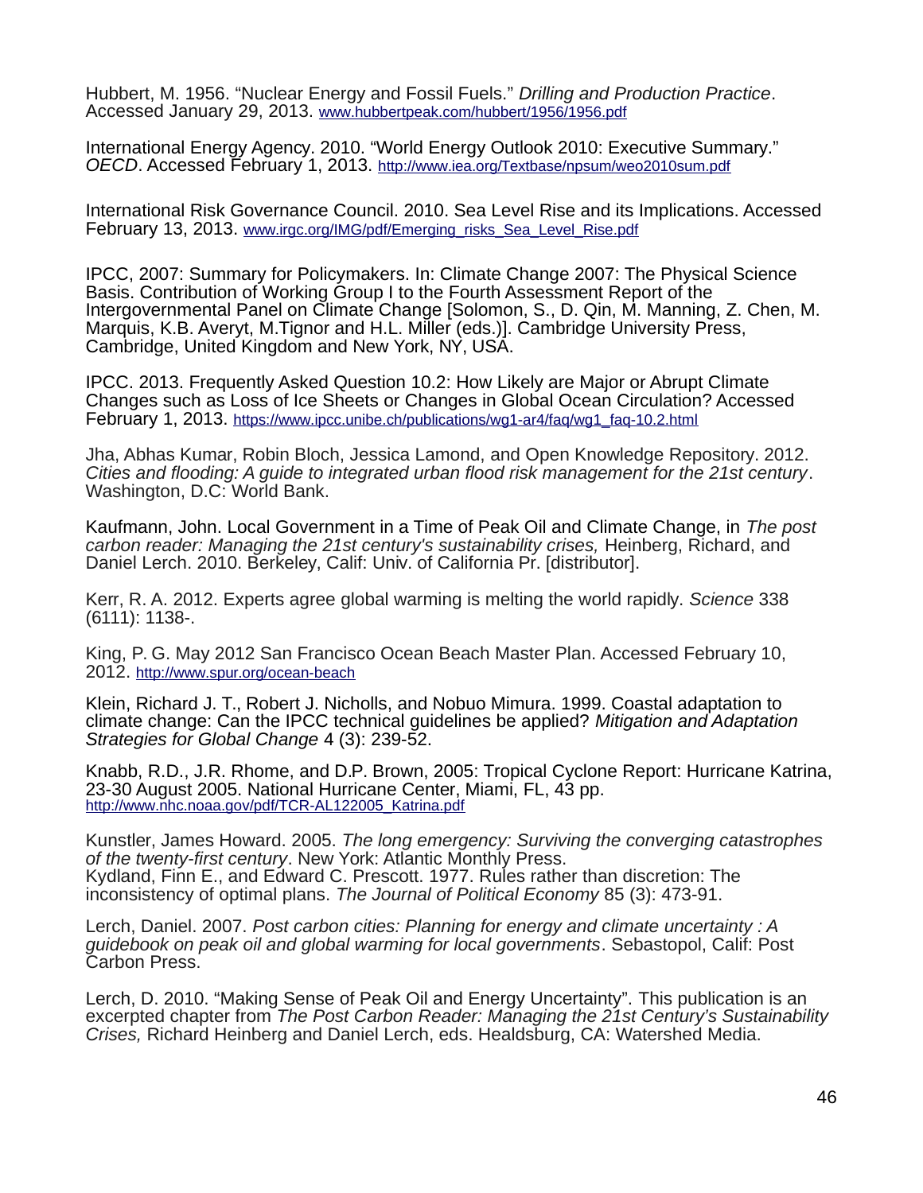Hubbert, M. 1956. "Nuclear Energy and Fossil Fuels." *Drilling and Production Practice*. Accessed January 29, 2013. www.hubbertpeak.com/hubbert/1956/1956.pdf

International Energy Agency. 2010. "World Energy Outlook 2010: Executive Summary." *OECD*. Accessed February 1, 2013. http://www.iea.org/Textbase/npsum/weo2010sum.pdf

International Risk Governance Council. 2010. Sea Level Rise and its Implications. Accessed February 13, 2013. www.irgc.org/IMG/pdf/Emerging_risks_Sea_Level_Rise.pdf

IPCC, 2007: Summary for Policymakers. In: Climate Change 2007: The Physical Science Basis. Contribution of Working Group I to the Fourth Assessment Report of the Intergovernmental Panel on Climate Change [Solomon, S., D. Qin, M. Manning, Z. Chen, M. Marquis, K.B. Averyt, M.Tignor and H.L. Miller (eds.)]. Cambridge University Press, Cambridge, United Kingdom and New York, NY, USA.

IPCC. 2013. Frequently Asked Question 10.2: How Likely are Major or Abrupt Climate Changes such as Loss of Ice Sheets or Changes in Global Ocean Circulation? Accessed February 1, 2013. https://www.ipcc.unibe.ch/publications/wg1-ar4/faq/wg1_faq-10.2.html

Jha, Abhas Kumar, Robin Bloch, Jessica Lamond, and Open Knowledge Repository. 2012. *Cities and flooding: A guide to integrated urban flood risk management for the 21st century*. Washington, D.C: World Bank.

Kaufmann, John. Local Government in a Time of Peak Oil and Climate Change, in *The post carbon reader: Managing the 21st century's sustainability crises,* Heinberg, Richard, and Daniel Lerch. 2010. Berkeley, Calif: Univ. of California Pr. [distributor].

Kerr, R. A. 2012. Experts agree global warming is melting the world rapidly. *Science* 338 (6111): 1138-.

King, P. G. May 2012 San Francisco Ocean Beach Master Plan. Accessed February 10, 2012. http://www.spur.org/ocean-beach

Klein, Richard J. T., Robert J. Nicholls, and Nobuo Mimura. 1999. Coastal adaptation to climate change: Can the IPCC technical guidelines be applied? *Mitigation and Adaptation Strategies for Global Change* 4 (3): 239-52.

Knabb, R.D., J.R. Rhome, and D.P. Brown, 2005: Tropical Cyclone Report: Hurricane Katrina, 23-30 August 2005. National Hurricane Center, Miami, FL, 43 pp. http://www.nhc.noaa.gov/pdf/TCR-AL122005_Katrina.pdf

Kunstler, James Howard. 2005. *The long emergency: Surviving the converging catastrophes of the twenty-first century*. New York: Atlantic Monthly Press.

Kydland, Finn E., and Edward C. Prescott. 1977. Rules rather than discretion: The inconsistency of optimal plans. *The Journal of Political Economy* 85 (3): 473-91.

Lerch, Daniel. 2007. *Post carbon cities: Planning for energy and climate uncertainty : A guidebook on peak oil and global warming for local governments*. Sebastopol, Calif: Post Carbon Press.

Lerch, D. 2010. "Making Sense of Peak Oil and Energy Uncertainty". This publication is an excerpted chapter from *The Post Carbon Reader: Managing the 21st Century's Sustainability Crises,* Richard Heinberg and Daniel Lerch, eds. Healdsburg, CA: Watershed Media.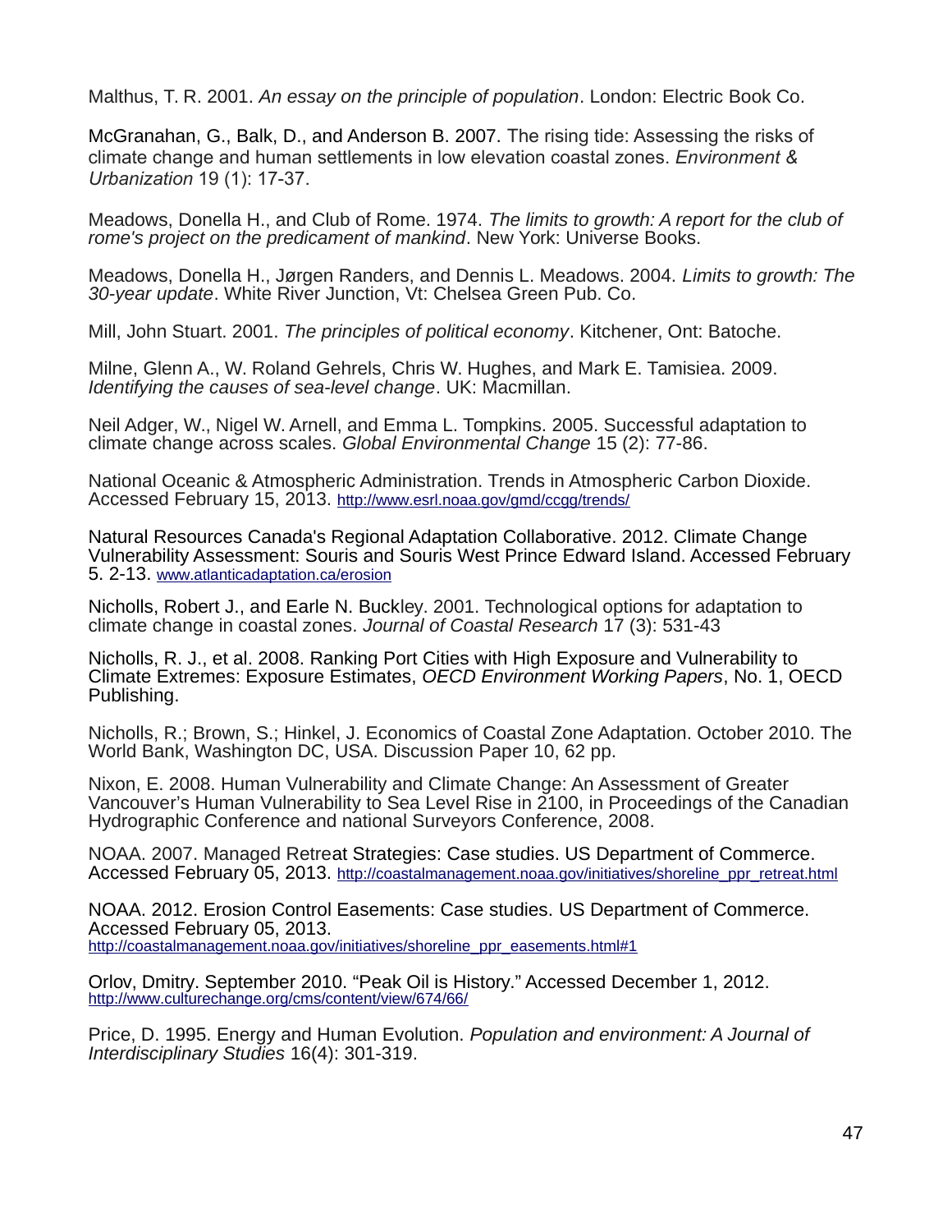Malthus, T. R. 2001. *An essay on the principle of population*. London: Electric Book Co.

McGranahan, G., Balk, D., and Anderson B. 2007. The rising tide: Assessing the risks of climate change and human settlements in low elevation coastal zones. *Environment & Urbanization* 19 (1): 17-37.

Meadows, Donella H., and Club of Rome. 1974. *The limits to growth: A report for the club of rome's project on the predicament of mankind*. New York: Universe Books.

Meadows, Donella H., Jørgen Randers, and Dennis L. Meadows. 2004. *Limits to growth: The 30-year update*. White River Junction, Vt: Chelsea Green Pub. Co.

Mill, John Stuart. 2001. *The principles of political economy*. Kitchener, Ont: Batoche.

Milne, Glenn A., W. Roland Gehrels, Chris W. Hughes, and Mark E. Tamisiea. 2009. *Identifying the causes of sea-level change*. UK: Macmillan.

Neil Adger, W., Nigel W. Arnell, and Emma L. Tompkins. 2005. Successful adaptation to climate change across scales. *Global Environmental Change* 15 (2): 77-86.

National Oceanic & Atmospheric Administration. Trends in Atmospheric Carbon Dioxide. Accessed February 15, 2013. http://www.esrl.noaa.gov/gmd/ccgg/trends/

Natural Resources Canada's Regional Adaptation Collaborative. 2012. Climate Change Vulnerability Assessment: Souris and Souris West Prince Edward Island. Accessed February 5. 2-13. www.atlanticadaptation.ca/erosion

Nicholls, Robert J., and Earle N. Buckley. 2001. Technological options for adaptation to climate change in coastal zones. *Journal of Coastal Research* 17 (3): 531-43

Nicholls, R. J., et al. 2008. Ranking Port Cities with High Exposure and Vulnerability to Climate Extremes: Exposure Estimates, *OECD Environment Working Papers*, No. 1, OECD Publishing.

Nicholls, R.; Brown, S.; Hinkel, J. Economics of Coastal Zone Adaptation. October 2010. The World Bank, Washington DC, USA. Discussion Paper 10, 62 pp.

Nixon, E. 2008. Human Vulnerability and Climate Change: An Assessment of Greater Vancouver's Human Vulnerability to Sea Level Rise in 2100, in Proceedings of the Canadian Hydrographic Conference and national Surveyors Conference, 2008.

NOAA. 2007. Managed Retreat Strategies: Case studies. US Department of Commerce. Accessed February 05, 2013. http://coastalmanagement.noaa.gov/initiatives/shoreline_ppr_retreat.html

NOAA. 2012. Erosion Control Easements: Case studies. US Department of Commerce. Accessed February 05, 2013. http://coastalmanagement.noaa.gov/initiatives/shoreline_ppr_easements.html#1

Orlov, Dmitry. September 2010. "Peak Oil is History." Accessed December 1, 2012. http://www.culturechange.org/cms/content/view/674/66/

Price, D. 1995. Energy and Human Evolution. *Population and environment: A Journal of Interdisciplinary Studies* 16(4): 301-319.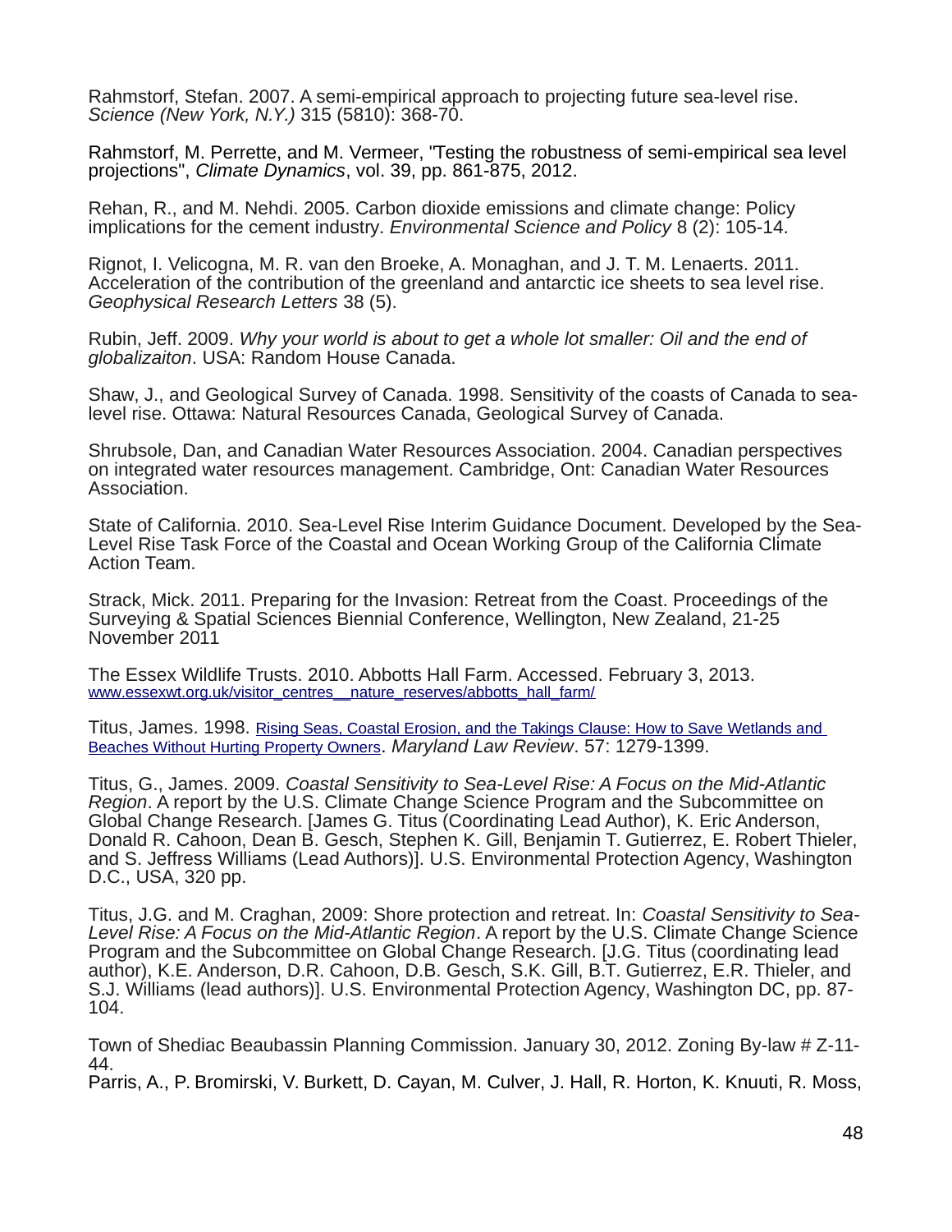Rahmstorf, Stefan. 2007. A semi-empirical approach to projecting future sea-level rise. *Science (New York, N.Y.)* 315 (5810): 368-70.

Rahmstorf, M. Perrette, and M. Vermeer, "Testing the robustness of semi-empirical sea level projections", *Climate Dynamics*, vol. 39, pp. 861-875, 2012.

Rehan, R., and M. Nehdi. 2005. Carbon dioxide emissions and climate change: Policy implications for the cement industry. *Environmental Science and Policy* 8 (2): 105-14.

Rignot, I. Velicogna, M. R. van den Broeke, A. Monaghan, and J. T. M. Lenaerts. 2011. Acceleration of the contribution of the greenland and antarctic ice sheets to sea level rise. *Geophysical Research Letters* 38 (5).

Rubin, Jeff. 2009. *Why your world is about to get a whole lot smaller: Oil and the end of globalizaiton*. USA: Random House Canada.

Shaw, J., and Geological Survey of Canada. 1998. Sensitivity of the coasts of Canada to sea-level rise. Ottawa: Natural Resources Canada, Geological Survey of Canada.

Shrubsole, Dan, and Canadian Water Resources Association. 2004. Canadian perspectives on integrated water resources management. Cambridge, Ont: Canadian Water Resources Association.

State of California. 2010. Sea-Level Rise Interim Guidance Document. Developed by the Sea-Level Rise Task Force of the Coastal and Ocean Working Group of the California Climate Action Team.

Strack, Mick. 2011. Preparing for the Invasion: Retreat from the Coast. Proceedings of the Surveying & Spatial Sciences Biennial Conference, Wellington, New Zealand, 21-25 November 2011

The Essex Wildlife Trusts. 2010. Abbotts Hall Farm. Accessed. February 3, 2013. www.essexwt.org.uk/visitor_centres__nature_reserves/abbotts_hall_farm/

Titus, James. 1998. Rising Seas, Coastal Erosion, and the Takings Clause: How to Save Wetlands and Beaches Without Hurting Property Owners. *Maryland Law Review*. 57: 1279-1399.

Titus, G., James. 2009. *Coastal Sensitivity to Sea-Level Rise: A Focus on the Mid-Atlantic Region*. A report by the U.S. Climate Change Science Program and the Subcommittee on Global Change Research. [James G. Titus (Coordinating Lead Author), K. Eric Anderson, Donald R. Cahoon, Dean B. Gesch, Stephen K. Gill, Benjamin T. Gutierrez, E. Robert Thieler, and S. Jeffress Williams (Lead Authors)]. U.S. Environmental Protection Agency, Washington D.C., USA, 320 pp.

Titus, J.G. and M. Craghan, 2009: Shore protection and retreat. In: *Coastal Sensitivity to Sea-Level Rise: A Focus on the Mid-Atlantic Region*. A report by the U.S. Climate Change Science Program and the Subcommittee on Global Change Research. [J.G. Titus (coordinating lead author), K.E. Anderson, D.R. Cahoon, D.B. Gesch, S.K. Gill, B.T. Gutierrez, E.R. Thieler, and S.J. Williams (lead authors)]. U.S. Environmental Protection Agency, Washington DC, pp. 87-104.

Town of Shediac Beaubassin Planning Commission. January 30, 2012. Zoning By-law # Z-11-44.
Parris, A., P. Bromirski, V. Burkett, D. Cayan, M. Culver, J. Hall, R. Horton, K. Knuuti, R. Moss,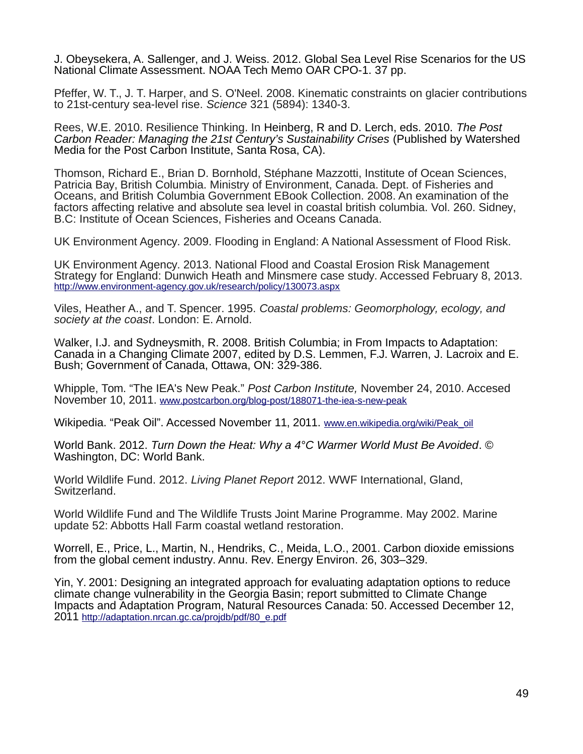J. Obeysekera, A. Sallenger, and J. Weiss. 2012. Global Sea Level Rise Scenarios for the US National Climate Assessment. NOAA Tech Memo OAR CPO-1. 37 pp.

Pfeffer, W. T., J. T. Harper, and S. O'Neel. 2008. Kinematic constraints on glacier contributions to 21st-century sea-level rise. *Science* 321 (5894): 1340-3.

Rees, W.E. 2010. Resilience Thinking. In Heinberg, R and D. Lerch, eds. 2010. *The Post Carbon Reader: Managing the 21st Century's Sustainability Crises* (Published by Watershed Media for the Post Carbon Institute, Santa Rosa, CA).

Thomson, Richard E., Brian D. Bornhold, Stéphane Mazzotti, Institute of Ocean Sciences, Patricia Bay, British Columbia. Ministry of Environment, Canada. Dept. of Fisheries and Oceans, and British Columbia Government EBook Collection. 2008. An examination of the factors affecting relative and absolute sea level in coastal british columbia. Vol. 260. Sidney, B.C: Institute of Ocean Sciences, Fisheries and Oceans Canada.

UK Environment Agency. 2009. Flooding in England: A National Assessment of Flood Risk.

UK Environment Agency. 2013. National Flood and Coastal Erosion Risk Management Strategy for England: Dunwich Heath and Minsmere case study. Accessed February 8, 2013. http://www.environment-agency.gov.uk/research/policy/130073.aspx

Viles, Heather A., and T. Spencer. 1995. *Coastal problems: Geomorphology, ecology, and society at the coast*. London: E. Arnold.

Walker, I.J. and Sydneysmith, R. 2008. British Columbia; in From Impacts to Adaptation: Canada in a Changing Climate 2007, edited by D.S. Lemmen, F.J. Warren, J. Lacroix and E. Bush; Government of Canada, Ottawa, ON: 329-386.

Whipple, Tom. "The IEA's New Peak." *Post Carbon Institute,* November 24, 2010. Accesed November 10, 2011. www.postcarbon.org/blog-post/188071-the-iea-s-new-peak

Wikipedia. "Peak Oil". Accessed November 11, 2011. www.en.wikipedia.org/wiki/Peak_oil

World Bank. 2012. *Turn Down the Heat: Why a 4°C Warmer World Must Be Avoided*. © Washington, DC: World Bank.

World Wildlife Fund. 2012. *Living Planet Report* 2012. WWF International, Gland, Switzerland.

World Wildlife Fund and The Wildlife Trusts Joint Marine Programme. May 2002. Marine update 52: Abbotts Hall Farm coastal wetland restoration.

Worrell, E., Price, L., Martin, N., Hendriks, C., Meida, L.O., 2001. Carbon dioxide emissions from the global cement industry. Annu. Rev. Energy Environ. 26, 303–329.

Yin, Y. 2001: Designing an integrated approach for evaluating adaptation options to reduce climate change vulnerability in the Georgia Basin; report submitted to Climate Change Impacts and Adaptation Program, Natural Resources Canada: 50. Accessed December 12, 2011 http://adaptation.nrcan.gc.ca/projdb/pdf/80_e.pdf